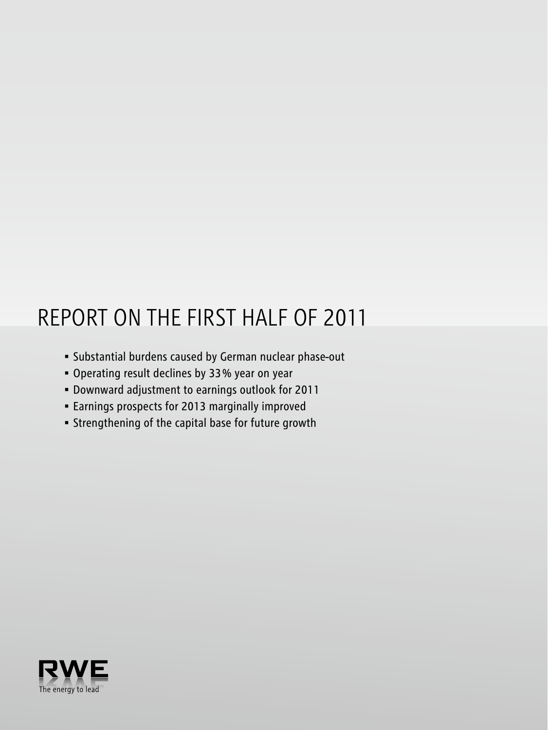# REPORT ON THE FIRST HALF OF 2011

- Substantial burdens caused by German nuclear phase-out
- Operating result declines by 33% year on year
- Downward adjustment to earnings outlook for 2011
- Earnings prospects for 2013 marginally improved
- Strengthening of the capital base for future growth

RWE
The energy to lead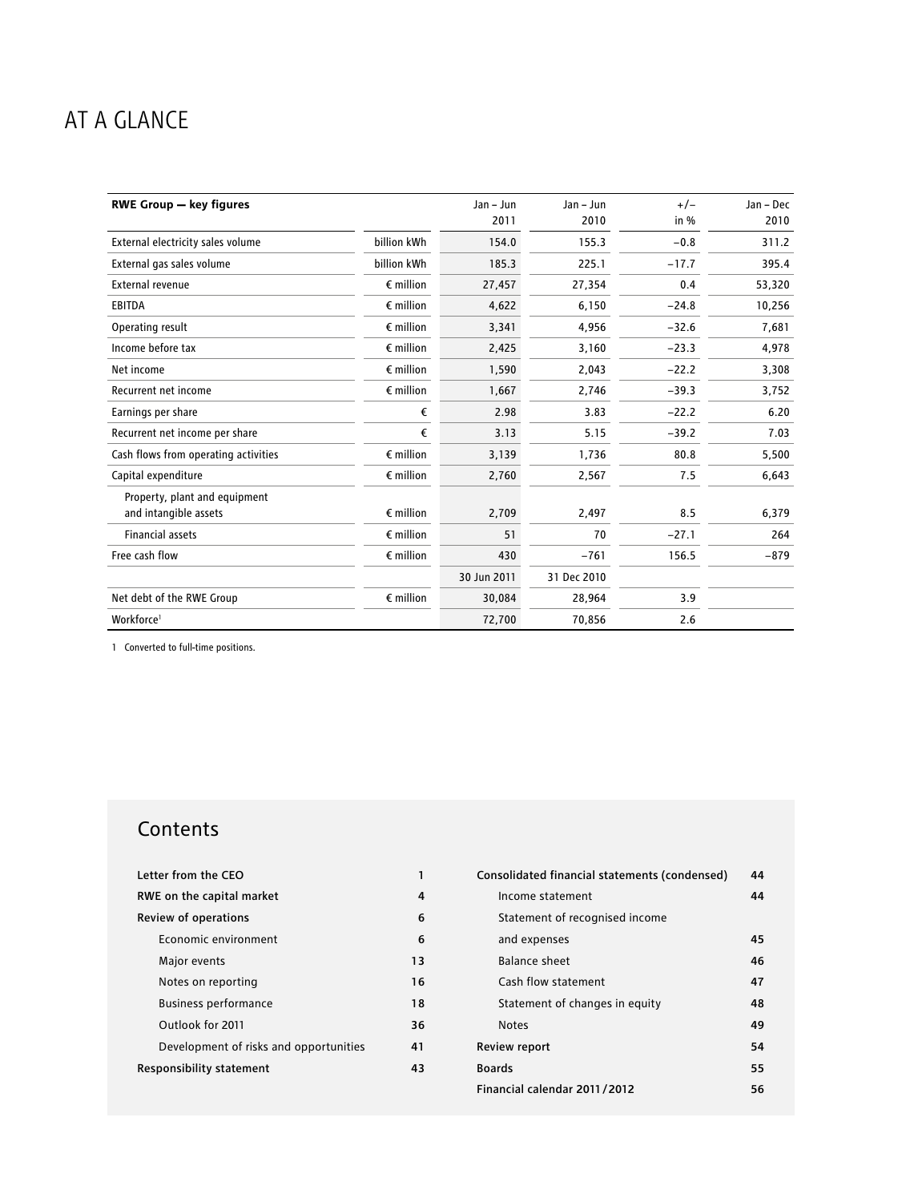# AT A GLANCE

| RWE Group — key figures | | Jan – Jun 2011 | Jan – Jun 2010 | +/– in % | Jan – Dec 2010 |
|---|---|---|---|---|---|
| External electricity sales volume | billion kWh | 154.0 | 155.3 | −0.8 | 311.2 |
| External gas sales volume | billion kWh | 185.3 | 225.1 | −17.7 | 395.4 |
| External revenue | € million | 27,457 | 27,354 | 0.4 | 53,320 |
| EBITDA | € million | 4,622 | 6,150 | −24.8 | 10,256 |
| Operating result | € million | 3,341 | 4,956 | −32.6 | 7,681 |
| Income before tax | € million | 2,425 | 3,160 | −23.3 | 4,978 |
| Net income | € million | 1,590 | 2,043 | −22.2 | 3,308 |
| Recurrent net income | € million | 1,667 | 2,746 | −39.3 | 3,752 |
| Earnings per share | € | 2.98 | 3.83 | −22.2 | 6.20 |
| Recurrent net income per share | € | 3.13 | 5.15 | −39.2 | 7.03 |
| Cash flows from operating activities | € million | 3,139 | 1,736 | 80.8 | 5,500 |
| Capital expenditure | € million | 2,760 | 2,567 | 7.5 | 6,643 |
| Property, plant and equipment and intangible assets | € million | 2,709 | 2,497 | 8.5 | 6,379 |
| Financial assets | € million | 51 | 70 | −27.1 | 264 |
| Free cash flow | € million | 430 | −761 | 156.5 | −879 |
| | | 30 Jun 2011 | 31 Dec 2010 | | |
| Net debt of the RWE Group | € million | 30,084 | 28,964 | 3.9 | |
| Workforce[1] | | 72,700 | 70,856 | 2.6 | |

1 Converted to full-time positions.

## Contents

| | |
|---|---|
| **Letter from the CEO** | **1** |
| **RWE on the capital market** | **4** |
| **Review of operations** | **6** |
| Economic environment | 6 |
| Major events | 13 |
| Notes on reporting | 16 |
| Business performance | 18 |
| Outlook for 2011 | 36 |
| Development of risks and opportunities | 41 |
| **Responsibility statement** | **43** |
| **Consolidated financial statements (condensed)** | **44** |
| Income statement | 44 |
| Statement of recognised income and expenses | 45 |
| Balance sheet | 46 |
| Cash flow statement | 47 |
| Statement of changes in equity | 48 |
| Notes | 49 |
| **Review report** | **54** |
| **Boards** | **55** |
| **Financial calendar 2011 / 2012** | **56** |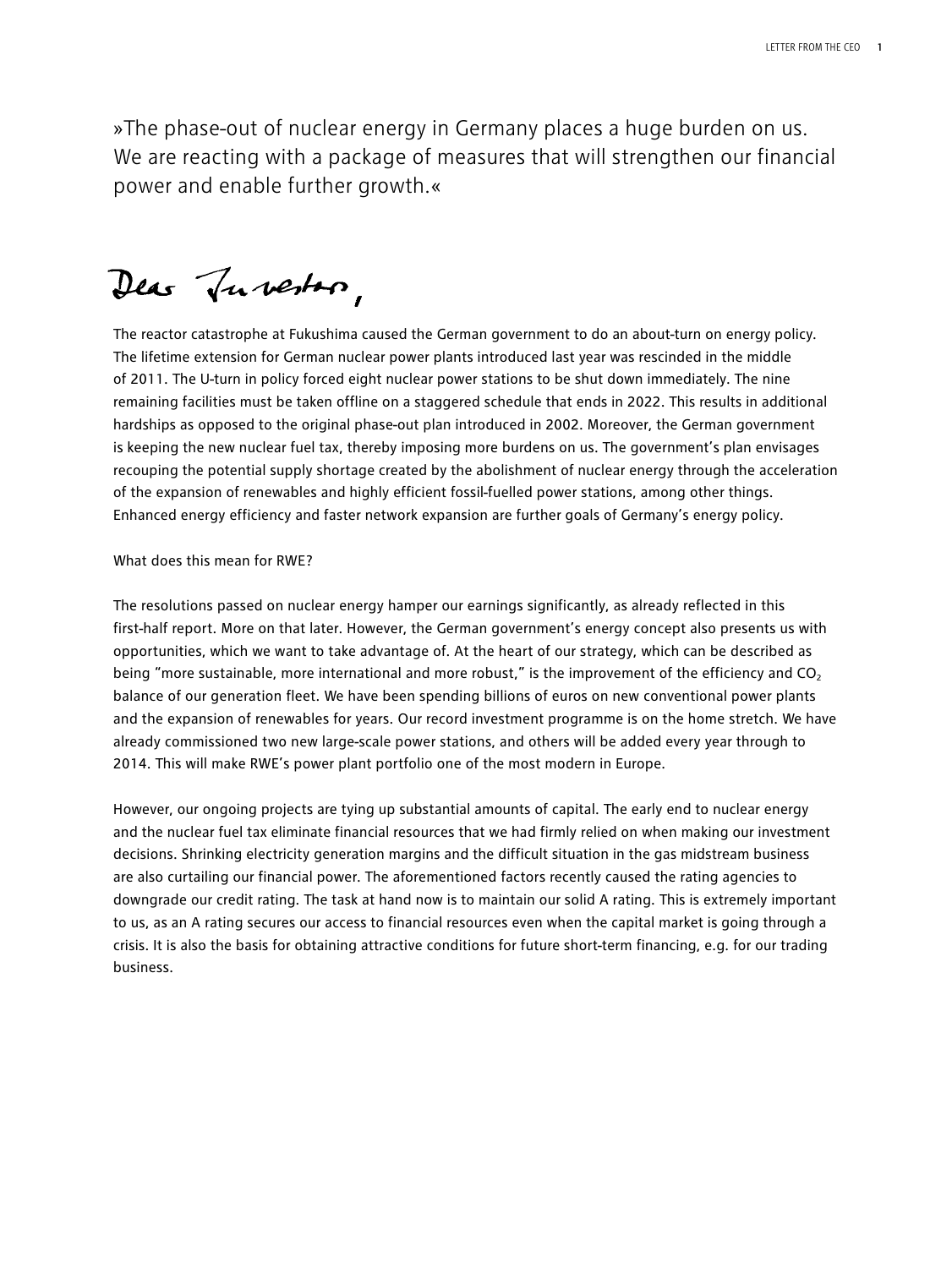»The phase-out of nuclear energy in Germany places a huge burden on us. We are reacting with a package of measures that will strengthen our financial power and enable further growth.«

Dear Investor,

The reactor catastrophe at Fukushima caused the German government to do an about-turn on energy policy. The lifetime extension for German nuclear power plants introduced last year was rescinded in the middle of 2011. The U-turn in policy forced eight nuclear power stations to be shut down immediately. The nine remaining facilities must be taken offline on a staggered schedule that ends in 2022. This results in additional hardships as opposed to the original phase-out plan introduced in 2002. Moreover, the German government is keeping the new nuclear fuel tax, thereby imposing more burdens on us. The government's plan envisages recouping the potential supply shortage created by the abolishment of nuclear energy through the acceleration of the expansion of renewables and highly efficient fossil-fuelled power stations, among other things. Enhanced energy efficiency and faster network expansion are further goals of Germany's energy policy.

What does this mean for RWE?

The resolutions passed on nuclear energy hamper our earnings significantly, as already reflected in this first-half report. More on that later. However, the German government's energy concept also presents us with opportunities, which we want to take advantage of. At the heart of our strategy, which can be described as being "more sustainable, more international and more robust," is the improvement of the efficiency and $CO_2$ balance of our generation fleet. We have been spending billions of euros on new conventional power plants and the expansion of renewables for years. Our record investment programme is on the home stretch. We have already commissioned two new large-scale power stations, and others will be added every year through to 2014. This will make RWE's power plant portfolio one of the most modern in Europe.

However, our ongoing projects are tying up substantial amounts of capital. The early end to nuclear energy and the nuclear fuel tax eliminate financial resources that we had firmly relied on when making our investment decisions. Shrinking electricity generation margins and the difficult situation in the gas midstream business are also curtailing our financial power. The aforementioned factors recently caused the rating agencies to downgrade our credit rating. The task at hand now is to maintain our solid A rating. This is extremely important to us, as an A rating secures our access to financial resources even when the capital market is going through a crisis. It is also the basis for obtaining attractive conditions for future short-term financing, e.g. for our trading business.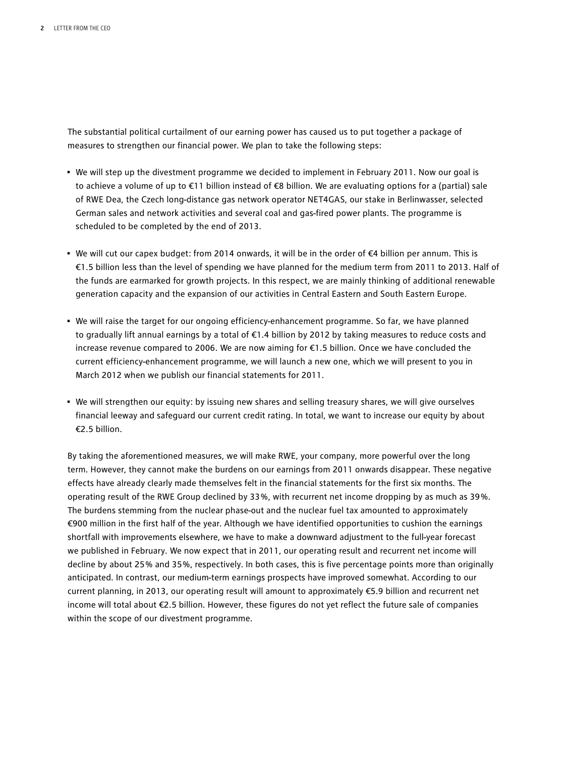The substantial political curtailment of our earning power has caused us to put together a package of measures to strengthen our financial power. We plan to take the following steps:

- We will step up the divestment programme we decided to implement in February 2011. Now our goal is to achieve a volume of up to €11 billion instead of €8 billion. We are evaluating options for a (partial) sale of RWE Dea, the Czech long-distance gas network operator NET4GAS, our stake in Berlinwasser, selected German sales and network activities and several coal and gas-fired power plants. The programme is scheduled to be completed by the end of 2013.

- We will cut our capex budget: from 2014 onwards, it will be in the order of €4 billion per annum. This is €1.5 billion less than the level of spending we have planned for the medium term from 2011 to 2013. Half of the funds are earmarked for growth projects. In this respect, we are mainly thinking of additional renewable generation capacity and the expansion of our activities in Central Eastern and South Eastern Europe.

- We will raise the target for our ongoing efficiency-enhancement programme. So far, we have planned to gradually lift annual earnings by a total of €1.4 billion by 2012 by taking measures to reduce costs and increase revenue compared to 2006. We are now aiming for €1.5 billion. Once we have concluded the current efficiency-enhancement programme, we will launch a new one, which we will present to you in March 2012 when we publish our financial statements for 2011.

- We will strengthen our equity: by issuing new shares and selling treasury shares, we will give ourselves financial leeway and safeguard our current credit rating. In total, we want to increase our equity by about €2.5 billion.

By taking the aforementioned measures, we will make RWE, your company, more powerful over the long term. However, they cannot make the burdens on our earnings from 2011 onwards disappear. These negative effects have already clearly made themselves felt in the financial statements for the first six months. The operating result of the RWE Group declined by 33%, with recurrent net income dropping by as much as 39%. The burdens stemming from the nuclear phase-out and the nuclear fuel tax amounted to approximately €900 million in the first half of the year. Although we have identified opportunities to cushion the earnings shortfall with improvements elsewhere, we have to make a downward adjustment to the full-year forecast we published in February. We now expect that in 2011, our operating result and recurrent net income will decline by about 25% and 35%, respectively. In both cases, this is five percentage points more than originally anticipated. In contrast, our medium-term earnings prospects have improved somewhat. According to our current planning, in 2013, our operating result will amount to approximately €5.9 billion and recurrent net income will total about €2.5 billion. However, these figures do not yet reflect the future sale of companies within the scope of our divestment programme.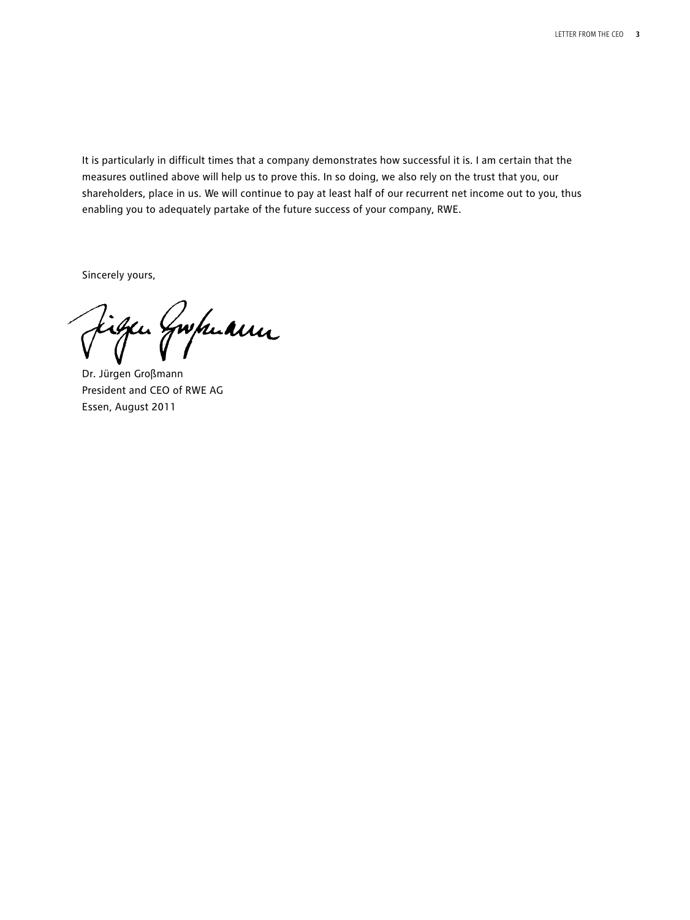It is particularly in difficult times that a company demonstrates how successful it is. I am certain that the measures outlined above will help us to prove this. In so doing, we also rely on the trust that you, our shareholders, place in us. We will continue to pay at least half of our recurrent net income out to you, thus enabling you to adequately partake of the future success of your company, RWE.

Sincerely yours,

Dr. Jürgen Großmann
President and CEO of RWE AG
Essen, August 2011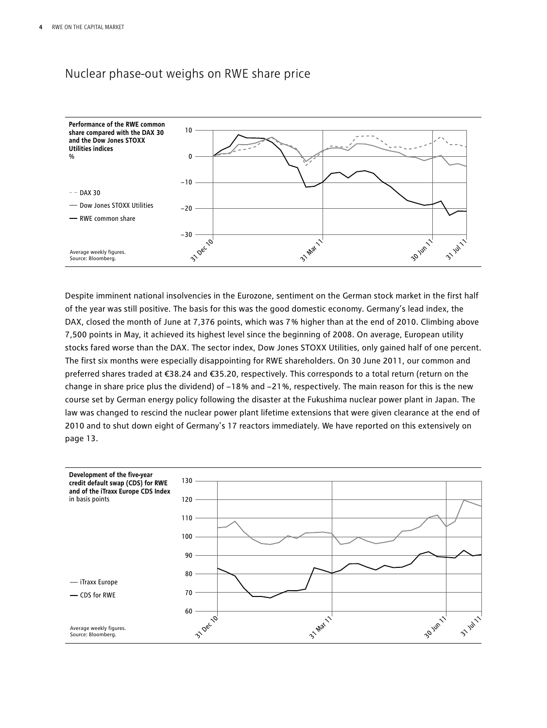# Nuclear phase-out weighs on RWE share price

**Performance of the RWE common share compared with the DAX 30 and the Dow Jones STOXX Utilities indices**
%

- - DAX 30
— Dow Jones STOXX Utilities
— RWE common share

Average weekly figures.
Source: Bloomberg.

Despite imminent national insolvencies in the Eurozone, sentiment on the German stock market in the first half of the year was still positive. The basis for this was the good domestic economy. Germany's lead index, the DAX, closed the month of June at 7,376 points, which was 7% higher than at the end of 2010. Climbing above 7,500 points in May, it achieved its highest level since the beginning of 2008. On average, European utility stocks fared worse than the DAX. The sector index, Dow Jones STOXX Utilities, only gained half of one percent. The first six months were especially disappointing for RWE shareholders. On 30 June 2011, our common and preferred shares traded at €38.24 and €35.20, respectively. This corresponds to a total return (return on the change in share price plus the dividend) of −18% and −21%, respectively. The main reason for this is the new course set by German energy policy following the disaster at the Fukushima nuclear power plant in Japan. The law was changed to rescind the nuclear power plant lifetime extensions that were given clearance at the end of 2010 and to shut down eight of Germany's 17 reactors immediately. We have reported on this extensively on page 13.

**Development of the five-year credit default swap (CDS) for RWE and of the iTraxx Europe CDS Index**
in basis points

— iTraxx Europe
— CDS for RWE

Average weekly figures.
Source: Bloomberg.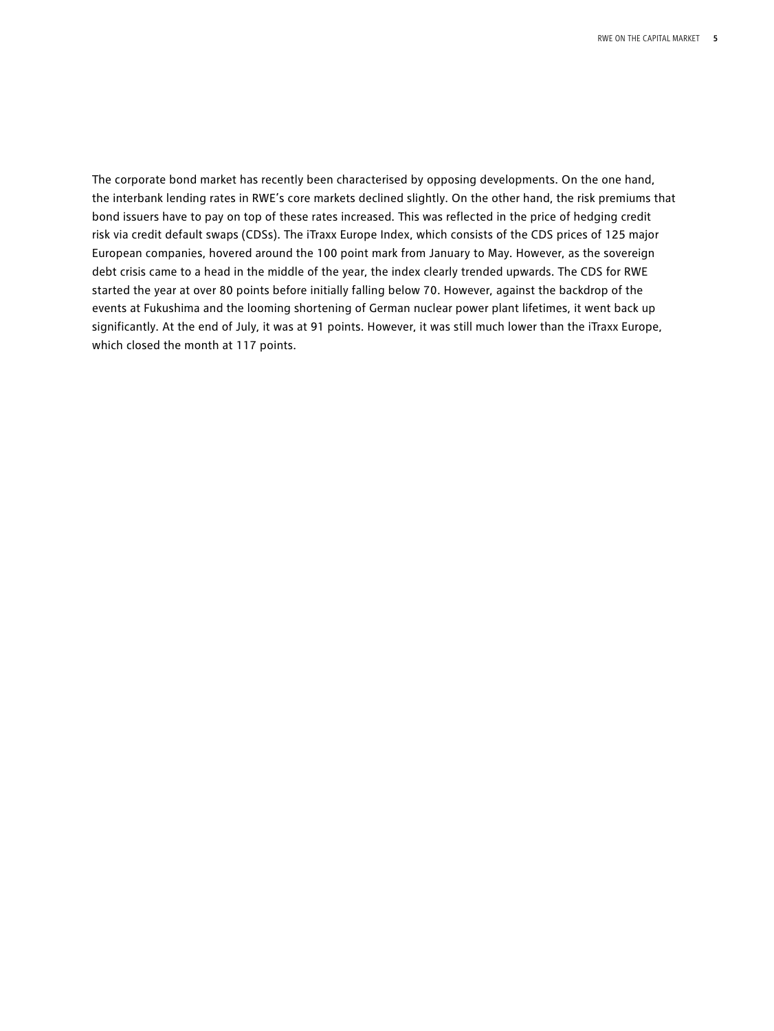The corporate bond market has recently been characterised by opposing developments. On the one hand, the interbank lending rates in RWE's core markets declined slightly. On the other hand, the risk premiums that bond issuers have to pay on top of these rates increased. This was reflected in the price of hedging credit risk via credit default swaps (CDSs). The iTraxx Europe Index, which consists of the CDS prices of 125 major European companies, hovered around the 100 point mark from January to May. However, as the sovereign debt crisis came to a head in the middle of the year, the index clearly trended upwards. The CDS for RWE started the year at over 80 points before initially falling below 70. However, against the backdrop of the events at Fukushima and the looming shortening of German nuclear power plant lifetimes, it went back up significantly. At the end of July, it was at 91 points. However, it was still much lower than the iTraxx Europe, which closed the month at 117 points.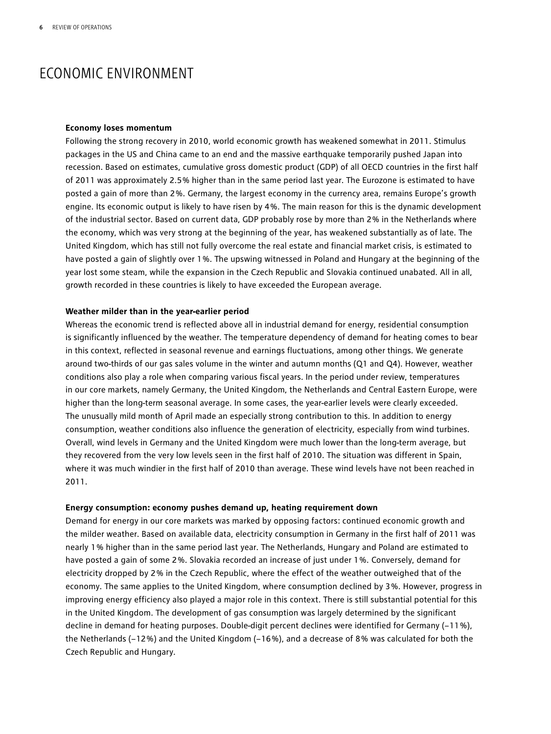# ECONOMIC ENVIRONMENT

**Economy loses momentum**

Following the strong recovery in 2010, world economic growth has weakened somewhat in 2011. Stimulus packages in the US and China came to an end and the massive earthquake temporarily pushed Japan into recession. Based on estimates, cumulative gross domestic product (GDP) of all OECD countries in the first half of 2011 was approximately 2.5% higher than in the same period last year. The Eurozone is estimated to have posted a gain of more than 2%. Germany, the largest economy in the currency area, remains Europe's growth engine. Its economic output is likely to have risen by 4%. The main reason for this is the dynamic development of the industrial sector. Based on current data, GDP probably rose by more than 2% in the Netherlands where the economy, which was very strong at the beginning of the year, has weakened substantially as of late. The United Kingdom, which has still not fully overcome the real estate and financial market crisis, is estimated to have posted a gain of slightly over 1%. The upswing witnessed in Poland and Hungary at the beginning of the year lost some steam, while the expansion in the Czech Republic and Slovakia continued unabated. All in all, growth recorded in these countries is likely to have exceeded the European average.

**Weather milder than in the year-earlier period**

Whereas the economic trend is reflected above all in industrial demand for energy, residential consumption is significantly influenced by the weather. The temperature dependency of demand for heating comes to bear in this context, reflected in seasonal revenue and earnings fluctuations, among other things. We generate around two-thirds of our gas sales volume in the winter and autumn months (Q1 and Q4). However, weather conditions also play a role when comparing various fiscal years. In the period under review, temperatures in our core markets, namely Germany, the United Kingdom, the Netherlands and Central Eastern Europe, were higher than the long-term seasonal average. In some cases, the year-earlier levels were clearly exceeded. The unusually mild month of April made an especially strong contribution to this. In addition to energy consumption, weather conditions also influence the generation of electricity, especially from wind turbines. Overall, wind levels in Germany and the United Kingdom were much lower than the long-term average, but they recovered from the very low levels seen in the first half of 2010. The situation was different in Spain, where it was much windier in the first half of 2010 than average. These wind levels have not been reached in 2011.

**Energy consumption: economy pushes demand up, heating requirement down**

Demand for energy in our core markets was marked by opposing factors: continued economic growth and the milder weather. Based on available data, electricity consumption in Germany in the first half of 2011 was nearly 1% higher than in the same period last year. The Netherlands, Hungary and Poland are estimated to have posted a gain of some 2%. Slovakia recorded an increase of just under 1%. Conversely, demand for electricity dropped by 2% in the Czech Republic, where the effect of the weather outweighed that of the economy. The same applies to the United Kingdom, where consumption declined by 3%. However, progress in improving energy efficiency also played a major role in this context. There is still substantial potential for this in the United Kingdom. The development of gas consumption was largely determined by the significant decline in demand for heating purposes. Double-digit percent declines were identified for Germany (−11%), the Netherlands (−12%) and the United Kingdom (−16%), and a decrease of 8% was calculated for both the Czech Republic and Hungary.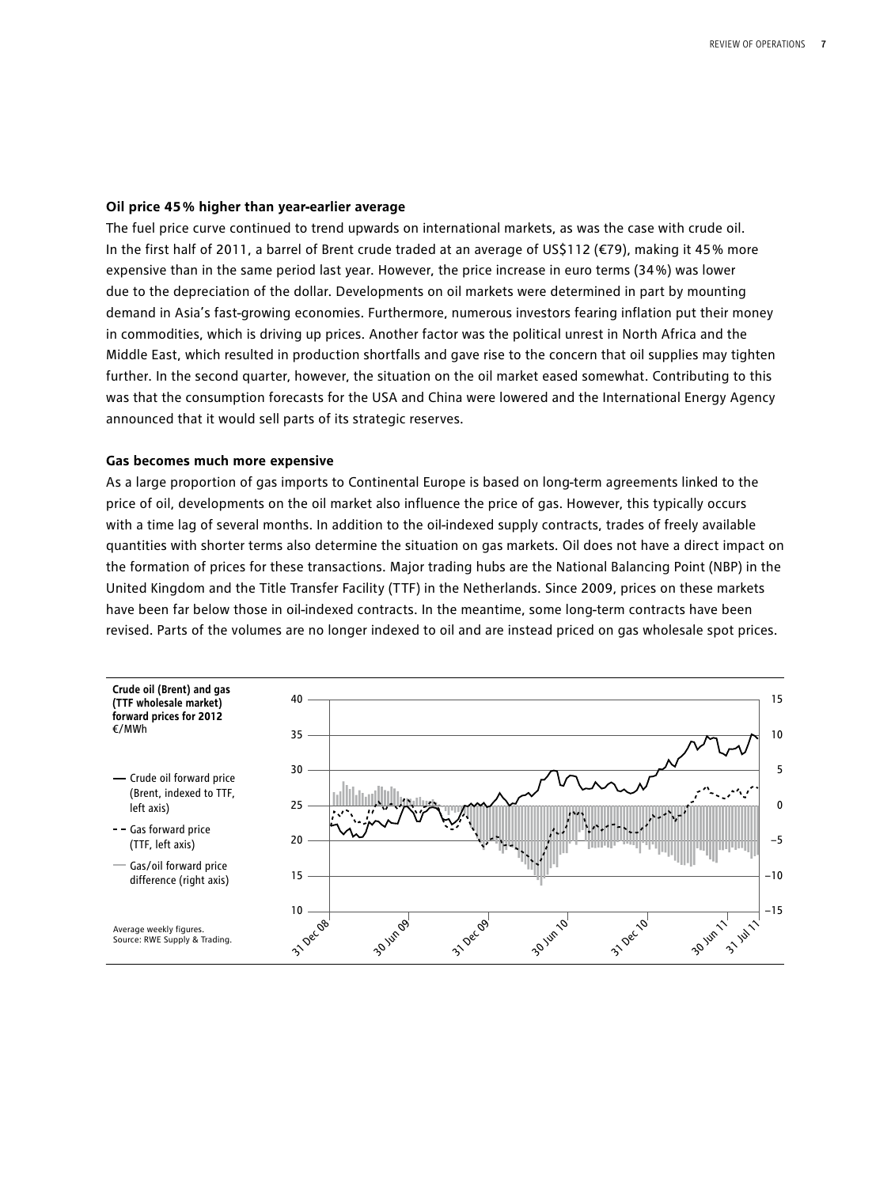**Oil price 45 % higher than year-earlier average**

The fuel price curve continued to trend upwards on international markets, as was the case with crude oil. In the first half of 2011, a barrel of Brent crude traded at an average of US$112 (€79), making it 45 % more expensive than in the same period last year. However, the price increase in euro terms (34 %) was lower due to the depreciation of the dollar. Developments on oil markets were determined in part by mounting demand in Asia's fast-growing economies. Furthermore, numerous investors fearing inflation put their money in commodities, which is driving up prices. Another factor was the political unrest in North Africa and the Middle East, which resulted in production shortfalls and gave rise to the concern that oil supplies may tighten further. In the second quarter, however, the situation on the oil market eased somewhat. Contributing to this was that the consumption forecasts for the USA and China were lowered and the International Energy Agency announced that it would sell parts of its strategic reserves.

**Gas becomes much more expensive**

As a large proportion of gas imports to Continental Europe is based on long-term agreements linked to the price of oil, developments on the oil market also influence the price of gas. However, this typically occurs with a time lag of several months. In addition to the oil-indexed supply contracts, trades of freely available quantities with shorter terms also determine the situation on gas markets. Oil does not have a direct impact on the formation of prices for these transactions. Major trading hubs are the National Balancing Point (NBP) in the United Kingdom and the Title Transfer Facility (TTF) in the Netherlands. Since 2009, prices on these markets have been far below those in oil-indexed contracts. In the meantime, some long-term contracts have been revised. Parts of the volumes are no longer indexed to oil and are instead priced on gas wholesale spot prices.

**Crude oil (Brent) and gas (TTF wholesale market) forward prices for 2012**
€/MWh

- Crude oil forward price (Brent, indexed to TTF, left axis)
- Gas forward price (TTF, left axis)
- Gas/oil forward price difference (right axis)

Average weekly figures.
Source: RWE Supply & Trading.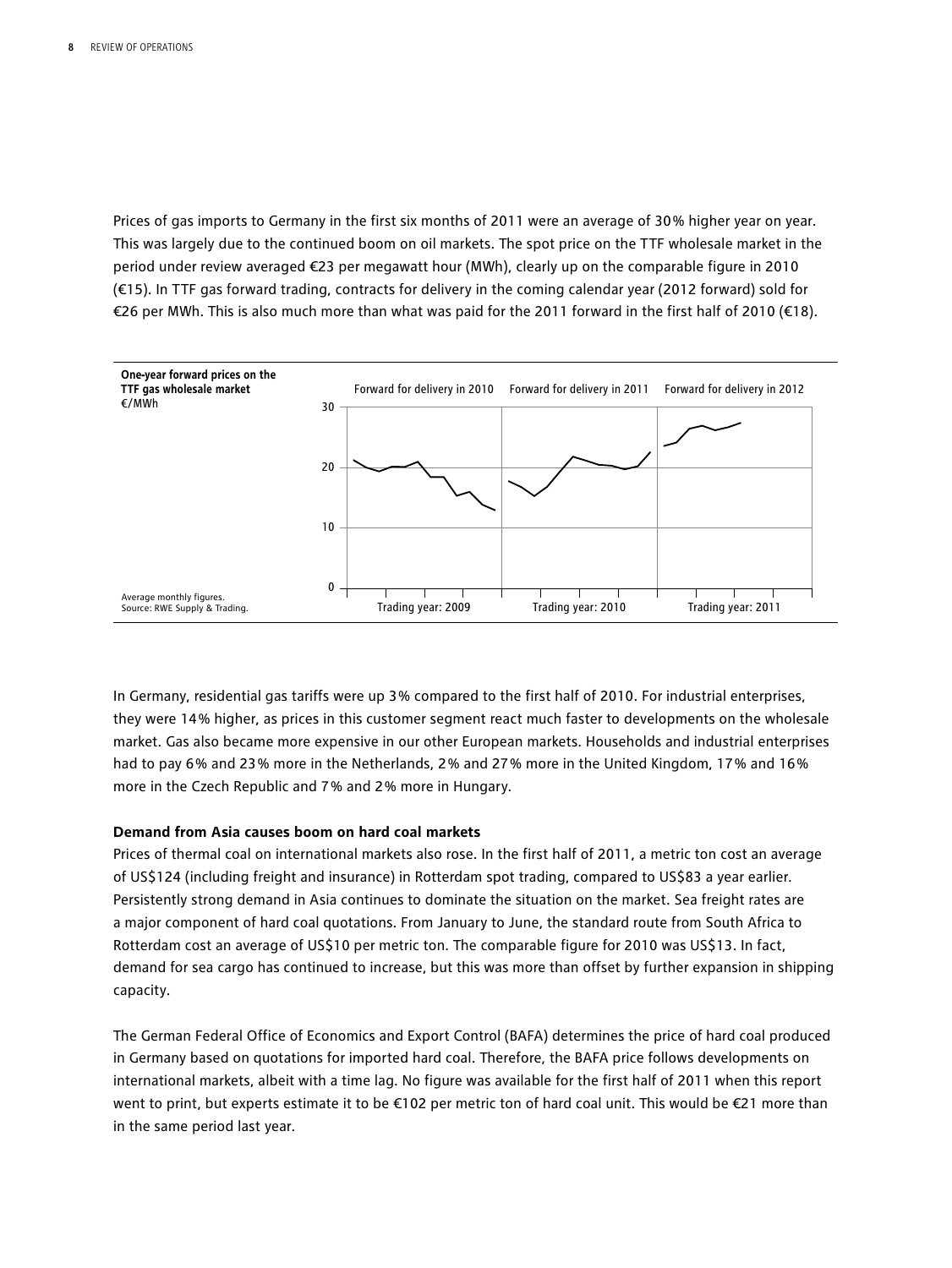Prices of gas imports to Germany in the first six months of 2011 were an average of 30% higher year on year. This was largely due to the continued boom on oil markets. The spot price on the TTF wholesale market in the period under review averaged €23 per megawatt hour (MWh), clearly up on the comparable figure in 2010 (€15). In TTF gas forward trading, contracts for delivery in the coming calendar year (2012 forward) sold for €26 per MWh. This is also much more than what was paid for the 2011 forward in the first half of 2010 (€18).

**One-year forward prices on the TTF gas wholesale market**
€/MWh

Forward for delivery in 2010 | Forward for delivery in 2011 | Forward for delivery in 2012

Trading year: 2009 | Trading year: 2010 | Trading year: 2011

Average monthly figures.
Source: RWE Supply & Trading.

In Germany, residential gas tariffs were up 3% compared to the first half of 2010. For industrial enterprises, they were 14% higher, as prices in this customer segment react much faster to developments on the wholesale market. Gas also became more expensive in our other European markets. Households and industrial enterprises had to pay 6% and 23% more in the Netherlands, 2% and 27% more in the United Kingdom, 17% and 16% more in the Czech Republic and 7% and 2% more in Hungary.

**Demand from Asia causes boom on hard coal markets**

Prices of thermal coal on international markets also rose. In the first half of 2011, a metric ton cost an average of US$124 (including freight and insurance) in Rotterdam spot trading, compared to US$83 a year earlier. Persistently strong demand in Asia continues to dominate the situation on the market. Sea freight rates are a major component of hard coal quotations. From January to June, the standard route from South Africa to Rotterdam cost an average of US$10 per metric ton. The comparable figure for 2010 was US$13. In fact, demand for sea cargo has continued to increase, but this was more than offset by further expansion in shipping capacity.

The German Federal Office of Economics and Export Control (BAFA) determines the price of hard coal produced in Germany based on quotations for imported hard coal. Therefore, the BAFA price follows developments on international markets, albeit with a time lag. No figure was available for the first half of 2011 when this report went to print, but experts estimate it to be €102 per metric ton of hard coal unit. This would be €21 more than in the same period last year.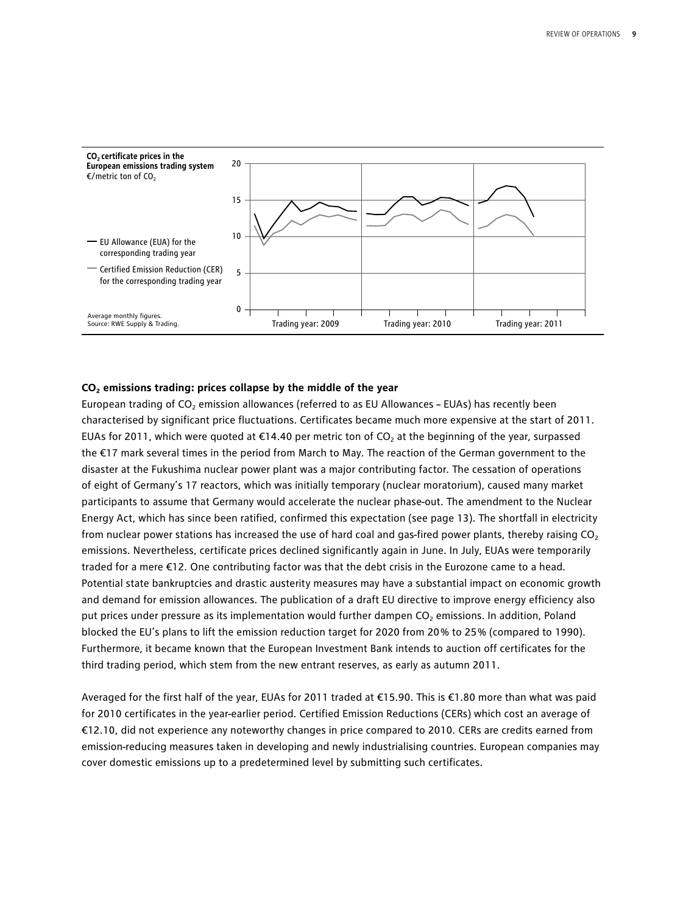**$CO_2$ certificate prices in the European emissions trading system**
€/metric ton of $CO_2$

— EU Allowance (EUA) for the corresponding trading year

— Certified Emission Reduction (CER) for the corresponding trading year

Average monthly figures.
Source: RWE Supply & Trading.

Trading year: 2009 | Trading year: 2010 | Trading year: 2011

### $CO_2$ emissions trading: prices collapse by the middle of the year

European trading of $CO_2$ emission allowances (referred to as EU Allowances – EUAs) has recently been characterised by significant price fluctuations. Certificates became much more expensive at the start of 2011. EUAs for 2011, which were quoted at €14.40 per metric ton of $CO_2$ at the beginning of the year, surpassed the €17 mark several times in the period from March to May. The reaction of the German government to the disaster at the Fukushima nuclear power plant was a major contributing factor. The cessation of operations of eight of Germany's 17 reactors, which was initially temporary (nuclear moratorium), caused many market participants to assume that Germany would accelerate the nuclear phase-out. The amendment to the Nuclear Energy Act, which has since been ratified, confirmed this expectation (see page 13). The shortfall in electricity from nuclear power stations has increased the use of hard coal and gas-fired power plants, thereby raising $CO_2$ emissions. Nevertheless, certificate prices declined significantly again in June. In July, EUAs were temporarily traded for a mere €12. One contributing factor was that the debt crisis in the Eurozone came to a head. Potential state bankruptcies and drastic austerity measures may have a substantial impact on economic growth and demand for emission allowances. The publication of a draft EU directive to improve energy efficiency also put prices under pressure as its implementation would further dampen $CO_2$ emissions. In addition, Poland blocked the EU's plans to lift the emission reduction target for 2020 from 20% to 25% (compared to 1990). Furthermore, it became known that the European Investment Bank intends to auction off certificates for the third trading period, which stem from the new entrant reserves, as early as autumn 2011.

Averaged for the first half of the year, EUAs for 2011 traded at €15.90. This is €1.80 more than what was paid for 2010 certificates in the year-earlier period. Certified Emission Reductions (CERs) which cost an average of €12.10, did not experience any noteworthy changes in price compared to 2010. CERs are credits earned from emission-reducing measures taken in developing and newly industrialising countries. European companies may cover domestic emissions up to a predetermined level by submitting such certificates.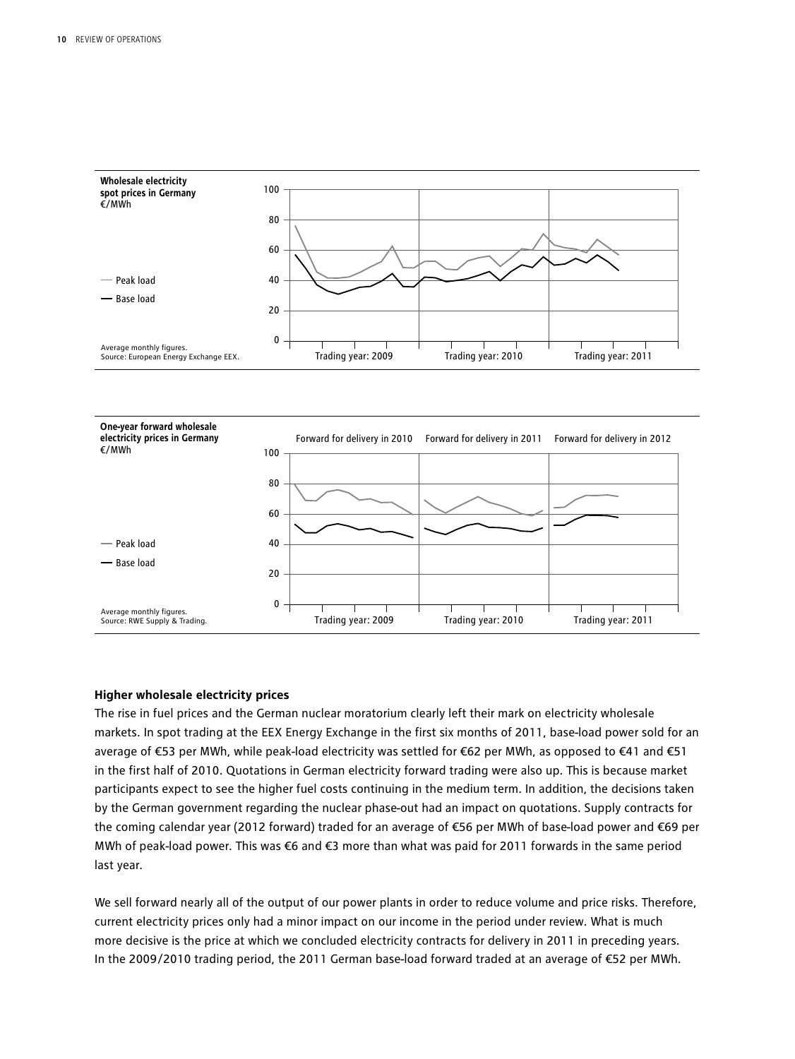**Wholesale electricity spot prices in Germany**
€/MWh

— Peak load
— Base load

Average monthly figures.
Source: European Energy Exchange EEX.

Trading year: 2009 | Trading year: 2010 | Trading year: 2011

**One-year forward wholesale electricity prices in Germany**
€/MWh

Forward for delivery in 2010 | Forward for delivery in 2011 | Forward for delivery in 2012

— Peak load
— Base load

Average monthly figures.
Source: RWE Supply & Trading.

Trading year: 2009 | Trading year: 2010 | Trading year: 2011

**Higher wholesale electricity prices**

The rise in fuel prices and the German nuclear moratorium clearly left their mark on electricity wholesale markets. In spot trading at the EEX Energy Exchange in the first six months of 2011, base-load power sold for an average of €53 per MWh, while peak-load electricity was settled for €62 per MWh, as opposed to €41 and €51 in the first half of 2010. Quotations in German electricity forward trading were also up. This is because market participants expect to see the higher fuel costs continuing in the medium term. In addition, the decisions taken by the German government regarding the nuclear phase-out had an impact on quotations. Supply contracts for the coming calendar year (2012 forward) traded for an average of €56 per MWh of base-load power and €69 per MWh of peak-load power. This was €6 and €3 more than what was paid for 2011 forwards in the same period last year.

We sell forward nearly all of the output of our power plants in order to reduce volume and price risks. Therefore, current electricity prices only had a minor impact on our income in the period under review. What is much more decisive is the price at which we concluded electricity contracts for delivery in 2011 in preceding years. In the 2009/2010 trading period, the 2011 German base-load forward traded at an average of €52 per MWh.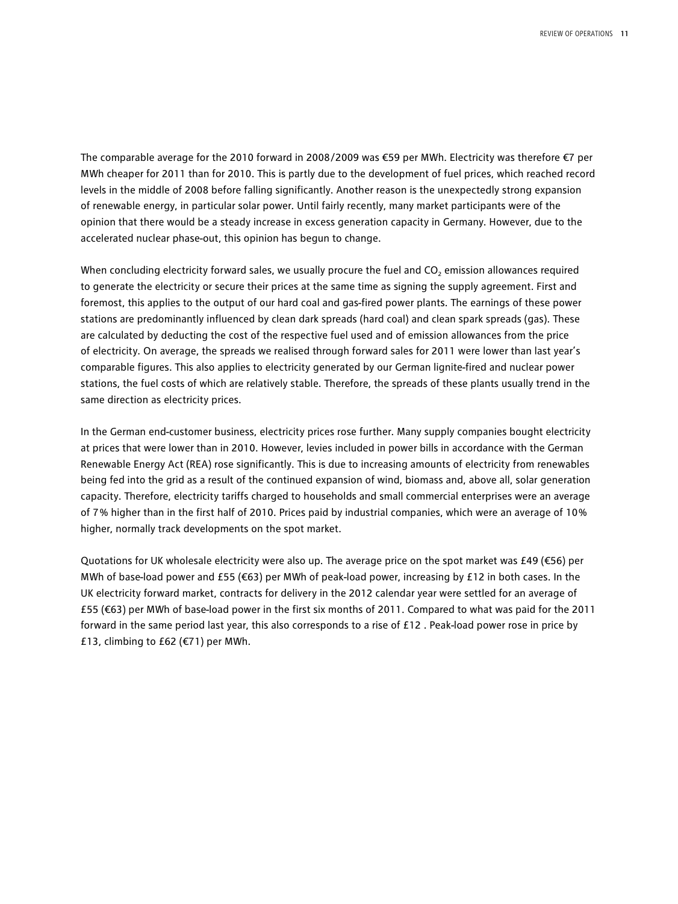The comparable average for the 2010 forward in 2008/2009 was €59 per MWh. Electricity was therefore €7 per MWh cheaper for 2011 than for 2010. This is partly due to the development of fuel prices, which reached record levels in the middle of 2008 before falling significantly. Another reason is the unexpectedly strong expansion of renewable energy, in particular solar power. Until fairly recently, many market participants were of the opinion that there would be a steady increase in excess generation capacity in Germany. However, due to the accelerated nuclear phase-out, this opinion has begun to change.

When concluding electricity forward sales, we usually procure the fuel and $CO_2$ emission allowances required to generate the electricity or secure their prices at the same time as signing the supply agreement. First and foremost, this applies to the output of our hard coal and gas-fired power plants. The earnings of these power stations are predominantly influenced by clean dark spreads (hard coal) and clean spark spreads (gas). These are calculated by deducting the cost of the respective fuel used and of emission allowances from the price of electricity. On average, the spreads we realised through forward sales for 2011 were lower than last year's comparable figures. This also applies to electricity generated by our German lignite-fired and nuclear power stations, the fuel costs of which are relatively stable. Therefore, the spreads of these plants usually trend in the same direction as electricity prices.

In the German end-customer business, electricity prices rose further. Many supply companies bought electricity at prices that were lower than in 2010. However, levies included in power bills in accordance with the German Renewable Energy Act (REA) rose significantly. This is due to increasing amounts of electricity from renewables being fed into the grid as a result of the continued expansion of wind, biomass and, above all, solar generation capacity. Therefore, electricity tariffs charged to households and small commercial enterprises were an average of 7% higher than in the first half of 2010. Prices paid by industrial companies, which were an average of 10% higher, normally track developments on the spot market.

Quotations for UK wholesale electricity were also up. The average price on the spot market was £49 (€56) per MWh of base-load power and £55 (€63) per MWh of peak-load power, increasing by £12 in both cases. In the UK electricity forward market, contracts for delivery in the 2012 calendar year were settled for an average of £55 (€63) per MWh of base-load power in the first six months of 2011. Compared to what was paid for the 2011 forward in the same period last year, this also corresponds to a rise of £12 . Peak-load power rose in price by £13, climbing to £62 (€71) per MWh.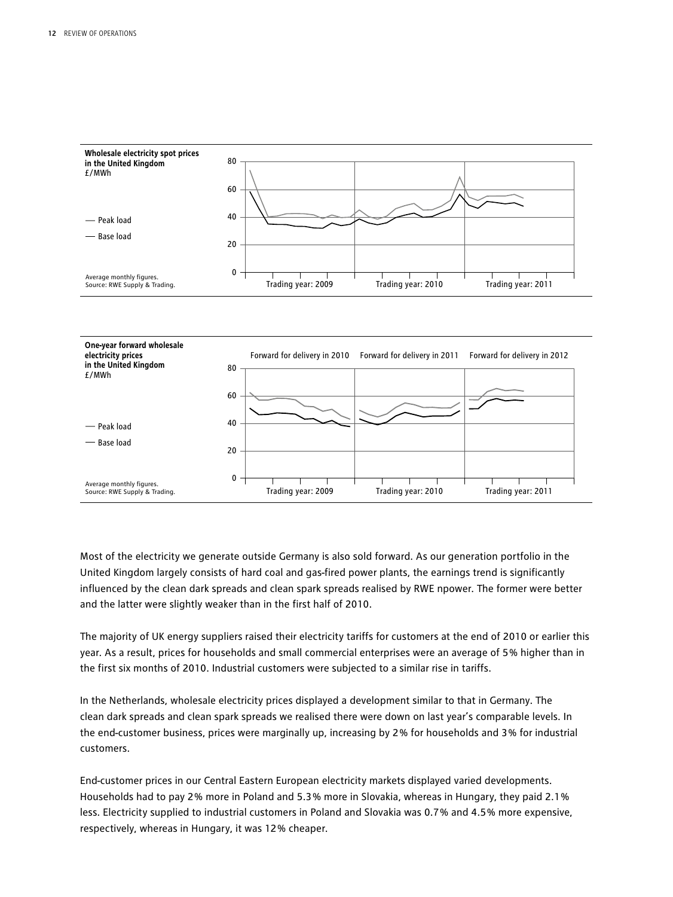**Wholesale electricity spot prices in the United Kingdom**
£/MWh

— Peak load
— Base load

Average monthly figures.
Source: RWE Supply & Trading.

Trading year: 2009 | Trading year: 2010 | Trading year: 2011

**One-year forward wholesale electricity prices in the United Kingdom**
£/MWh

— Peak load
— Base load

Average monthly figures.
Source: RWE Supply & Trading.

Forward for delivery in 2010 | Forward for delivery in 2011 | Forward for delivery in 2012

Trading year: 2009 | Trading year: 2010 | Trading year: 2011

Most of the electricity we generate outside Germany is also sold forward. As our generation portfolio in the United Kingdom largely consists of hard coal and gas-fired power plants, the earnings trend is significantly influenced by the clean dark spreads and clean spark spreads realised by RWE npower. The former were better and the latter were slightly weaker than in the first half of 2010.

The majority of UK energy suppliers raised their electricity tariffs for customers at the end of 2010 or earlier this year. As a result, prices for households and small commercial enterprises were an average of 5% higher than in the first six months of 2010. Industrial customers were subjected to a similar rise in tariffs.

In the Netherlands, wholesale electricity prices displayed a development similar to that in Germany. The clean dark spreads and clean spark spreads we realised there were down on last year's comparable levels. In the end-customer business, prices were marginally up, increasing by 2% for households and 3% for industrial customers.

End-customer prices in our Central Eastern European electricity markets displayed varied developments. Households had to pay 2% more in Poland and 5.3% more in Slovakia, whereas in Hungary, they paid 2.1% less. Electricity supplied to industrial customers in Poland and Slovakia was 0.7% and 4.5% more expensive, respectively, whereas in Hungary, it was 12% cheaper.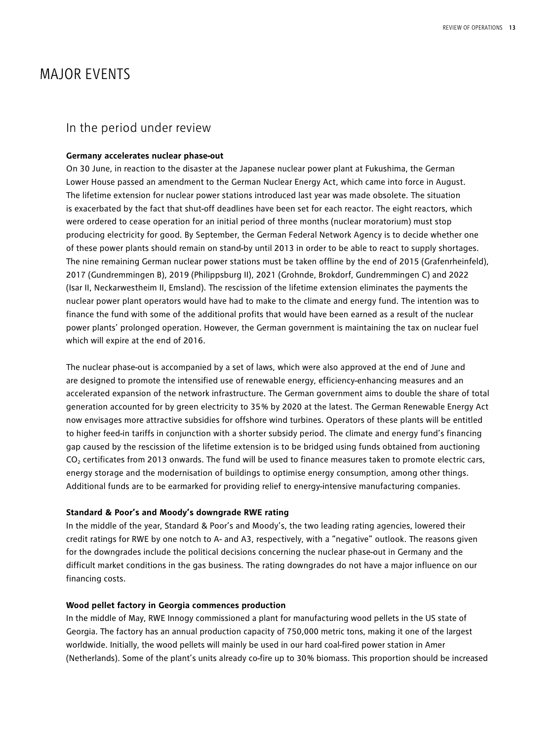# MAJOR EVENTS

## In the period under review

**Germany accelerates nuclear phase-out**

On 30 June, in reaction to the disaster at the Japanese nuclear power plant at Fukushima, the German Lower House passed an amendment to the German Nuclear Energy Act, which came into force in August. The lifetime extension for nuclear power stations introduced last year was made obsolete. The situation is exacerbated by the fact that shut-off deadlines have been set for each reactor. The eight reactors, which were ordered to cease operation for an initial period of three months (nuclear moratorium) must stop producing electricity for good. By September, the German Federal Network Agency is to decide whether one of these power plants should remain on stand-by until 2013 in order to be able to react to supply shortages. The nine remaining German nuclear power stations must be taken offline by the end of 2015 (Grafenrheinfeld), 2017 (Gundremmingen B), 2019 (Philippsburg II), 2021 (Grohnde, Brokdorf, Gundremmingen C) and 2022 (Isar II, Neckarwestheim II, Emsland). The rescission of the lifetime extension eliminates the payments the nuclear power plant operators would have had to make to the climate and energy fund. The intention was to finance the fund with some of the additional profits that would have been earned as a result of the nuclear power plants' prolonged operation. However, the German government is maintaining the tax on nuclear fuel which will expire at the end of 2016.

The nuclear phase-out is accompanied by a set of laws, which were also approved at the end of June and are designed to promote the intensified use of renewable energy, efficiency-enhancing measures and an accelerated expansion of the network infrastructure. The German government aims to double the share of total generation accounted for by green electricity to 35% by 2020 at the latest. The German Renewable Energy Act now envisages more attractive subsidies for offshore wind turbines. Operators of these plants will be entitled to higher feed-in tariffs in conjunction with a shorter subsidy period. The climate and energy fund's financing gap caused by the rescission of the lifetime extension is to be bridged using funds obtained from auctioning $CO_2$ certificates from 2013 onwards. The fund will be used to finance measures taken to promote electric cars, energy storage and the modernisation of buildings to optimise energy consumption, among other things. Additional funds are to be earmarked for providing relief to energy-intensive manufacturing companies.

**Standard & Poor's and Moody's downgrade RWE rating**

In the middle of the year, Standard & Poor's and Moody's, the two leading rating agencies, lowered their credit ratings for RWE by one notch to A- and A3, respectively, with a "negative" outlook. The reasons given for the downgrades include the political decisions concerning the nuclear phase-out in Germany and the difficult market conditions in the gas business. The rating downgrades do not have a major influence on our financing costs.

**Wood pellet factory in Georgia commences production**

In the middle of May, RWE Innogy commissioned a plant for manufacturing wood pellets in the US state of Georgia. The factory has an annual production capacity of 750,000 metric tons, making it one of the largest worldwide. Initially, the wood pellets will mainly be used in our hard coal-fired power station in Amer (Netherlands). Some of the plant's units already co-fire up to 30% biomass. This proportion should be increased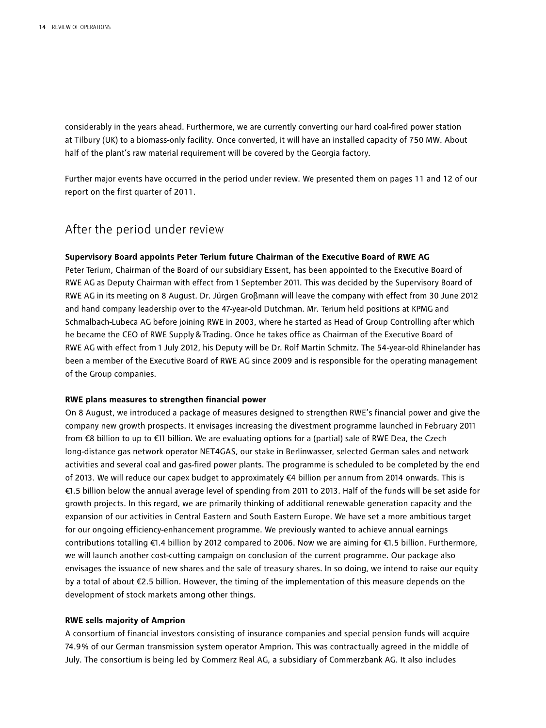considerably in the years ahead. Furthermore, we are currently converting our hard coal-fired power station at Tilbury (UK) to a biomass-only facility. Once converted, it will have an installed capacity of 750 MW. About half of the plant's raw material requirement will be covered by the Georgia factory.

Further major events have occurred in the period under review. We presented them on pages 11 and 12 of our report on the first quarter of 2011.

## After the period under review

**Supervisory Board appoints Peter Terium future Chairman of the Executive Board of RWE AG**
Peter Terium, Chairman of the Board of our subsidiary Essent, has been appointed to the Executive Board of RWE AG as Deputy Chairman with effect from 1 September 2011. This was decided by the Supervisory Board of RWE AG in its meeting on 8 August. Dr. Jürgen Großmann will leave the company with effect from 30 June 2012 and hand company leadership over to the 47-year-old Dutchman. Mr. Terium held positions at KPMG and Schmalbach-Lubeca AG before joining RWE in 2003, where he started as Head of Group Controlling after which he became the CEO of RWE Supply & Trading. Once he takes office as Chairman of the Executive Board of RWE AG with effect from 1 July 2012, his Deputy will be Dr. Rolf Martin Schmitz. The 54-year-old Rhinelander has been a member of the Executive Board of RWE AG since 2009 and is responsible for the operating management of the Group companies.

**RWE plans measures to strengthen financial power**
On 8 August, we introduced a package of measures designed to strengthen RWE's financial power and give the company new growth prospects. It envisages increasing the divestment programme launched in February 2011 from €8 billion to up to €11 billion. We are evaluating options for a (partial) sale of RWE Dea, the Czech long-distance gas network operator NET4GAS, our stake in Berlinwasser, selected German sales and network activities and several coal and gas-fired power plants. The programme is scheduled to be completed by the end of 2013. We will reduce our capex budget to approximately €4 billion per annum from 2014 onwards. This is €1.5 billion below the annual average level of spending from 2011 to 2013. Half of the funds will be set aside for growth projects. In this regard, we are primarily thinking of additional renewable generation capacity and the expansion of our activities in Central Eastern and South Eastern Europe. We have set a more ambitious target for our ongoing efficiency-enhancement programme. We previously wanted to achieve annual earnings contributions totalling €1.4 billion by 2012 compared to 2006. Now we are aiming for €1.5 billion. Furthermore, we will launch another cost-cutting campaign on conclusion of the current programme. Our package also envisages the issuance of new shares and the sale of treasury shares. In so doing, we intend to raise our equity by a total of about €2.5 billion. However, the timing of the implementation of this measure depends on the development of stock markets among other things.

**RWE sells majority of Amprion**
A consortium of financial investors consisting of insurance companies and special pension funds will acquire 74.9% of our German transmission system operator Amprion. This was contractually agreed in the middle of July. The consortium is being led by Commerz Real AG, a subsidiary of Commerzbank AG. It also includes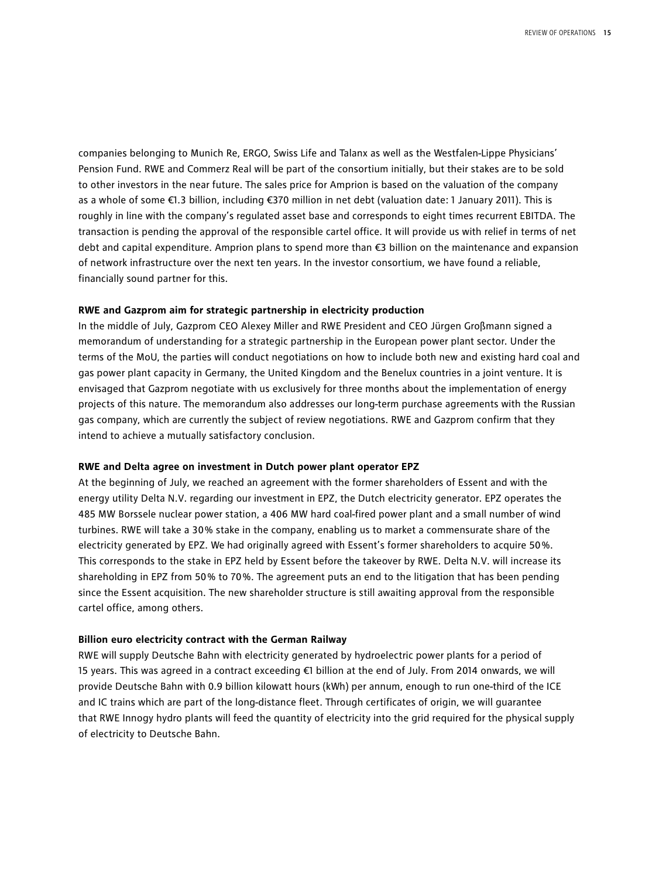companies belonging to Munich Re, ERGO, Swiss Life and Talanx as well as the Westfalen-Lippe Physicians' Pension Fund. RWE and Commerz Real will be part of the consortium initially, but their stakes are to be sold to other investors in the near future. The sales price for Amprion is based on the valuation of the company as a whole of some €1.3 billion, including €370 million in net debt (valuation date: 1 January 2011). This is roughly in line with the company's regulated asset base and corresponds to eight times recurrent EBITDA. The transaction is pending the approval of the responsible cartel office. It will provide us with relief in terms of net debt and capital expenditure. Amprion plans to spend more than €3 billion on the maintenance and expansion of network infrastructure over the next ten years. In the investor consortium, we have found a reliable, financially sound partner for this.

**RWE and Gazprom aim for strategic partnership in electricity production**

In the middle of July, Gazprom CEO Alexey Miller and RWE President and CEO Jürgen Großmann signed a memorandum of understanding for a strategic partnership in the European power plant sector. Under the terms of the MoU, the parties will conduct negotiations on how to include both new and existing hard coal and gas power plant capacity in Germany, the United Kingdom and the Benelux countries in a joint venture. It is envisaged that Gazprom negotiate with us exclusively for three months about the implementation of energy projects of this nature. The memorandum also addresses our long-term purchase agreements with the Russian gas company, which are currently the subject of review negotiations. RWE and Gazprom confirm that they intend to achieve a mutually satisfactory conclusion.

**RWE and Delta agree on investment in Dutch power plant operator EPZ**

At the beginning of July, we reached an agreement with the former shareholders of Essent and with the energy utility Delta N.V. regarding our investment in EPZ, the Dutch electricity generator. EPZ operates the 485 MW Borssele nuclear power station, a 406 MW hard coal-fired power plant and a small number of wind turbines. RWE will take a 30% stake in the company, enabling us to market a commensurate share of the electricity generated by EPZ. We had originally agreed with Essent's former shareholders to acquire 50%. This corresponds to the stake in EPZ held by Essent before the takeover by RWE. Delta N.V. will increase its shareholding in EPZ from 50% to 70%. The agreement puts an end to the litigation that has been pending since the Essent acquisition. The new shareholder structure is still awaiting approval from the responsible cartel office, among others.

**Billion euro electricity contract with the German Railway**

RWE will supply Deutsche Bahn with electricity generated by hydroelectric power plants for a period of 15 years. This was agreed in a contract exceeding €1 billion at the end of July. From 2014 onwards, we will provide Deutsche Bahn with 0.9 billion kilowatt hours (kWh) per annum, enough to run one-third of the ICE and IC trains which are part of the long-distance fleet. Through certificates of origin, we will guarantee that RWE Innogy hydro plants will feed the quantity of electricity into the grid required for the physical supply of electricity to Deutsche Bahn.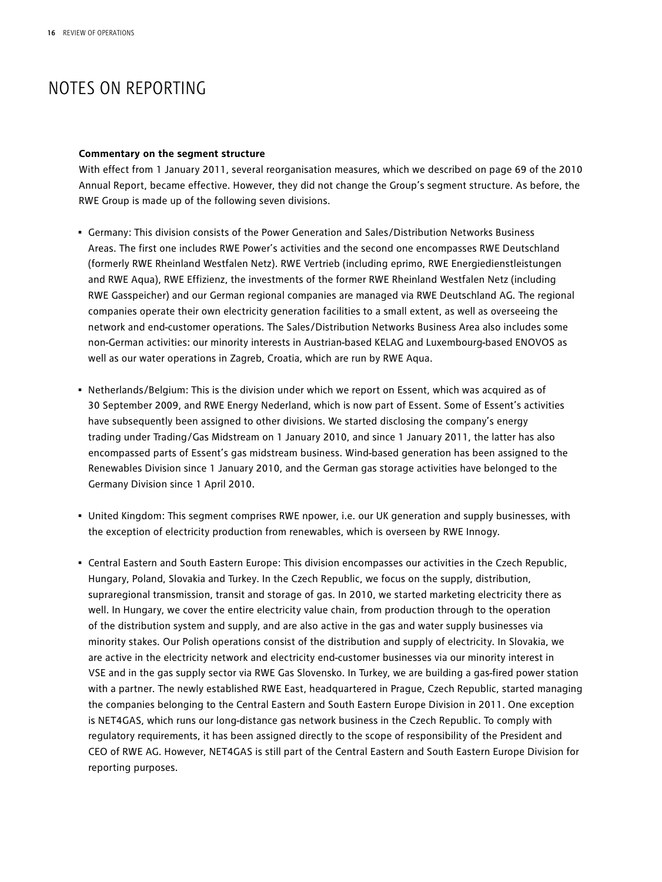# NOTES ON REPORTING

**Commentary on the segment structure**

With effect from 1 January 2011, several reorganisation measures, which we described on page 69 of the 2010 Annual Report, became effective. However, they did not change the Group's segment structure. As before, the RWE Group is made up of the following seven divisions.

- Germany: This division consists of the Power Generation and Sales/Distribution Networks Business Areas. The first one includes RWE Power's activities and the second one encompasses RWE Deutschland (formerly RWE Rheinland Westfalen Netz). RWE Vertrieb (including eprimo, RWE Energiedienstleistungen and RWE Aqua), RWE Effizienz, the investments of the former RWE Rheinland Westfalen Netz (including RWE Gasspeicher) and our German regional companies are managed via RWE Deutschland AG. The regional companies operate their own electricity generation facilities to a small extent, as well as overseeing the network and end-customer operations. The Sales/Distribution Networks Business Area also includes some non-German activities: our minority interests in Austrian-based KELAG and Luxembourg-based ENOVOS as well as our water operations in Zagreb, Croatia, which are run by RWE Aqua.

- Netherlands/Belgium: This is the division under which we report on Essent, which was acquired as of 30 September 2009, and RWE Energy Nederland, which is now part of Essent. Some of Essent's activities have subsequently been assigned to other divisions. We started disclosing the company's energy trading under Trading/Gas Midstream on 1 January 2010, and since 1 January 2011, the latter has also encompassed parts of Essent's gas midstream business. Wind-based generation has been assigned to the Renewables Division since 1 January 2010, and the German gas storage activities have belonged to the Germany Division since 1 April 2010.

- United Kingdom: This segment comprises RWE npower, i.e. our UK generation and supply businesses, with the exception of electricity production from renewables, which is overseen by RWE Innogy.

- Central Eastern and South Eastern Europe: This division encompasses our activities in the Czech Republic, Hungary, Poland, Slovakia and Turkey. In the Czech Republic, we focus on the supply, distribution, supraregional transmission, transit and storage of gas. In 2010, we started marketing electricity there as well. In Hungary, we cover the entire electricity value chain, from production through to the operation of the distribution system and supply, and are also active in the gas and water supply businesses via minority stakes. Our Polish operations consist of the distribution and supply of electricity. In Slovakia, we are active in the electricity network and electricity end-customer businesses via our minority interest in VSE and in the gas supply sector via RWE Gas Slovensko. In Turkey, we are building a gas-fired power station with a partner. The newly established RWE East, headquartered in Prague, Czech Republic, started managing the companies belonging to the Central Eastern and South Eastern Europe Division in 2011. One exception is NET4GAS, which runs our long-distance gas network business in the Czech Republic. To comply with regulatory requirements, it has been assigned directly to the scope of responsibility of the President and CEO of RWE AG. However, NET4GAS is still part of the Central Eastern and South Eastern Europe Division for reporting purposes.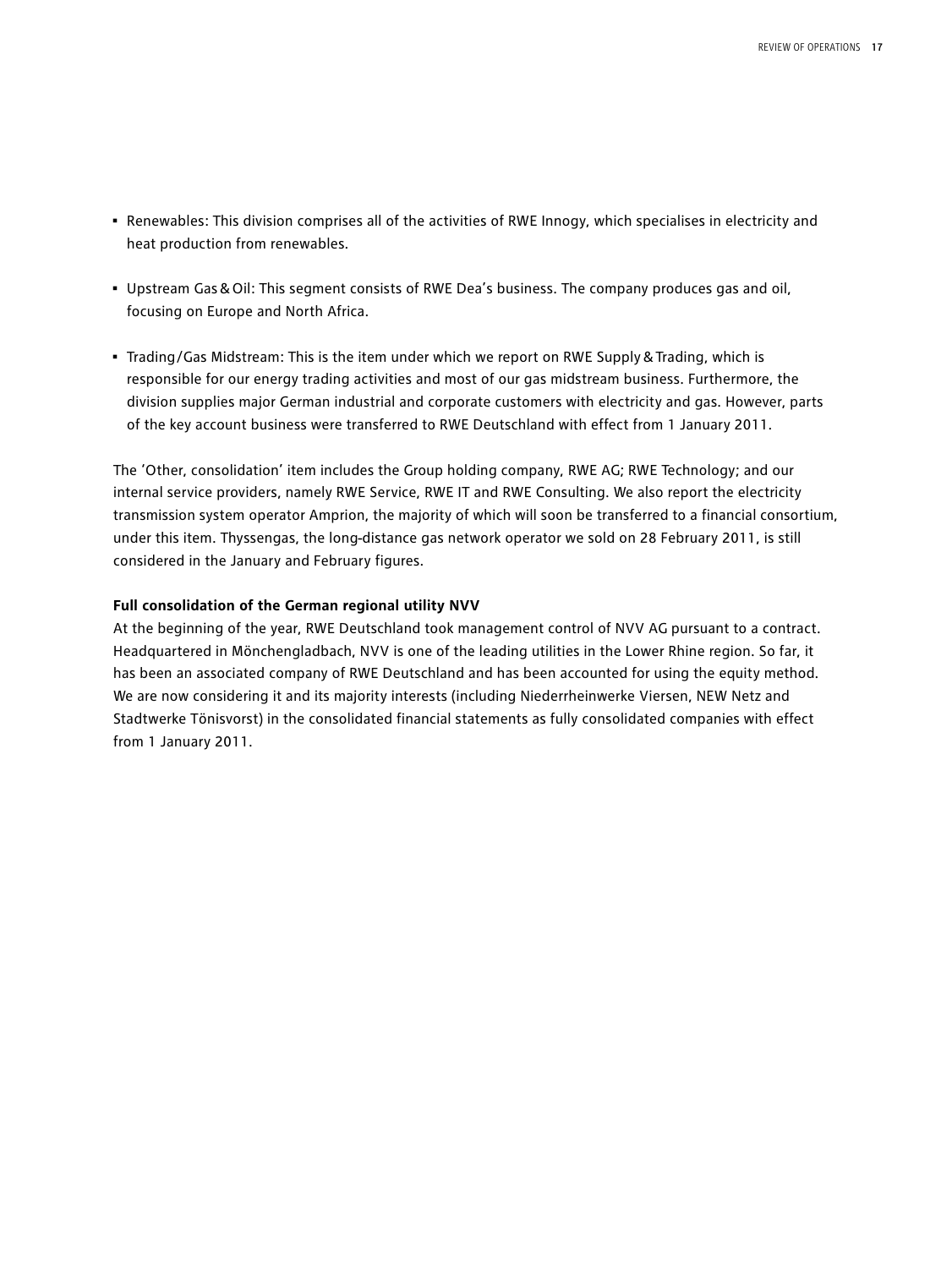- Renewables: This division comprises all of the activities of RWE Innogy, which specialises in electricity and heat production from renewables.

- Upstream Gas & Oil: This segment consists of RWE Dea's business. The company produces gas and oil, focusing on Europe and North Africa.

- Trading/Gas Midstream: This is the item under which we report on RWE Supply & Trading, which is responsible for our energy trading activities and most of our gas midstream business. Furthermore, the division supplies major German industrial and corporate customers with electricity and gas. However, parts of the key account business were transferred to RWE Deutschland with effect from 1 January 2011.

The 'Other, consolidation' item includes the Group holding company, RWE AG; RWE Technology; and our internal service providers, namely RWE Service, RWE IT and RWE Consulting. We also report the electricity transmission system operator Amprion, the majority of which will soon be transferred to a financial consortium, under this item. Thyssengas, the long-distance gas network operator we sold on 28 February 2011, is still considered in the January and February figures.

**Full consolidation of the German regional utility NVV**

At the beginning of the year, RWE Deutschland took management control of NVV AG pursuant to a contract. Headquartered in Mönchengladbach, NVV is one of the leading utilities in the Lower Rhine region. So far, it has been an associated company of RWE Deutschland and has been accounted for using the equity method. We are now considering it and its majority interests (including Niederrheinwerke Viersen, NEW Netz and Stadtwerke Tönisvorst) in the consolidated financial statements as fully consolidated companies with effect from 1 January 2011.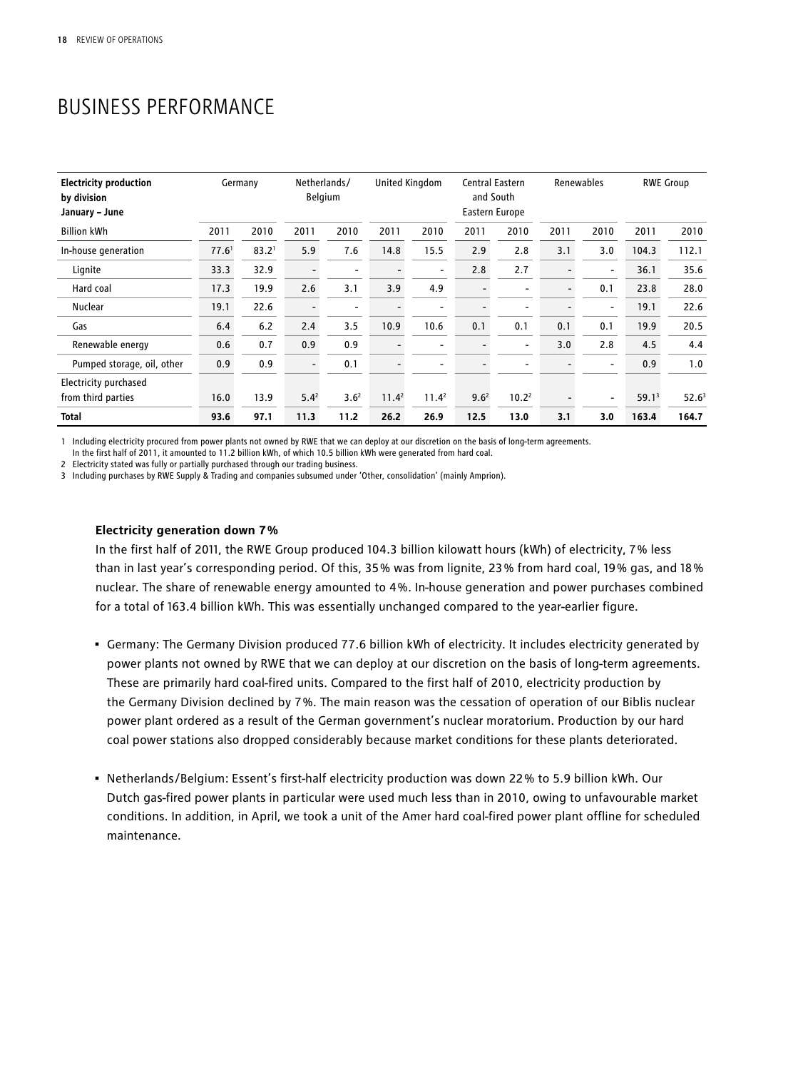# BUSINESS PERFORMANCE

| Electricity production by division January – June | Germany | | Netherlands/ Belgium | | United Kingdom | | Central Eastern and South Eastern Europe | | Renewables | | RWE Group | |
|---|---|---|---|---|---|---|---|---|---|---|---|---|
| Billion kWh | 2011 | 2010 | 2011 | 2010 | 2011 | 2010 | 2011 | 2010 | 2011 | 2010 | 2011 | 2010 |
| In-house generation | 77.6[1] | 83.2[1] | 5.9 | 7.6 | 14.8 | 15.5 | 2.9 | 2.8 | 3.1 | 3.0 | 104.3 | 112.1 |
| Lignite | 33.3 | 32.9 | - | - | - | - | 2.8 | 2.7 | - | - | 36.1 | 35.6 |
| Hard coal | 17.3 | 19.9 | 2.6 | 3.1 | 3.9 | 4.9 | - | - | - | 0.1 | 23.8 | 28.0 |
| Nuclear | 19.1 | 22.6 | - | - | - | - | - | - | - | - | 19.1 | 22.6 |
| Gas | 6.4 | 6.2 | 2.4 | 3.5 | 10.9 | 10.6 | 0.1 | 0.1 | 0.1 | 0.1 | 19.9 | 20.5 |
| Renewable energy | 0.6 | 0.7 | 0.9 | 0.9 | - | - | - | - | 3.0 | 2.8 | 4.5 | 4.4 |
| Pumped storage, oil, other | 0.9 | 0.9 | - | 0.1 | - | - | - | - | - | - | 0.9 | 1.0 |
| Electricity purchased from third parties | 16.0 | 13.9 | 5.4[2] | 3.6[2] | 11.4[2] | 11.4[2] | 9.6[2] | 10.2[2] | - | - | 59.1[3] | 52.6[3] |
| **Total** | **93.6** | **97.1** | **11.3** | **11.2** | **26.2** | **26.9** | **12.5** | **13.0** | **3.1** | **3.0** | **163.4** | **164.7** |

1 Including electricity procured from power plants not owned by RWE that we can deploy at our discretion on the basis of long-term agreements. In the first half of 2011, it amounted to 11.2 billion kWh, of which 10.5 billion kWh were generated from hard coal.

2 Electricity stated was fully or partially purchased through our trading business.

3 Including purchases by RWE Supply & Trading and companies subsumed under 'Other, consolidation' (mainly Amprion).

**Electricity generation down 7%**

In the first half of 2011, the RWE Group produced 104.3 billion kilowatt hours (kWh) of electricity, 7% less than in last year's corresponding period. Of this, 35% was from lignite, 23% from hard coal, 19% gas, and 18% nuclear. The share of renewable energy amounted to 4%. In-house generation and power purchases combined for a total of 163.4 billion kWh. This was essentially unchanged compared to the year-earlier figure.

- Germany: The Germany Division produced 77.6 billion kWh of electricity. It includes electricity generated by power plants not owned by RWE that we can deploy at our discretion on the basis of long-term agreements. These are primarily hard coal-fired units. Compared to the first half of 2010, electricity production by the Germany Division declined by 7%. The main reason was the cessation of operation of our Biblis nuclear power plant ordered as a result of the German government's nuclear moratorium. Production by our hard coal power stations also dropped considerably because market conditions for these plants deteriorated.

- Netherlands/Belgium: Essent's first-half electricity production was down 22% to 5.9 billion kWh. Our Dutch gas-fired power plants in particular were used much less than in 2010, owing to unfavourable market conditions. In addition, in April, we took a unit of the Amer hard coal-fired power plant offline for scheduled maintenance.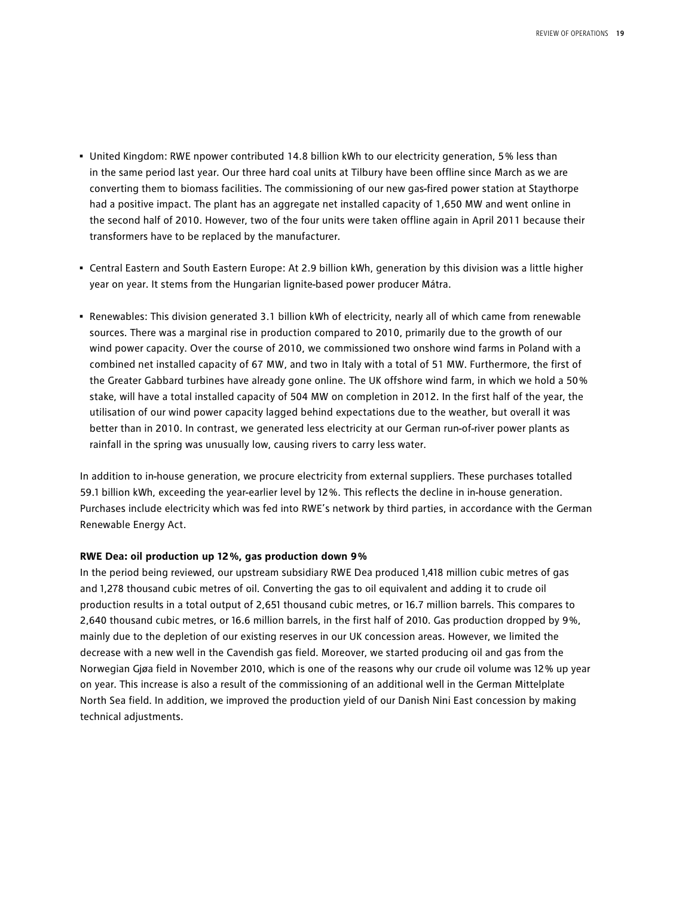- United Kingdom: RWE npower contributed 14.8 billion kWh to our electricity generation, 5% less than in the same period last year. Our three hard coal units at Tilbury have been offline since March as we are converting them to biomass facilities. The commissioning of our new gas-fired power station at Staythorpe had a positive impact. The plant has an aggregate net installed capacity of 1,650 MW and went online in the second half of 2010. However, two of the four units were taken offline again in April 2011 because their transformers have to be replaced by the manufacturer.

- Central Eastern and South Eastern Europe: At 2.9 billion kWh, generation by this division was a little higher year on year. It stems from the Hungarian lignite-based power producer Mátra.

- Renewables: This division generated 3.1 billion kWh of electricity, nearly all of which came from renewable sources. There was a marginal rise in production compared to 2010, primarily due to the growth of our wind power capacity. Over the course of 2010, we commissioned two onshore wind farms in Poland with a combined net installed capacity of 67 MW, and two in Italy with a total of 51 MW. Furthermore, the first of the Greater Gabbard turbines have already gone online. The UK offshore wind farm, in which we hold a 50% stake, will have a total installed capacity of 504 MW on completion in 2012. In the first half of the year, the utilisation of our wind power capacity lagged behind expectations due to the weather, but overall it was better than in 2010. In contrast, we generated less electricity at our German run-of-river power plants as rainfall in the spring was unusually low, causing rivers to carry less water.

In addition to in-house generation, we procure electricity from external suppliers. These purchases totalled 59.1 billion kWh, exceeding the year-earlier level by 12%. This reflects the decline in in-house generation. Purchases include electricity which was fed into RWE's network by third parties, in accordance with the German Renewable Energy Act.

**RWE Dea: oil production up 12%, gas production down 9%**

In the period being reviewed, our upstream subsidiary RWE Dea produced 1,418 million cubic metres of gas and 1,278 thousand cubic metres of oil. Converting the gas to oil equivalent and adding it to crude oil production results in a total output of 2,651 thousand cubic metres, or 16.7 million barrels. This compares to 2,640 thousand cubic metres, or 16.6 million barrels, in the first half of 2010. Gas production dropped by 9%, mainly due to the depletion of our existing reserves in our UK concession areas. However, we limited the decrease with a new well in the Cavendish gas field. Moreover, we started producing oil and gas from the Norwegian Gjøa field in November 2010, which is one of the reasons why our crude oil volume was 12% up year on year. This increase is also a result of the commissioning of an additional well in the German Mittelplate North Sea field. In addition, we improved the production yield of our Danish Nini East concession by making technical adjustments.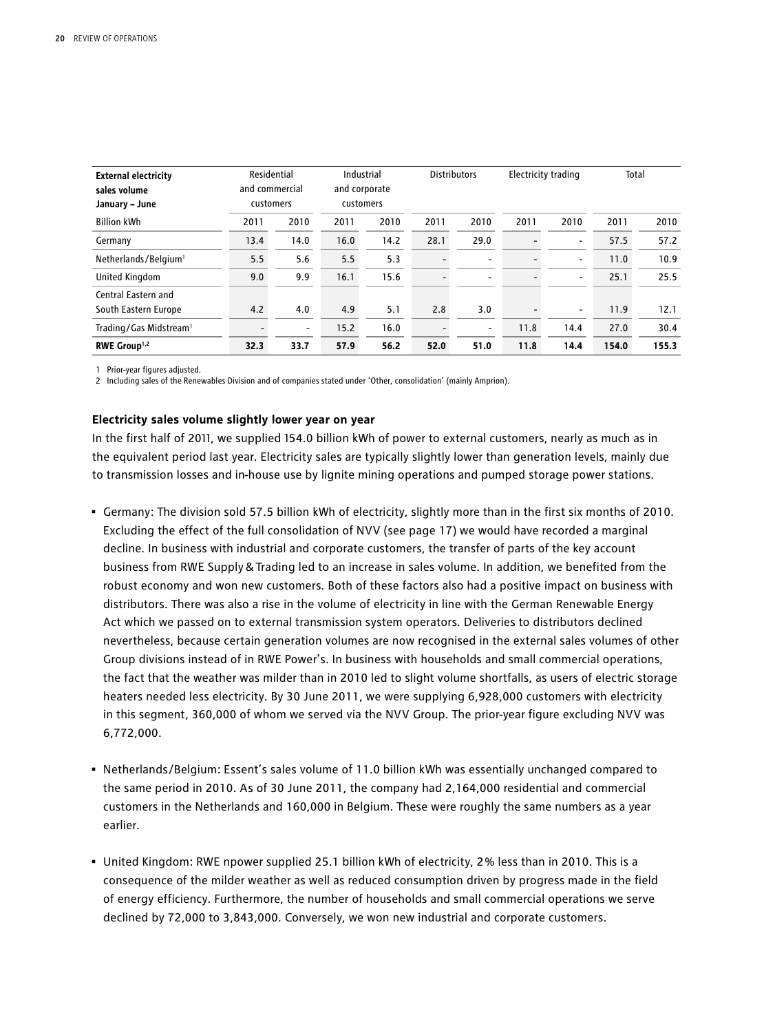| External electricity sales volume January – June | Residential and commercial customers | | Industrial and corporate customers | | Distributors | | Electricity trading | | Total | |
|---|---|---|---|---|---|---|---|---|---|---|
| Billion kWh | 2011 | 2010 | 2011 | 2010 | 2011 | 2010 | 2011 | 2010 | 2011 | 2010 |
| Germany | 13.4 | 14.0 | 16.0 | 14.2 | 28.1 | 29.0 | - | - | 57.5 | 57.2 |
| Netherlands/Belgium[1] | 5.5 | 5.6 | 5.5 | 5.3 | - | - | - | - | 11.0 | 10.9 |
| United Kingdom | 9.0 | 9.9 | 16.1 | 15.6 | - | - | - | - | 25.1 | 25.5 |
| Central Eastern and South Eastern Europe | 4.2 | 4.0 | 4.9 | 5.1 | 2.8 | 3.0 | - | - | 11.9 | 12.1 |
| Trading/Gas Midstream[1] | - | - | 15.2 | 16.0 | - | - | 11.8 | 14.4 | 27.0 | 30.4 |
| **RWE Group[1,2]** | **32.3** | **33.7** | **57.9** | **56.2** | **52.0** | **51.0** | **11.8** | **14.4** | **154.0** | **155.3** |

1 Prior-year figures adjusted.
2 Including sales of the Renewables Division and of companies stated under 'Other, consolidation' (mainly Amprion).

**Electricity sales volume slightly lower year on year**

In the first half of 2011, we supplied 154.0 billion kWh of power to external customers, nearly as much as in the equivalent period last year. Electricity sales are typically slightly lower than generation levels, mainly due to transmission losses and in-house use by lignite mining operations and pumped storage power stations.

- Germany: The division sold 57.5 billion kWh of electricity, slightly more than in the first six months of 2010. Excluding the effect of the full consolidation of NVV (see page 17) we would have recorded a marginal decline. In business with industrial and corporate customers, the transfer of parts of the key account business from RWE Supply & Trading led to an increase in sales volume. In addition, we benefited from the robust economy and won new customers. Both of these factors also had a positive impact on business with distributors. There was also a rise in the volume of electricity in line with the German Renewable Energy Act which we passed on to external transmission system operators. Deliveries to distributors declined nevertheless, because certain generation volumes are now recognised in the external sales volumes of other Group divisions instead of in RWE Power's. In business with households and small commercial operations, the fact that the weather was milder than in 2010 led to slight volume shortfalls, as users of electric storage heaters needed less electricity. By 30 June 2011, we were supplying 6,928,000 customers with electricity in this segment, 360,000 of whom we served via the NVV Group. The prior-year figure excluding NVV was 6,772,000.

- Netherlands/Belgium: Essent's sales volume of 11.0 billion kWh was essentially unchanged compared to the same period in 2010. As of 30 June 2011, the company had 2,164,000 residential and commercial customers in the Netherlands and 160,000 in Belgium. These were roughly the same numbers as a year earlier.

- United Kingdom: RWE npower supplied 25.1 billion kWh of electricity, 2% less than in 2010. This is a consequence of the milder weather as well as reduced consumption driven by progress made in the field of energy efficiency. Furthermore, the number of households and small commercial operations we serve declined by 72,000 to 3,843,000. Conversely, we won new industrial and corporate customers.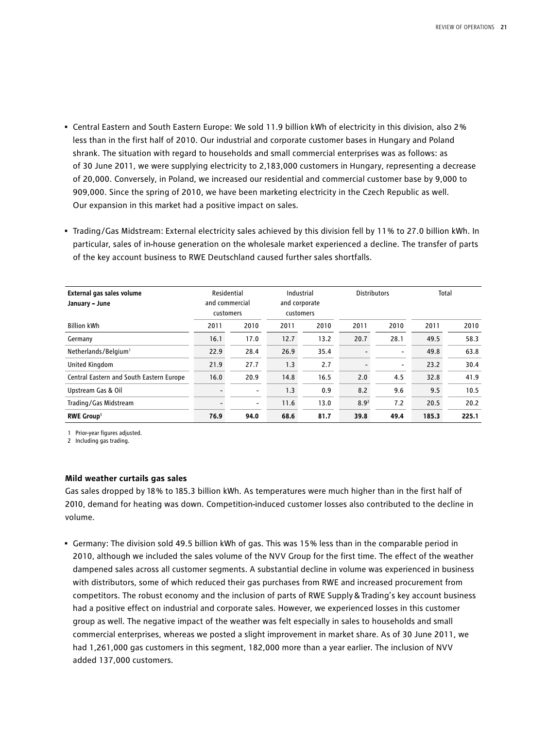- Central Eastern and South Eastern Europe: We sold 11.9 billion kWh of electricity in this division, also 2% less than in the first half of 2010. Our industrial and corporate customer bases in Hungary and Poland shrank. The situation with regard to households and small commercial enterprises was as follows: as of 30 June 2011, we were supplying electricity to 2,183,000 customers in Hungary, representing a decrease of 20,000. Conversely, in Poland, we increased our residential and commercial customer base by 9,000 to 909,000. Since the spring of 2010, we have been marketing electricity in the Czech Republic as well. Our expansion in this market had a positive impact on sales.

- Trading/Gas Midstream: External electricity sales achieved by this division fell by 11% to 27.0 billion kWh. In particular, sales of in-house generation on the wholesale market experienced a decline. The transfer of parts of the key account business to RWE Deutschland caused further sales shortfalls.

| **External gas sales volume January – June** | Residential and commercial customers | | Industrial and corporate customers | | Distributors | | Total | |
|---|---|---|---|---|---|---|---|---|
| Billion kWh | 2011 | 2010 | 2011 | 2010 | 2011 | 2010 | 2011 | 2010 |
| Germany | 16.1 | 17.0 | 12.7 | 13.2 | 20.7 | 28.1 | 49.5 | 58.3 |
| Netherlands/Belgium[1] | 22.9 | 28.4 | 26.9 | 35.4 | - | - | 49.8 | 63.8 |
| United Kingdom | 21.9 | 27.7 | 1.3 | 2.7 | - | - | 23.2 | 30.4 |
| Central Eastern and South Eastern Europe | 16.0 | 20.9 | 14.8 | 16.5 | 2.0 | 4.5 | 32.8 | 41.9 |
| Upstream Gas & Oil | - | - | 1.3 | 0.9 | 8.2 | 9.6 | 9.5 | 10.5 |
| Trading/Gas Midstream | - | - | 11.6 | 13.0 | 8.9[2] | 7.2 | 20.5 | 20.2 |
| **RWE Group[1]** | **76.9** | **94.0** | **68.6** | **81.7** | **39.8** | **49.4** | **185.3** | **225.1** |

1 Prior-year figures adjusted.
2 Including gas trading.

**Mild weather curtails gas sales**

Gas sales dropped by 18% to 185.3 billion kWh. As temperatures were much higher than in the first half of 2010, demand for heating was down. Competition-induced customer losses also contributed to the decline in volume.

- Germany: The division sold 49.5 billion kWh of gas. This was 15% less than in the comparable period in 2010, although we included the sales volume of the NVV Group for the first time. The effect of the weather dampened sales across all customer segments. A substantial decline in volume was experienced in business with distributors, some of which reduced their gas purchases from RWE and increased procurement from competitors. The robust economy and the inclusion of parts of RWE Supply & Trading's key account business had a positive effect on industrial and corporate sales. However, we experienced losses in this customer group as well. The negative impact of the weather was felt especially in sales to households and small commercial enterprises, whereas we posted a slight improvement in market share. As of 30 June 2011, we had 1,261,000 gas customers in this segment, 182,000 more than a year earlier. The inclusion of NVV added 137,000 customers.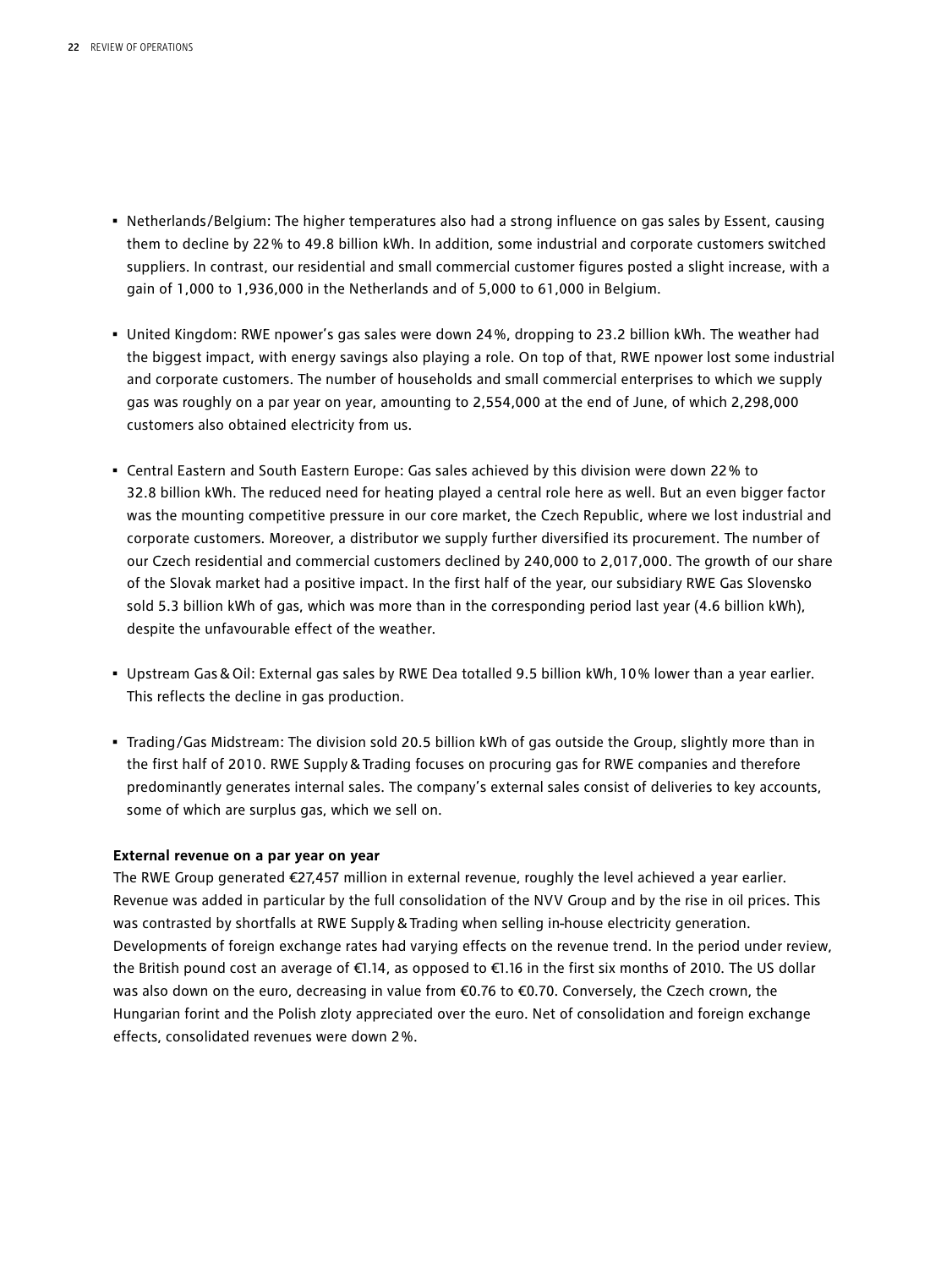- Netherlands/Belgium: The higher temperatures also had a strong influence on gas sales by Essent, causing them to decline by 22% to 49.8 billion kWh. In addition, some industrial and corporate customers switched suppliers. In contrast, our residential and small commercial customer figures posted a slight increase, with a gain of 1,000 to 1,936,000 in the Netherlands and of 5,000 to 61,000 in Belgium.

- United Kingdom: RWE npower's gas sales were down 24%, dropping to 23.2 billion kWh. The weather had the biggest impact, with energy savings also playing a role. On top of that, RWE npower lost some industrial and corporate customers. The number of households and small commercial enterprises to which we supply gas was roughly on a par year on year, amounting to 2,554,000 at the end of June, of which 2,298,000 customers also obtained electricity from us.

- Central Eastern and South Eastern Europe: Gas sales achieved by this division were down 22% to 32.8 billion kWh. The reduced need for heating played a central role here as well. But an even bigger factor was the mounting competitive pressure in our core market, the Czech Republic, where we lost industrial and corporate customers. Moreover, a distributor we supply further diversified its procurement. The number of our Czech residential and commercial customers declined by 240,000 to 2,017,000. The growth of our share of the Slovak market had a positive impact. In the first half of the year, our subsidiary RWE Gas Slovensko sold 5.3 billion kWh of gas, which was more than in the corresponding period last year (4.6 billion kWh), despite the unfavourable effect of the weather.

- Upstream Gas & Oil: External gas sales by RWE Dea totalled 9.5 billion kWh, 10% lower than a year earlier. This reflects the decline in gas production.

- Trading/Gas Midstream: The division sold 20.5 billion kWh of gas outside the Group, slightly more than in the first half of 2010. RWE Supply & Trading focuses on procuring gas for RWE companies and therefore predominantly generates internal sales. The company's external sales consist of deliveries to key accounts, some of which are surplus gas, which we sell on.

**External revenue on a par year on year**

The RWE Group generated €27,457 million in external revenue, roughly the level achieved a year earlier. Revenue was added in particular by the full consolidation of the NVV Group and by the rise in oil prices. This was contrasted by shortfalls at RWE Supply & Trading when selling in-house electricity generation. Developments of foreign exchange rates had varying effects on the revenue trend. In the period under review, the British pound cost an average of €1.14, as opposed to €1.16 in the first six months of 2010. The US dollar was also down on the euro, decreasing in value from €0.76 to €0.70. Conversely, the Czech crown, the Hungarian forint and the Polish zloty appreciated over the euro. Net of consolidation and foreign exchange effects, consolidated revenues were down 2%.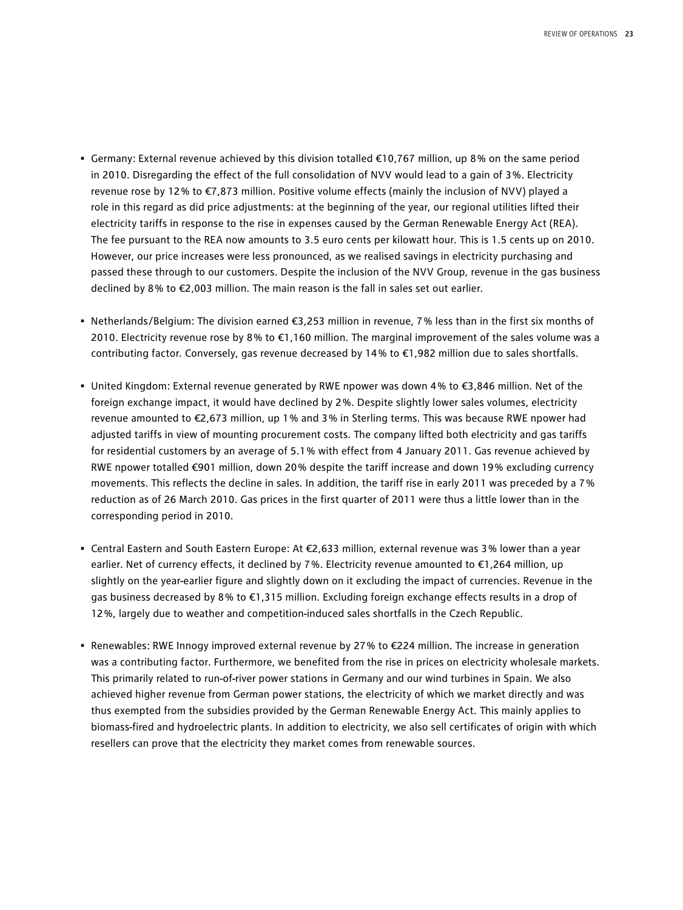- Germany: External revenue achieved by this division totalled €10,767 million, up 8% on the same period in 2010. Disregarding the effect of the full consolidation of NVV would lead to a gain of 3%. Electricity revenue rose by 12% to €7,873 million. Positive volume effects (mainly the inclusion of NVV) played a role in this regard as did price adjustments: at the beginning of the year, our regional utilities lifted their electricity tariffs in response to the rise in expenses caused by the German Renewable Energy Act (REA). The fee pursuant to the REA now amounts to 3.5 euro cents per kilowatt hour. This is 1.5 cents up on 2010. However, our price increases were less pronounced, as we realised savings in electricity purchasing and passed these through to our customers. Despite the inclusion of the NVV Group, revenue in the gas business declined by 8% to €2,003 million. The main reason is the fall in sales set out earlier.

- Netherlands/Belgium: The division earned €3,253 million in revenue, 7% less than in the first six months of 2010. Electricity revenue rose by 8% to €1,160 million. The marginal improvement of the sales volume was a contributing factor. Conversely, gas revenue decreased by 14% to €1,982 million due to sales shortfalls.

- United Kingdom: External revenue generated by RWE npower was down 4% to €3,846 million. Net of the foreign exchange impact, it would have declined by 2%. Despite slightly lower sales volumes, electricity revenue amounted to €2,673 million, up 1% and 3% in Sterling terms. This was because RWE npower had adjusted tariffs in view of mounting procurement costs. The company lifted both electricity and gas tariffs for residential customers by an average of 5.1% with effect from 4 January 2011. Gas revenue achieved by RWE npower totalled €901 million, down 20% despite the tariff increase and down 19% excluding currency movements. This reflects the decline in sales. In addition, the tariff rise in early 2011 was preceded by a 7% reduction as of 26 March 2010. Gas prices in the first quarter of 2011 were thus a little lower than in the corresponding period in 2010.

- Central Eastern and South Eastern Europe: At €2,633 million, external revenue was 3% lower than a year earlier. Net of currency effects, it declined by 7%. Electricity revenue amounted to €1,264 million, up slightly on the year-earlier figure and slightly down on it excluding the impact of currencies. Revenue in the gas business decreased by 8% to €1,315 million. Excluding foreign exchange effects results in a drop of 12%, largely due to weather and competition-induced sales shortfalls in the Czech Republic.

- Renewables: RWE Innogy improved external revenue by 27% to €224 million. The increase in generation was a contributing factor. Furthermore, we benefited from the rise in prices on electricity wholesale markets. This primarily related to run-of-river power stations in Germany and our wind turbines in Spain. We also achieved higher revenue from German power stations, the electricity of which we market directly and was thus exempted from the subsidies provided by the German Renewable Energy Act. This mainly applies to biomass-fired and hydroelectric plants. In addition to electricity, we also sell certificates of origin with which resellers can prove that the electricity they market comes from renewable sources.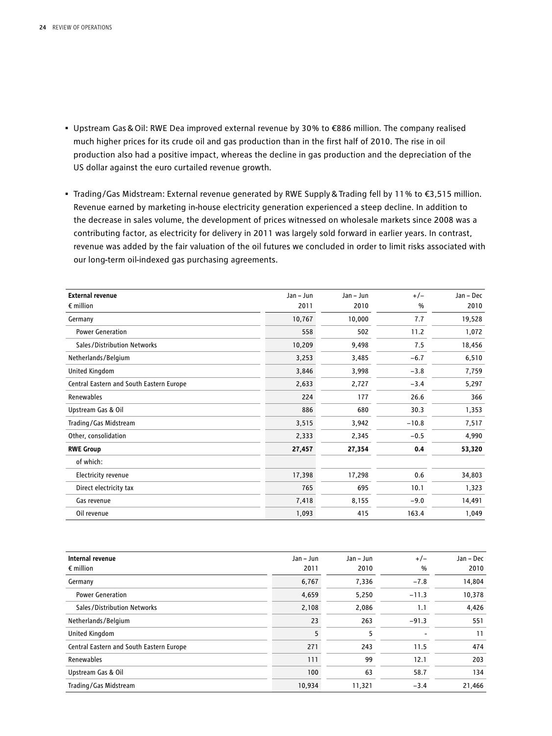- Upstream Gas & Oil: RWE Dea improved external revenue by 30% to €886 million. The company realised much higher prices for its crude oil and gas production than in the first half of 2010. The rise in oil production also had a positive impact, whereas the decline in gas production and the depreciation of the US dollar against the euro curtailed revenue growth.

- Trading/Gas Midstream: External revenue generated by RWE Supply & Trading fell by 11% to €3,515 million. Revenue earned by marketing in-house electricity generation experienced a steep decline. In addition to the decrease in sales volume, the development of prices witnessed on wholesale markets since 2008 was a contributing factor, as electricity for delivery in 2011 was largely sold forward in earlier years. In contrast, revenue was added by the fair valuation of the oil futures we concluded in order to limit risks associated with our long-term oil-indexed gas purchasing agreements.

| **External revenue** € million | Jan – Jun 2011 | Jan – Jun 2010 | +/– % | Jan – Dec 2010 |
|---|---|---|---|---|
| Germany | 10,767 | 10,000 | 7.7 | 19,528 |
| Power Generation | 558 | 502 | 11.2 | 1,072 |
| Sales/Distribution Networks | 10,209 | 9,498 | 7.5 | 18,456 |
| Netherlands/Belgium | 3,253 | 3,485 | −6.7 | 6,510 |
| United Kingdom | 3,846 | 3,998 | −3.8 | 7,759 |
| Central Eastern and South Eastern Europe | 2,633 | 2,727 | −3.4 | 5,297 |
| Renewables | 224 | 177 | 26.6 | 366 |
| Upstream Gas & Oil | 886 | 680 | 30.3 | 1,353 |
| Trading/Gas Midstream | 3,515 | 3,942 | −10.8 | 7,517 |
| Other, consolidation | 2,333 | 2,345 | −0.5 | 4,990 |
| **RWE Group** | **27,457** | **27,354** | **0.4** | **53,320** |
| of which: | | | | |
| Electricity revenue | 17,398 | 17,298 | 0.6 | 34,803 |
| Direct electricity tax | 765 | 695 | 10.1 | 1,323 |
| Gas revenue | 7,418 | 8,155 | −9.0 | 14,491 |
| Oil revenue | 1,093 | 415 | 163.4 | 1,049 |

| **Internal revenue** € million | Jan – Jun 2011 | Jan – Jun 2010 | +/– % | Jan – Dec 2010 |
|---|---|---|---|---|
| Germany | 6,767 | 7,336 | −7.8 | 14,804 |
| Power Generation | 4,659 | 5,250 | −11.3 | 10,378 |
| Sales/Distribution Networks | 2,108 | 2,086 | 1.1 | 4,426 |
| Netherlands/Belgium | 23 | 263 | −91.3 | 551 |
| United Kingdom | 5 | 5 | - | 11 |
| Central Eastern and South Eastern Europe | 271 | 243 | 11.5 | 474 |
| Renewables | 111 | 99 | 12.1 | 203 |
| Upstream Gas & Oil | 100 | 63 | 58.7 | 134 |
| Trading/Gas Midstream | 10,934 | 11,321 | −3.4 | 21,466 |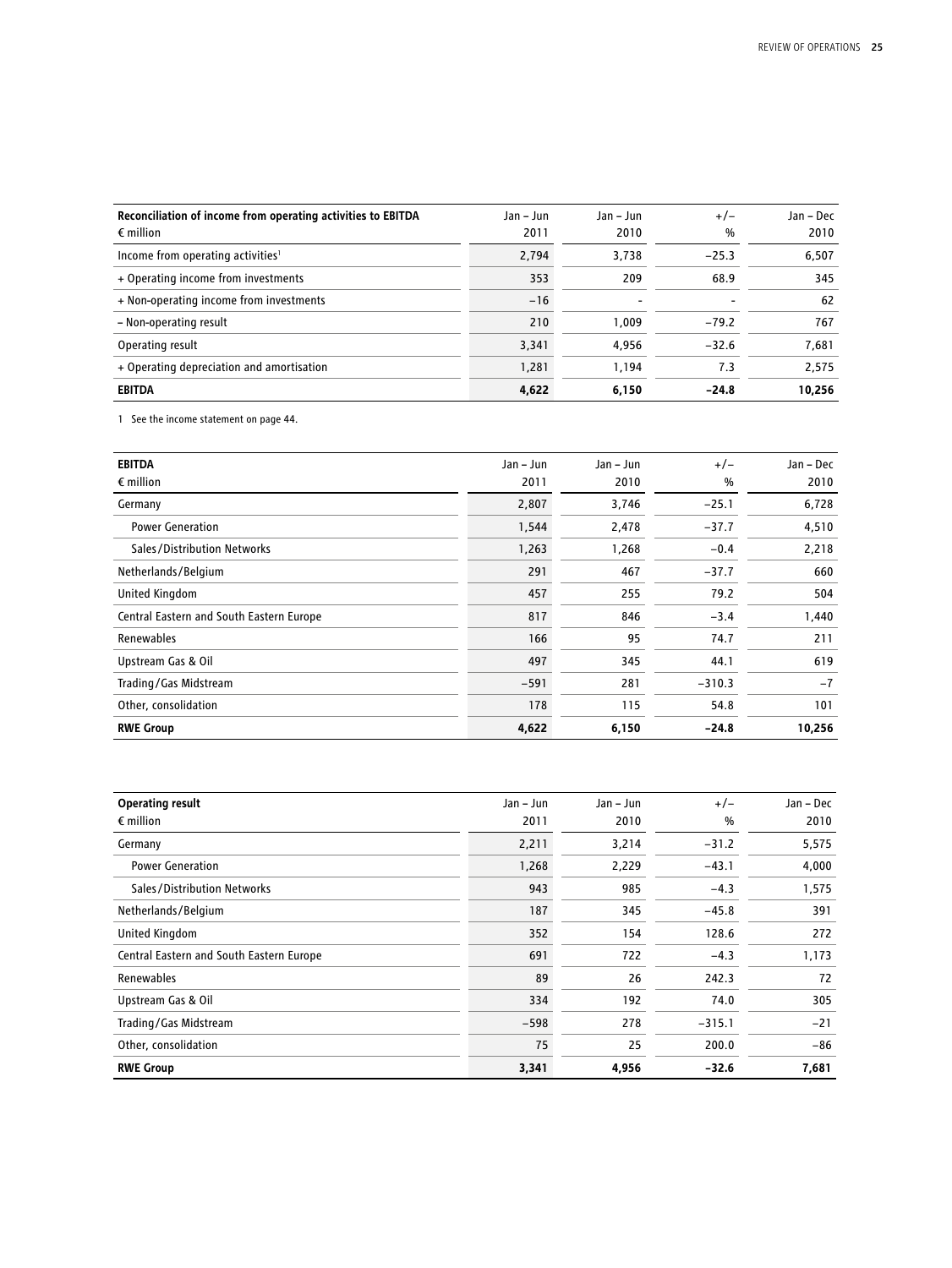| Reconciliation of income from operating activities to EBITDA<br>€ million | Jan – Jun<br>2011 | Jan – Jun<br>2010 | +/–<br>% | Jan – Dec<br>2010 |
|---|---|---|---|---|
| Income from operating activities[1] | 2,794 | 3,738 | −25.3 | 6,507 |
| + Operating income from investments | 353 | 209 | 68.9 | 345 |
| + Non-operating income from investments | −16 | - | - | 62 |
| – Non-operating result | 210 | 1,009 | −79.2 | 767 |
| Operating result | 3,341 | 4,956 | −32.6 | 7,681 |
| + Operating depreciation and amortisation | 1,281 | 1,194 | 7.3 | 2,575 |
| **EBITDA** | **4,622** | **6,150** | **−24.8** | **10,256** |

1 See the income statement on page 44.

| **EBITDA**<br>€ million | Jan – Jun<br>2011 | Jan – Jun<br>2010 | +/–<br>% | Jan – Dec<br>2010 |
|---|---|---|---|---|
| Germany | 2,807 | 3,746 | −25.1 | 6,728 |
| Power Generation | 1,544 | 2,478 | −37.7 | 4,510 |
| Sales/Distribution Networks | 1,263 | 1,268 | −0.4 | 2,218 |
| Netherlands/Belgium | 291 | 467 | −37.7 | 660 |
| United Kingdom | 457 | 255 | 79.2 | 504 |
| Central Eastern and South Eastern Europe | 817 | 846 | −3.4 | 1,440 |
| Renewables | 166 | 95 | 74.7 | 211 |
| Upstream Gas & Oil | 497 | 345 | 44.1 | 619 |
| Trading/Gas Midstream | −591 | 281 | −310.3 | −7 |
| Other, consolidation | 178 | 115 | 54.8 | 101 |
| **RWE Group** | **4,622** | **6,150** | **−24.8** | **10,256** |

| **Operating result**<br>€ million | Jan – Jun<br>2011 | Jan – Jun<br>2010 | +/–<br>% | Jan – Dec<br>2010 |
|---|---|---|---|---|
| Germany | 2,211 | 3,214 | −31.2 | 5,575 |
| Power Generation | 1,268 | 2,229 | −43.1 | 4,000 |
| Sales/Distribution Networks | 943 | 985 | −4.3 | 1,575 |
| Netherlands/Belgium | 187 | 345 | −45.8 | 391 |
| United Kingdom | 352 | 154 | 128.6 | 272 |
| Central Eastern and South Eastern Europe | 691 | 722 | −4.3 | 1,173 |
| Renewables | 89 | 26 | 242.3 | 72 |
| Upstream Gas & Oil | 334 | 192 | 74.0 | 305 |
| Trading/Gas Midstream | −598 | 278 | −315.1 | −21 |
| Other, consolidation | 75 | 25 | 200.0 | −86 |
| **RWE Group** | **3,341** | **4,956** | **−32.6** | **7,681** |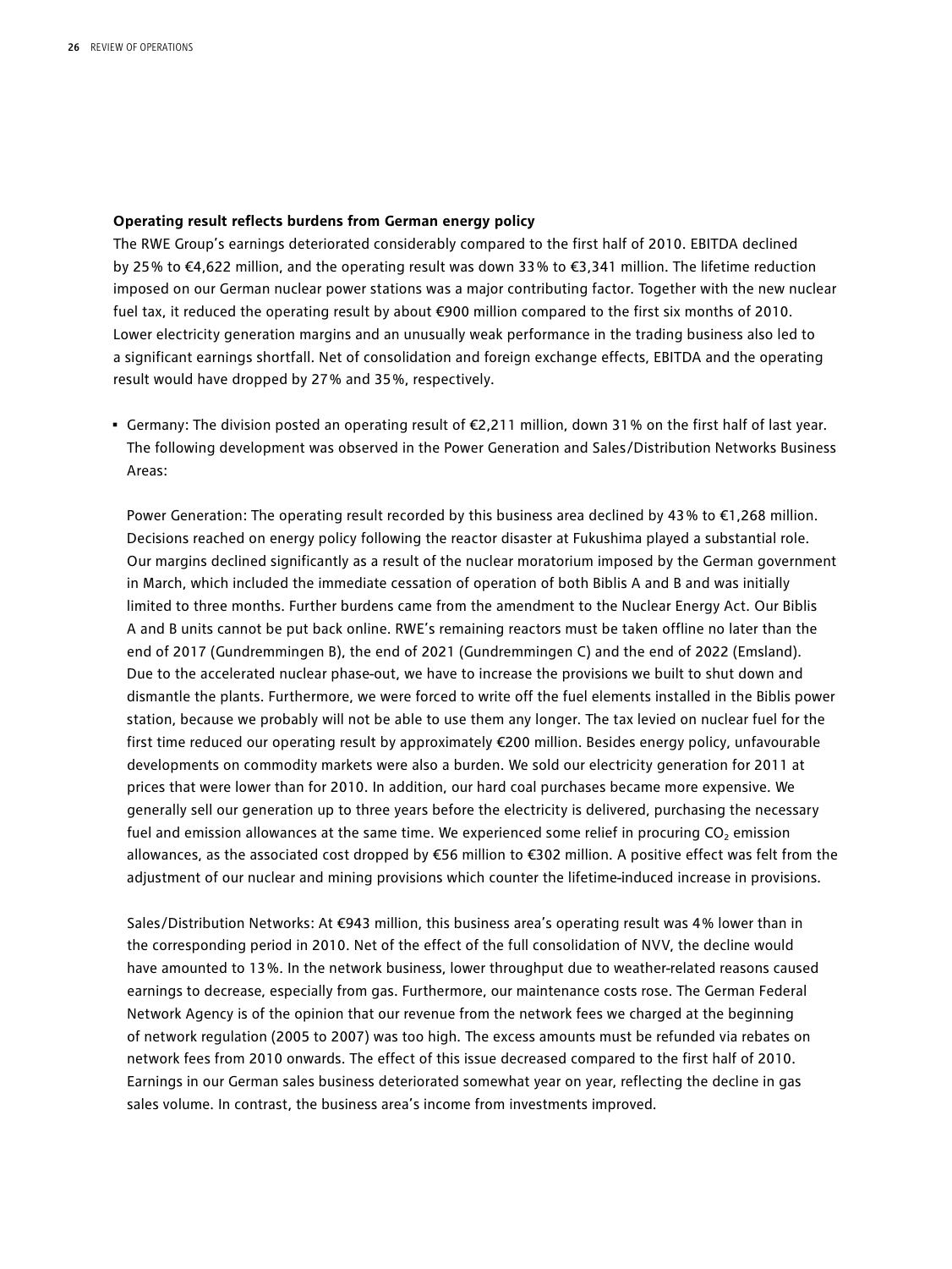**Operating result reflects burdens from German energy policy**

The RWE Group's earnings deteriorated considerably compared to the first half of 2010. EBITDA declined by 25% to €4,622 million, and the operating result was down 33% to €3,341 million. The lifetime reduction imposed on our German nuclear power stations was a major contributing factor. Together with the new nuclear fuel tax, it reduced the operating result by about €900 million compared to the first six months of 2010. Lower electricity generation margins and an unusually weak performance in the trading business also led to a significant earnings shortfall. Net of consolidation and foreign exchange effects, EBITDA and the operating result would have dropped by 27% and 35%, respectively.

- Germany: The division posted an operating result of €2,211 million, down 31% on the first half of last year. The following development was observed in the Power Generation and Sales/Distribution Networks Business Areas:

  Power Generation: The operating result recorded by this business area declined by 43% to €1,268 million. Decisions reached on energy policy following the reactor disaster at Fukushima played a substantial role. Our margins declined significantly as a result of the nuclear moratorium imposed by the German government in March, which included the immediate cessation of operation of both Biblis A and B and was initially limited to three months. Further burdens came from the amendment to the Nuclear Energy Act. Our Biblis A and B units cannot be put back online. RWE's remaining reactors must be taken offline no later than the end of 2017 (Gundremmingen B), the end of 2021 (Gundremmingen C) and the end of 2022 (Emsland). Due to the accelerated nuclear phase-out, we have to increase the provisions we built to shut down and dismantle the plants. Furthermore, we were forced to write off the fuel elements installed in the Biblis power station, because we probably will not be able to use them any longer. The tax levied on nuclear fuel for the first time reduced our operating result by approximately €200 million. Besides energy policy, unfavourable developments on commodity markets were also a burden. We sold our electricity generation for 2011 at prices that were lower than for 2010. In addition, our hard coal purchases became more expensive. We generally sell our generation up to three years before the electricity is delivered, purchasing the necessary fuel and emission allowances at the same time. We experienced some relief in procuring $CO_2$ emission allowances, as the associated cost dropped by €56 million to €302 million. A positive effect was felt from the adjustment of our nuclear and mining provisions which counter the lifetime-induced increase in provisions.

  Sales/Distribution Networks: At €943 million, this business area's operating result was 4% lower than in the corresponding period in 2010. Net of the effect of the full consolidation of NVV, the decline would have amounted to 13%. In the network business, lower throughput due to weather-related reasons caused earnings to decrease, especially from gas. Furthermore, our maintenance costs rose. The German Federal Network Agency is of the opinion that our revenue from the network fees we charged at the beginning of network regulation (2005 to 2007) was too high. The excess amounts must be refunded via rebates on network fees from 2010 onwards. The effect of this issue decreased compared to the first half of 2010. Earnings in our German sales business deteriorated somewhat year on year, reflecting the decline in gas sales volume. In contrast, the business area's income from investments improved.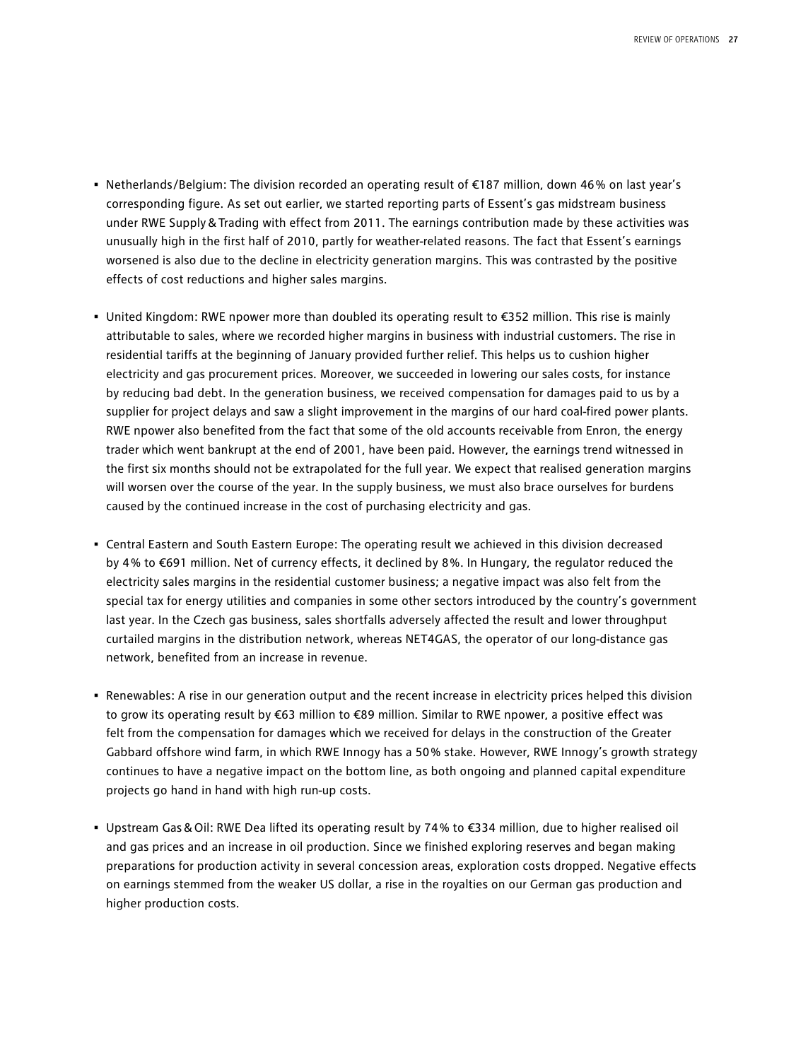- Netherlands/Belgium: The division recorded an operating result of €187 million, down 46% on last year's corresponding figure. As set out earlier, we started reporting parts of Essent's gas midstream business under RWE Supply & Trading with effect from 2011. The earnings contribution made by these activities was unusually high in the first half of 2010, partly for weather-related reasons. The fact that Essent's earnings worsened is also due to the decline in electricity generation margins. This was contrasted by the positive effects of cost reductions and higher sales margins.

- United Kingdom: RWE npower more than doubled its operating result to €352 million. This rise is mainly attributable to sales, where we recorded higher margins in business with industrial customers. The rise in residential tariffs at the beginning of January provided further relief. This helps us to cushion higher electricity and gas procurement prices. Moreover, we succeeded in lowering our sales costs, for instance by reducing bad debt. In the generation business, we received compensation for damages paid to us by a supplier for project delays and saw a slight improvement in the margins of our hard coal-fired power plants. RWE npower also benefited from the fact that some of the old accounts receivable from Enron, the energy trader which went bankrupt at the end of 2001, have been paid. However, the earnings trend witnessed in the first six months should not be extrapolated for the full year. We expect that realised generation margins will worsen over the course of the year. In the supply business, we must also brace ourselves for burdens caused by the continued increase in the cost of purchasing electricity and gas.

- Central Eastern and South Eastern Europe: The operating result we achieved in this division decreased by 4% to €691 million. Net of currency effects, it declined by 8%. In Hungary, the regulator reduced the electricity sales margins in the residential customer business; a negative impact was also felt from the special tax for energy utilities and companies in some other sectors introduced by the country's government last year. In the Czech gas business, sales shortfalls adversely affected the result and lower throughput curtailed margins in the distribution network, whereas NET4GAS, the operator of our long-distance gas network, benefited from an increase in revenue.

- Renewables: A rise in our generation output and the recent increase in electricity prices helped this division to grow its operating result by €63 million to €89 million. Similar to RWE npower, a positive effect was felt from the compensation for damages which we received for delays in the construction of the Greater Gabbard offshore wind farm, in which RWE Innogy has a 50% stake. However, RWE Innogy's growth strategy continues to have a negative impact on the bottom line, as both ongoing and planned capital expenditure projects go hand in hand with high run-up costs.

- Upstream Gas & Oil: RWE Dea lifted its operating result by 74% to €334 million, due to higher realised oil and gas prices and an increase in oil production. Since we finished exploring reserves and began making preparations for production activity in several concession areas, exploration costs dropped. Negative effects on earnings stemmed from the weaker US dollar, a rise in the royalties on our German gas production and higher production costs.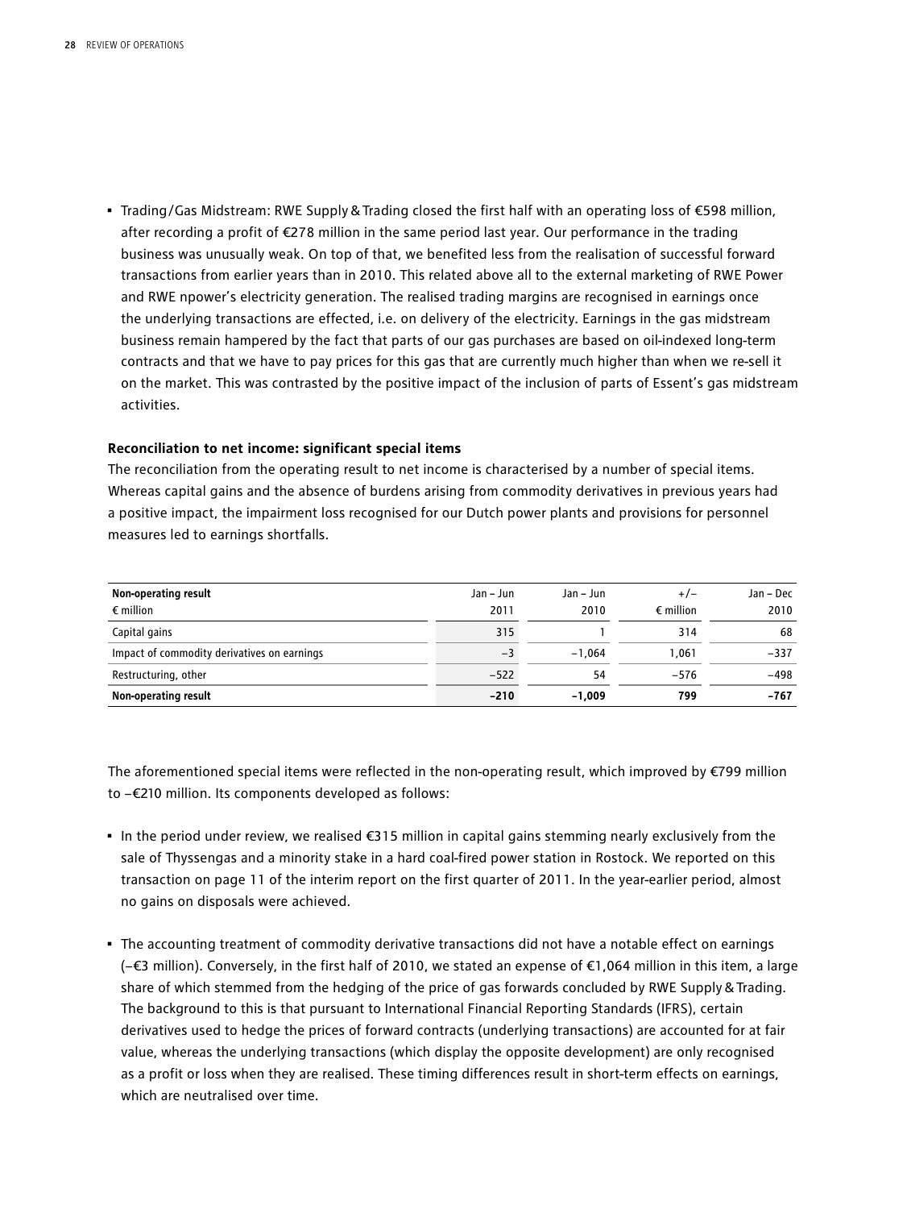- Trading/Gas Midstream: RWE Supply & Trading closed the first half with an operating loss of €598 million, after recording a profit of €278 million in the same period last year. Our performance in the trading business was unusually weak. On top of that, we benefited less from the realisation of successful forward transactions from earlier years than in 2010. This related above all to the external marketing of RWE Power and RWE npower's electricity generation. The realised trading margins are recognised in earnings once the underlying transactions are effected, i.e. on delivery of the electricity. Earnings in the gas midstream business remain hampered by the fact that parts of our gas purchases are based on oil-indexed long-term contracts and that we have to pay prices for this gas that are currently much higher than when we re-sell it on the market. This was contrasted by the positive impact of the inclusion of parts of Essent's gas midstream activities.

**Reconciliation to net income: significant special items**

The reconciliation from the operating result to net income is characterised by a number of special items. Whereas capital gains and the absence of burdens arising from commodity derivatives in previous years had a positive impact, the impairment loss recognised for our Dutch power plants and provisions for personnel measures led to earnings shortfalls.

| **Non-operating result**<br>€ million | Jan – Jun<br>2011 | Jan – Jun<br>2010 | +/–<br>€ million | Jan – Dec<br>2010 |
|---|---|---|---|---|
| Capital gains | 315 | 1 | 314 | 68 |
| Impact of commodity derivatives on earnings | –3 | –1,064 | 1,061 | –337 |
| Restructuring, other | –522 | 54 | –576 | –498 |
| **Non-operating result** | **–210** | **–1,009** | **799** | **–767** |

The aforementioned special items were reflected in the non-operating result, which improved by €799 million to –€210 million. Its components developed as follows:

- In the period under review, we realised €315 million in capital gains stemming nearly exclusively from the sale of Thyssengas and a minority stake in a hard coal-fired power station in Rostock. We reported on this transaction on page 11 of the interim report on the first quarter of 2011. In the year-earlier period, almost no gains on disposals were achieved.

- The accounting treatment of commodity derivative transactions did not have a notable effect on earnings (–€3 million). Conversely, in the first half of 2010, we stated an expense of €1,064 million in this item, a large share of which stemmed from the hedging of the price of gas forwards concluded by RWE Supply & Trading. The background to this is that pursuant to International Financial Reporting Standards (IFRS), certain derivatives used to hedge the prices of forward contracts (underlying transactions) are accounted for at fair value, whereas the underlying transactions (which display the opposite development) are only recognised as a profit or loss when they are realised. These timing differences result in short-term effects on earnings, which are neutralised over time.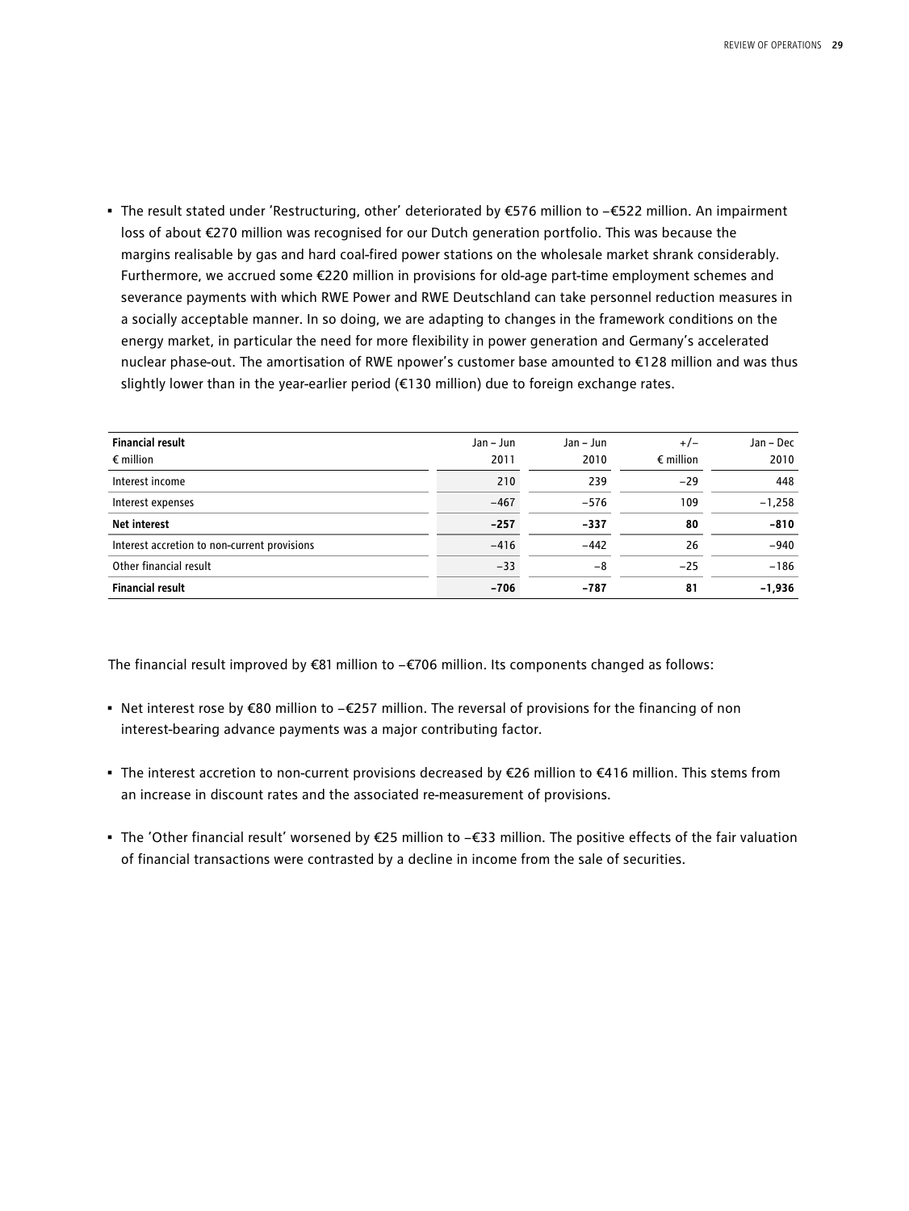- The result stated under 'Restructuring, other' deteriorated by €576 million to –€522 million. An impairment loss of about €270 million was recognised for our Dutch generation portfolio. This was because the margins realisable by gas and hard coal-fired power stations on the wholesale market shrank considerably. Furthermore, we accrued some €220 million in provisions for old-age part-time employment schemes and severance payments with which RWE Power and RWE Deutschland can take personnel reduction measures in a socially acceptable manner. In so doing, we are adapting to changes in the framework conditions on the energy market, in particular the need for more flexibility in power generation and Germany's accelerated nuclear phase-out. The amortisation of RWE npower's customer base amounted to €128 million and was thus slightly lower than in the year-earlier period (€130 million) due to foreign exchange rates.

| **Financial result**<br>€ million | Jan – Jun<br>2011 | Jan – Jun<br>2010 | +/–<br>€ million | Jan – Dec<br>2010 |
|---|---|---|---|---|
| Interest income | 210 | 239 | –29 | 448 |
| Interest expenses | –467 | –576 | 109 | –1,258 |
| **Net interest** | **–257** | **–337** | **80** | **–810** |
| Interest accretion to non-current provisions | –416 | –442 | 26 | –940 |
| Other financial result | –33 | –8 | –25 | –186 |
| **Financial result** | **–706** | **–787** | **81** | **–1,936** |

The financial result improved by €81 million to –€706 million. Its components changed as follows:

- Net interest rose by €80 million to –€257 million. The reversal of provisions for the financing of non interest-bearing advance payments was a major contributing factor.

- The interest accretion to non-current provisions decreased by €26 million to €416 million. This stems from an increase in discount rates and the associated re-measurement of provisions.

- The 'Other financial result' worsened by €25 million to –€33 million. The positive effects of the fair valuation of financial transactions were contrasted by a decline in income from the sale of securities.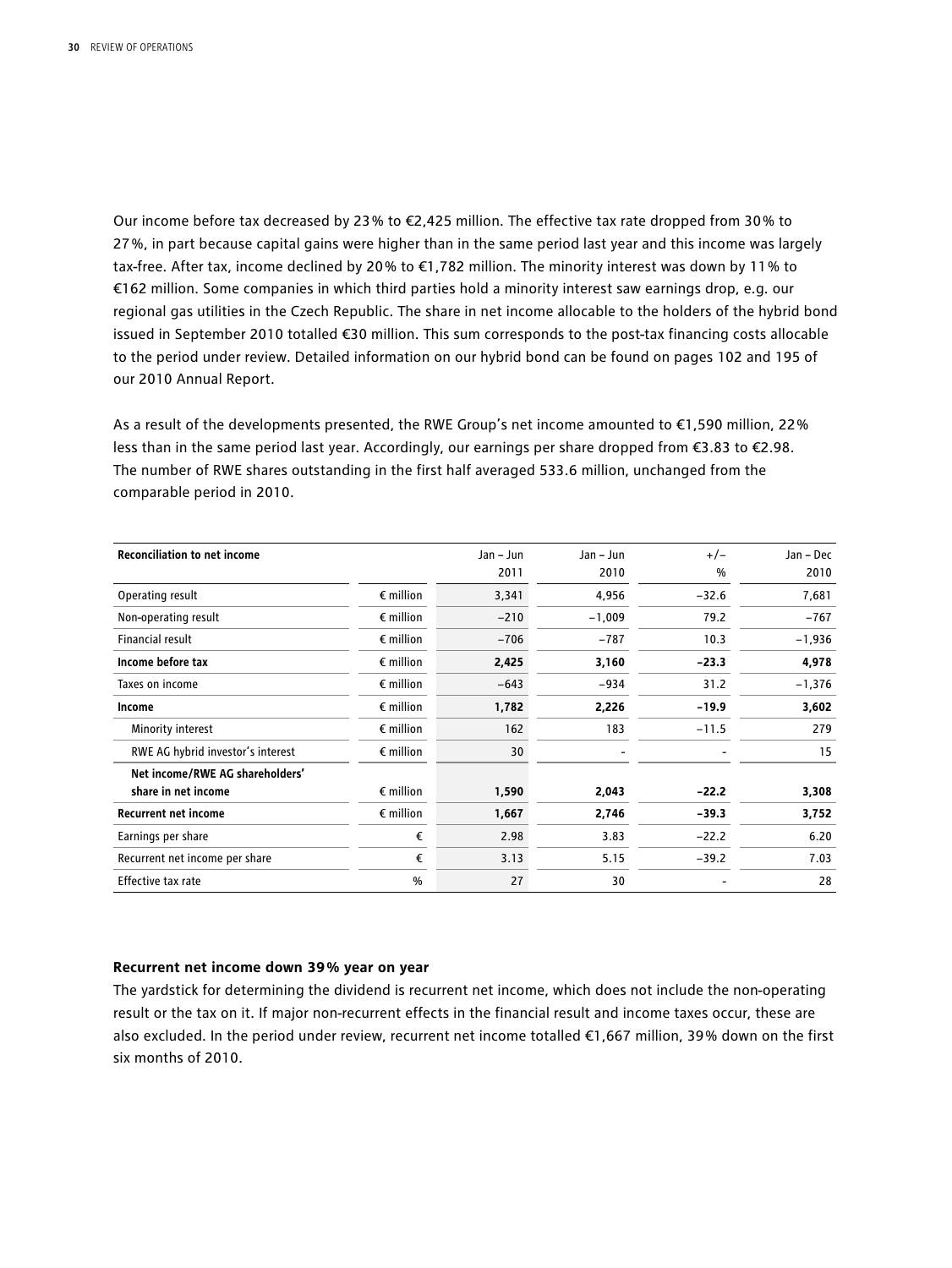Our income before tax decreased by 23% to €2,425 million. The effective tax rate dropped from 30% to 27%, in part because capital gains were higher than in the same period last year and this income was largely tax-free. After tax, income declined by 20% to €1,782 million. The minority interest was down by 11% to €162 million. Some companies in which third parties hold a minority interest saw earnings drop, e.g. our regional gas utilities in the Czech Republic. The share in net income allocable to the holders of the hybrid bond issued in September 2010 totalled €30 million. This sum corresponds to the post-tax financing costs allocable to the period under review. Detailed information on our hybrid bond can be found on pages 102 and 195 of our 2010 Annual Report.

As a result of the developments presented, the RWE Group's net income amounted to €1,590 million, 22% less than in the same period last year. Accordingly, our earnings per share dropped from €3.83 to €2.98. The number of RWE shares outstanding in the first half averaged 533.6 million, unchanged from the comparable period in 2010.

| Reconciliation to net income | | Jan – Jun 2011 | Jan – Jun 2010 | +/– % | Jan – Dec 2010 |
|---|---|---|---|---|---|
| Operating result | € million | 3,341 | 4,956 | −32.6 | 7,681 |
| Non-operating result | € million | −210 | −1,009 | 79.2 | −767 |
| Financial result | € million | −706 | −787 | 10.3 | −1,936 |
| **Income before tax** | € million | **2,425** | **3,160** | **−23.3** | **4,978** |
| Taxes on income | € million | −643 | −934 | 31.2 | −1,376 |
| **Income** | € million | **1,782** | **2,226** | **−19.9** | **3,602** |
| Minority interest | € million | 162 | 183 | −11.5 | 279 |
| RWE AG hybrid investor's interest | € million | 30 | - | - | 15 |
| **Net income/RWE AG shareholders' share in net income** | € million | **1,590** | **2,043** | **−22.2** | **3,308** |
| **Recurrent net income** | € million | **1,667** | **2,746** | **−39.3** | **3,752** |
| Earnings per share | € | 2.98 | 3.83 | −22.2 | 6.20 |
| Recurrent net income per share | € | 3.13 | 5.15 | −39.2 | 7.03 |
| Effective tax rate | % | 27 | 30 | - | 28 |

**Recurrent net income down 39% year on year**

The yardstick for determining the dividend is recurrent net income, which does not include the non-operating result or the tax on it. If major non-recurrent effects in the financial result and income taxes occur, these are also excluded. In the period under review, recurrent net income totalled €1,667 million, 39% down on the first six months of 2010.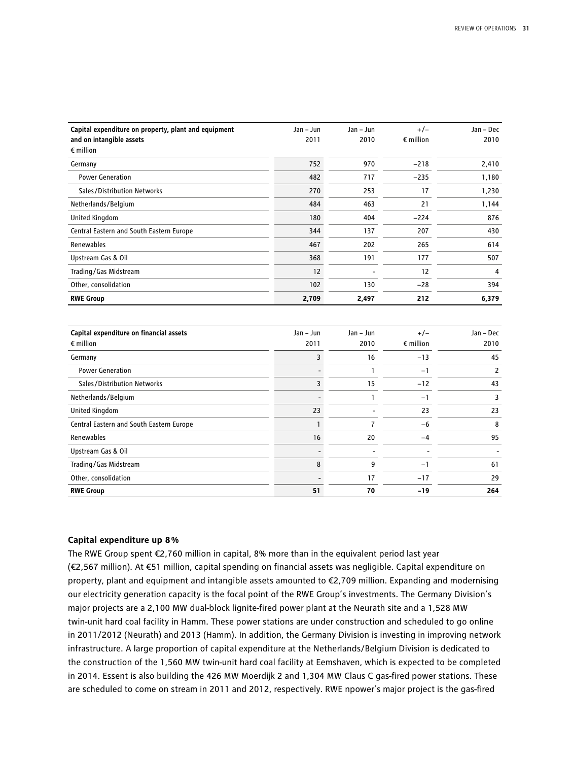| Capital expenditure on property, plant and equipment and on intangible assets<br>€ million | Jan – Jun 2011 | Jan – Jun 2010 | +/– € million | Jan – Dec 2010 |
|---|---|---|---|---|
| Germany | 752 | 970 | –218 | 2,410 |
| Power Generation | 482 | 717 | –235 | 1,180 |
| Sales/Distribution Networks | 270 | 253 | 17 | 1,230 |
| Netherlands/Belgium | 484 | 463 | 21 | 1,144 |
| United Kingdom | 180 | 404 | –224 | 876 |
| Central Eastern and South Eastern Europe | 344 | 137 | 207 | 430 |
| Renewables | 467 | 202 | 265 | 614 |
| Upstream Gas & Oil | 368 | 191 | 177 | 507 |
| Trading/Gas Midstream | 12 | - | 12 | 4 |
| Other, consolidation | 102 | 130 | –28 | 394 |
| **RWE Group** | **2,709** | **2,497** | **212** | **6,379** |

| Capital expenditure on financial assets<br>€ million | Jan – Jun 2011 | Jan – Jun 2010 | +/– € million | Jan – Dec 2010 |
|---|---|---|---|---|
| Germany | 3 | 16 | –13 | 45 |
| Power Generation | - | 1 | –1 | 2 |
| Sales/Distribution Networks | 3 | 15 | –12 | 43 |
| Netherlands/Belgium | - | 1 | –1 | 3 |
| United Kingdom | 23 | - | 23 | 23 |
| Central Eastern and South Eastern Europe | 1 | 7 | –6 | 8 |
| Renewables | 16 | 20 | –4 | 95 |
| Upstream Gas & Oil | - | - | - | - |
| Trading/Gas Midstream | 8 | 9 | –1 | 61 |
| Other, consolidation | - | 17 | –17 | 29 |
| **RWE Group** | **51** | **70** | **–19** | **264** |

**Capital expenditure up 8%**

The RWE Group spent €2,760 million in capital, 8% more than in the equivalent period last year (€2,567 million). At €51 million, capital spending on financial assets was negligible. Capital expenditure on property, plant and equipment and intangible assets amounted to €2,709 million. Expanding and modernising our electricity generation capacity is the focal point of the RWE Group's investments. The Germany Division's major projects are a 2,100 MW dual-block lignite-fired power plant at the Neurath site and a 1,528 MW twin-unit hard coal facility in Hamm. These power stations are under construction and scheduled to go online in 2011/2012 (Neurath) and 2013 (Hamm). In addition, the Germany Division is investing in improving network infrastructure. A large proportion of capital expenditure at the Netherlands/Belgium Division is dedicated to the construction of the 1,560 MW twin-unit hard coal facility at Eemshaven, which is expected to be completed in 2014. Essent is also building the 426 MW Moerdijk 2 and 1,304 MW Claus C gas-fired power stations. These are scheduled to come on stream in 2011 and 2012, respectively. RWE npower's major project is the gas-fired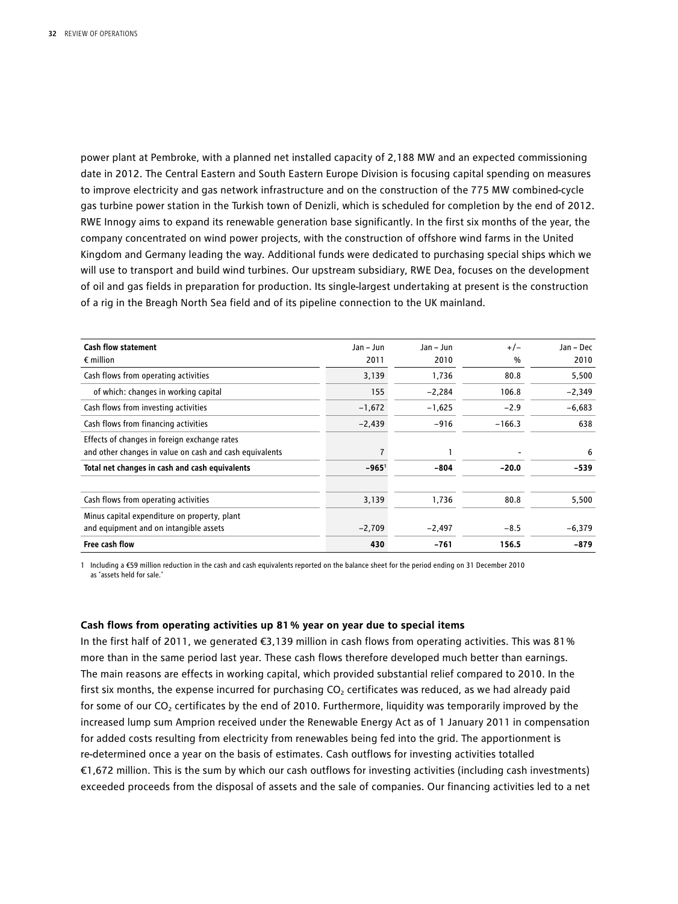power plant at Pembroke, with a planned net installed capacity of 2,188 MW and an expected commissioning date in 2012. The Central Eastern and South Eastern Europe Division is focusing capital spending on measures to improve electricity and gas network infrastructure and on the construction of the 775 MW combined-cycle gas turbine power station in the Turkish town of Denizli, which is scheduled for completion by the end of 2012. RWE Innogy aims to expand its renewable generation base significantly. In the first six months of the year, the company concentrated on wind power projects, with the construction of offshore wind farms in the United Kingdom and Germany leading the way. Additional funds were dedicated to purchasing special ships which we will use to transport and build wind turbines. Our upstream subsidiary, RWE Dea, focuses on the development of oil and gas fields in preparation for production. Its single-largest undertaking at present is the construction of a rig in the Breagh North Sea field and of its pipeline connection to the UK mainland.

| **Cash flow statement**<br>€ million | Jan – Jun<br>2011 | Jan – Jun<br>2010 | +/–<br>% | Jan – Dec<br>2010 |
|---|---|---|---|---|
| Cash flows from operating activities | 3,139 | 1,736 | 80.8 | 5,500 |
| of which: changes in working capital | 155 | −2,284 | 106.8 | −2,349 |
| Cash flows from investing activities | −1,672 | −1,625 | −2.9 | −6,683 |
| Cash flows from financing activities | −2,439 | −916 | −166.3 | 638 |
| Effects of changes in foreign exchange rates and other changes in value on cash and cash equivalents | 7 | 1 | - | 6 |
| **Total net changes in cash and cash equivalents** | **−965**[1] | **−804** | **−20.0** | **−539** |
| | | | | |
| Cash flows from operating activities | 3,139 | 1,736 | 80.8 | 5,500 |
| Minus capital expenditure on property, plant and equipment and on intangible assets | −2,709 | −2,497 | −8.5 | −6,379 |
| **Free cash flow** | **430** | **−761** | **156.5** | **−879** |

1 Including a €59 million reduction in the cash and cash equivalents reported on the balance sheet for the period ending on 31 December 2010 as 'assets held for sale.'

**Cash flows from operating activities up 81 % year on year due to special items**

In the first half of 2011, we generated €3,139 million in cash flows from operating activities. This was 81 % more than in the same period last year. These cash flows therefore developed much better than earnings. The main reasons are effects in working capital, which provided substantial relief compared to 2010. In the first six months, the expense incurred for purchasing $CO_2$ certificates was reduced, as we had already paid for some of our $CO_2$ certificates by the end of 2010. Furthermore, liquidity was temporarily improved by the increased lump sum Amprion received under the Renewable Energy Act as of 1 January 2011 in compensation for added costs resulting from electricity from renewables being fed into the grid. The apportionment is re-determined once a year on the basis of estimates. Cash outflows for investing activities totalled €1,672 million. This is the sum by which our cash outflows for investing activities (including cash investments) exceeded proceeds from the disposal of assets and the sale of companies. Our financing activities led to a net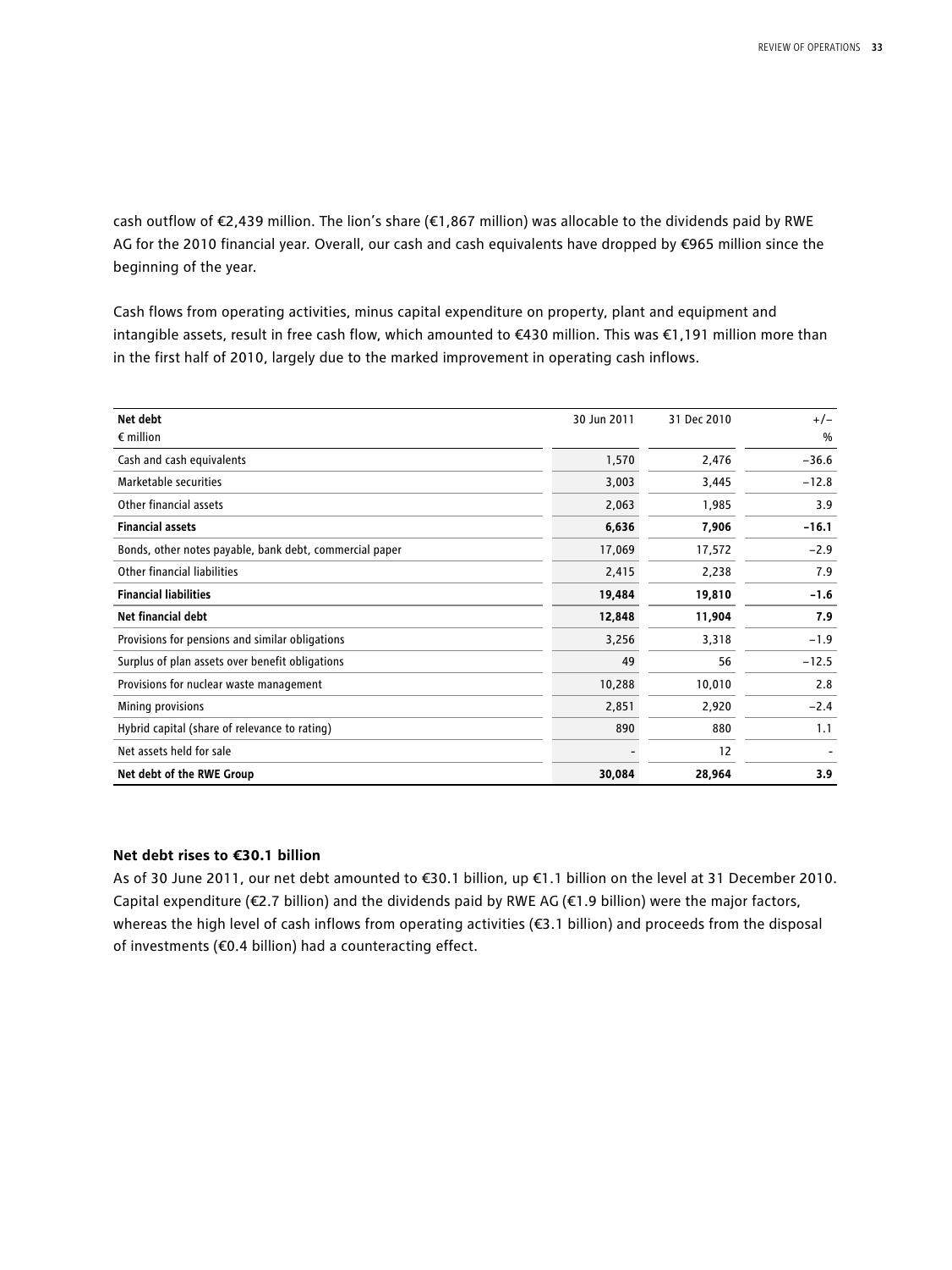cash outflow of €2,439 million. The lion's share (€1,867 million) was allocable to the dividends paid by RWE AG for the 2010 financial year. Overall, our cash and cash equivalents have dropped by €965 million since the beginning of the year.

Cash flows from operating activities, minus capital expenditure on property, plant and equipment and intangible assets, result in free cash flow, which amounted to €430 million. This was €1,191 million more than in the first half of 2010, largely due to the marked improvement in operating cash inflows.

| Net debt<br>€ million | 30 Jun 2011 | 31 Dec 2010 | +/–<br>% |
|---|---|---|---|
| Cash and cash equivalents | 1,570 | 2,476 | −36.6 |
| Marketable securities | 3,003 | 3,445 | −12.8 |
| Other financial assets | 2,063 | 1,985 | 3.9 |
| **Financial assets** | **6,636** | **7,906** | **−16.1** |
| Bonds, other notes payable, bank debt, commercial paper | 17,069 | 17,572 | −2.9 |
| Other financial liabilities | 2,415 | 2,238 | 7.9 |
| **Financial liabilities** | **19,484** | **19,810** | **−1.6** |
| **Net financial debt** | **12,848** | **11,904** | **7.9** |
| Provisions for pensions and similar obligations | 3,256 | 3,318 | −1.9 |
| Surplus of plan assets over benefit obligations | 49 | 56 | −12.5 |
| Provisions for nuclear waste management | 10,288 | 10,010 | 2.8 |
| Mining provisions | 2,851 | 2,920 | −2.4 |
| Hybrid capital (share of relevance to rating) | 890 | 880 | 1.1 |
| Net assets held for sale | - | 12 | - |
| **Net debt of the RWE Group** | **30,084** | **28,964** | **3.9** |

**Net debt rises to €30.1 billion**

As of 30 June 2011, our net debt amounted to €30.1 billion, up €1.1 billion on the level at 31 December 2010. Capital expenditure (€2.7 billion) and the dividends paid by RWE AG (€1.9 billion) were the major factors, whereas the high level of cash inflows from operating activities (€3.1 billion) and proceeds from the disposal of investments (€0.4 billion) had a counteracting effect.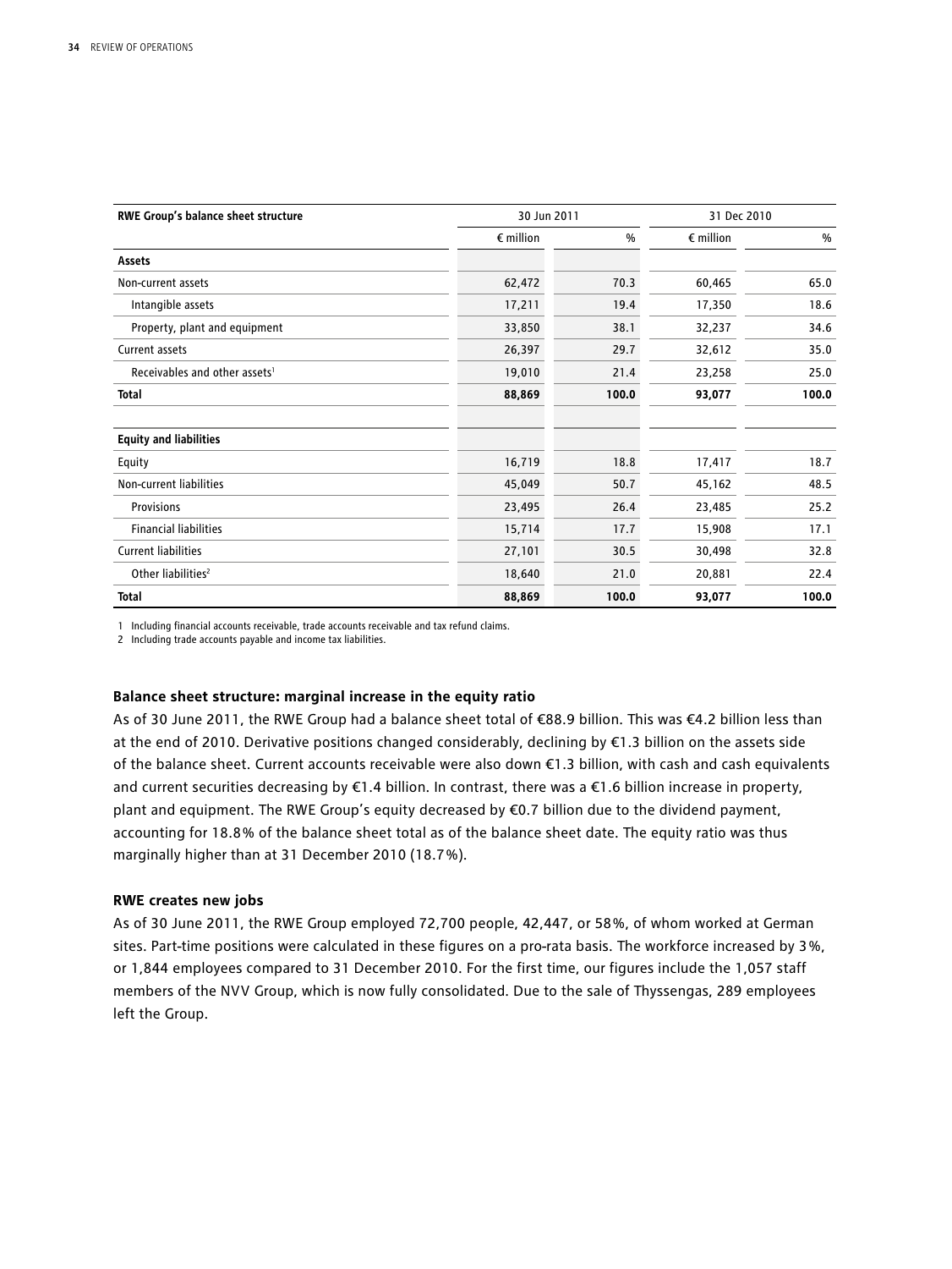| RWE Group's balance sheet structure | 30 Jun 2011 | | 31 Dec 2010 | |
|---|---|---|---|---|
| | € million | % | € million | % |
| **Assets** | | | | |
| Non-current assets | 62,472 | 70.3 | 60,465 | 65.0 |
| Intangible assets | 17,211 | 19.4 | 17,350 | 18.6 |
| Property, plant and equipment | 33,850 | 38.1 | 32,237 | 34.6 |
| Current assets | 26,397 | 29.7 | 32,612 | 35.0 |
| Receivables and other assets[1] | 19,010 | 21.4 | 23,258 | 25.0 |
| **Total** | **88,869** | **100.0** | **93,077** | **100.0** |
| | | | | |
| **Equity and liabilities** | | | | |
| Equity | 16,719 | 18.8 | 17,417 | 18.7 |
| Non-current liabilities | 45,049 | 50.7 | 45,162 | 48.5 |
| Provisions | 23,495 | 26.4 | 23,485 | 25.2 |
| Financial liabilities | 15,714 | 17.7 | 15,908 | 17.1 |
| Current liabilities | 27,101 | 30.5 | 30,498 | 32.8 |
| Other liabilities[2] | 18,640 | 21.0 | 20,881 | 22.4 |
| **Total** | **88,869** | **100.0** | **93,077** | **100.0** |

1 Including financial accounts receivable, trade accounts receivable and tax refund claims.
2 Including trade accounts payable and income tax liabilities.

**Balance sheet structure: marginal increase in the equity ratio**
As of 30 June 2011, the RWE Group had a balance sheet total of €88.9 billion. This was €4.2 billion less than at the end of 2010. Derivative positions changed considerably, declining by €1.3 billion on the assets side of the balance sheet. Current accounts receivable were also down €1.3 billion, with cash and cash equivalents and current securities decreasing by €1.4 billion. In contrast, there was a €1.6 billion increase in property, plant and equipment. The RWE Group's equity decreased by €0.7 billion due to the dividend payment, accounting for 18.8% of the balance sheet total as of the balance sheet date. The equity ratio was thus marginally higher than at 31 December 2010 (18.7%).

**RWE creates new jobs**
As of 30 June 2011, the RWE Group employed 72,700 people, 42,447, or 58%, of whom worked at German sites. Part-time positions were calculated in these figures on a pro-rata basis. The workforce increased by 3%, or 1,844 employees compared to 31 December 2010. For the first time, our figures include the 1,057 staff members of the NVV Group, which is now fully consolidated. Due to the sale of Thyssengas, 289 employees left the Group.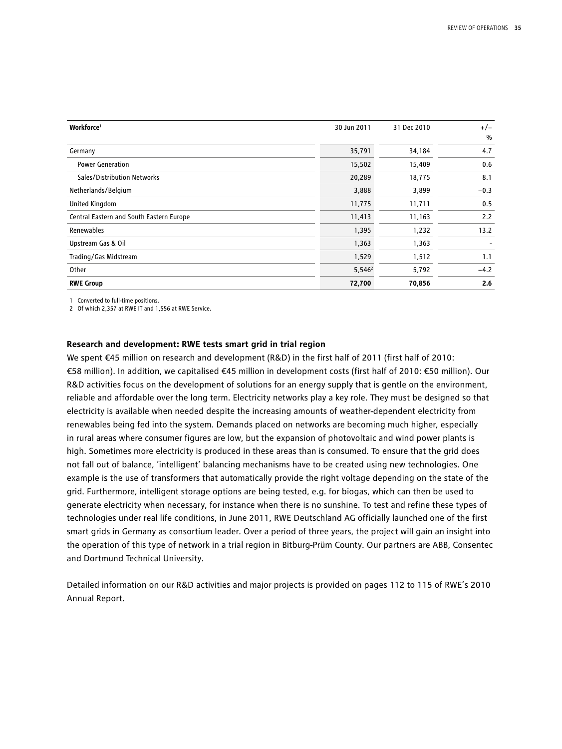| Workforce[1] | 30 Jun 2011 | 31 Dec 2010 | +/– % |
|---|---|---|---|
| Germany | 35,791 | 34,184 | 4.7 |
| Power Generation | 15,502 | 15,409 | 0.6 |
| Sales/Distribution Networks | 20,289 | 18,775 | 8.1 |
| Netherlands/Belgium | 3,888 | 3,899 | –0.3 |
| United Kingdom | 11,775 | 11,711 | 0.5 |
| Central Eastern and South Eastern Europe | 11,413 | 11,163 | 2.2 |
| Renewables | 1,395 | 1,232 | 13.2 |
| Upstream Gas & Oil | 1,363 | 1,363 | - |
| Trading/Gas Midstream | 1,529 | 1,512 | 1.1 |
| Other | 5,546[2] | 5,792 | –4.2 |
| **RWE Group** | **72,700** | **70,856** | **2.6** |

1 Converted to full-time positions.
2 Of which 2,357 at RWE IT and 1,556 at RWE Service.

### Research and development: RWE tests smart grid in trial region

We spent €45 million on research and development (R&D) in the first half of 2011 (first half of 2010: €58 million). In addition, we capitalised €45 million in development costs (first half of 2010: €50 million). Our R&D activities focus on the development of solutions for an energy supply that is gentle on the environment, reliable and affordable over the long term. Electricity networks play a key role. They must be designed so that electricity is available when needed despite the increasing amounts of weather-dependent electricity from renewables being fed into the system. Demands placed on networks are becoming much higher, especially in rural areas where consumer figures are low, but the expansion of photovoltaic and wind power plants is high. Sometimes more electricity is produced in these areas than is consumed. To ensure that the grid does not fall out of balance, 'intelligent' balancing mechanisms have to be created using new technologies. One example is the use of transformers that automatically provide the right voltage depending on the state of the grid. Furthermore, intelligent storage options are being tested, e.g. for biogas, which can then be used to generate electricity when necessary, for instance when there is no sunshine. To test and refine these types of technologies under real life conditions, in June 2011, RWE Deutschland AG officially launched one of the first smart grids in Germany as consortium leader. Over a period of three years, the project will gain an insight into the operation of this type of network in a trial region in Bitburg-Prüm County. Our partners are ABB, Consentec and Dortmund Technical University.

Detailed information on our R&D activities and major projects is provided on pages 112 to 115 of RWE's 2010 Annual Report.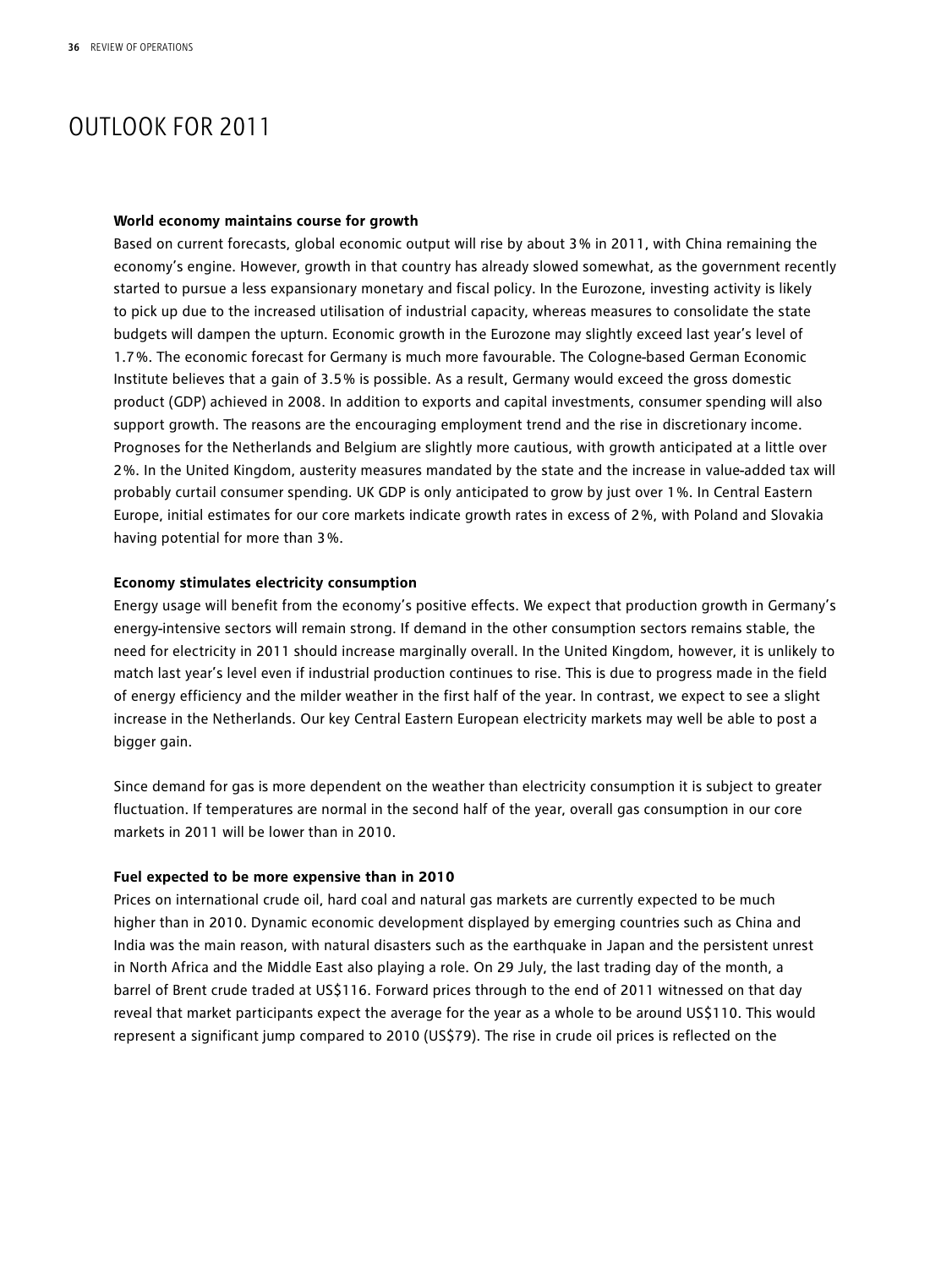# OUTLOOK FOR 2011

**World economy maintains course for growth**

Based on current forecasts, global economic output will rise by about 3% in 2011, with China remaining the economy's engine. However, growth in that country has already slowed somewhat, as the government recently started to pursue a less expansionary monetary and fiscal policy. In the Eurozone, investing activity is likely to pick up due to the increased utilisation of industrial capacity, whereas measures to consolidate the state budgets will dampen the upturn. Economic growth in the Eurozone may slightly exceed last year's level of 1.7%. The economic forecast for Germany is much more favourable. The Cologne-based German Economic Institute believes that a gain of 3.5% is possible. As a result, Germany would exceed the gross domestic product (GDP) achieved in 2008. In addition to exports and capital investments, consumer spending will also support growth. The reasons are the encouraging employment trend and the rise in discretionary income. Prognoses for the Netherlands and Belgium are slightly more cautious, with growth anticipated at a little over 2%. In the United Kingdom, austerity measures mandated by the state and the increase in value-added tax will probably curtail consumer spending. UK GDP is only anticipated to grow by just over 1%. In Central Eastern Europe, initial estimates for our core markets indicate growth rates in excess of 2%, with Poland and Slovakia having potential for more than 3%.

**Economy stimulates electricity consumption**

Energy usage will benefit from the economy's positive effects. We expect that production growth in Germany's energy-intensive sectors will remain strong. If demand in the other consumption sectors remains stable, the need for electricity in 2011 should increase marginally overall. In the United Kingdom, however, it is unlikely to match last year's level even if industrial production continues to rise. This is due to progress made in the field of energy efficiency and the milder weather in the first half of the year. In contrast, we expect to see a slight increase in the Netherlands. Our key Central Eastern European electricity markets may well be able to post a bigger gain.

Since demand for gas is more dependent on the weather than electricity consumption it is subject to greater fluctuation. If temperatures are normal in the second half of the year, overall gas consumption in our core markets in 2011 will be lower than in 2010.

**Fuel expected to be more expensive than in 2010**

Prices on international crude oil, hard coal and natural gas markets are currently expected to be much higher than in 2010. Dynamic economic development displayed by emerging countries such as China and India was the main reason, with natural disasters such as the earthquake in Japan and the persistent unrest in North Africa and the Middle East also playing a role. On 29 July, the last trading day of the month, a barrel of Brent crude traded at US$116. Forward prices through to the end of 2011 witnessed on that day reveal that market participants expect the average for the year as a whole to be around US$110. This would represent a significant jump compared to 2010 (US$79). The rise in crude oil prices is reflected on the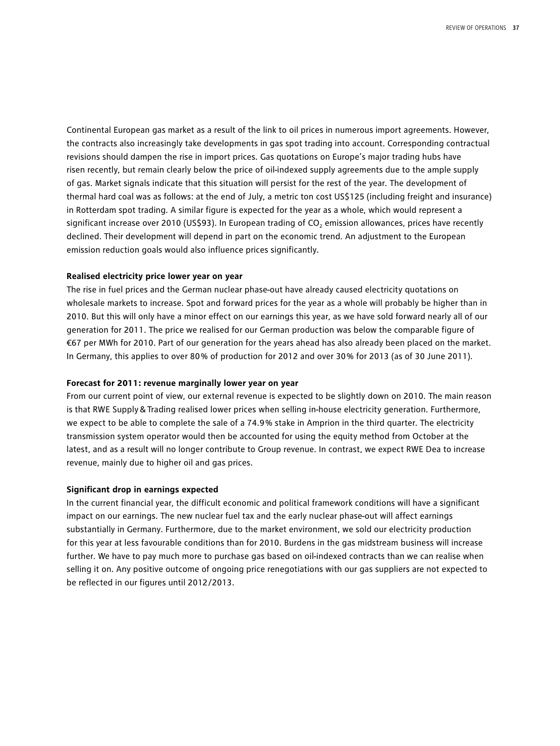Continental European gas market as a result of the link to oil prices in numerous import agreements. However, the contracts also increasingly take developments in gas spot trading into account. Corresponding contractual revisions should dampen the rise in import prices. Gas quotations on Europe's major trading hubs have risen recently, but remain clearly below the price of oil-indexed supply agreements due to the ample supply of gas. Market signals indicate that this situation will persist for the rest of the year. The development of thermal hard coal was as follows: at the end of July, a metric ton cost US$125 (including freight and insurance) in Rotterdam spot trading. A similar figure is expected for the year as a whole, which would represent a significant increase over 2010 (US$93). In European trading of $CO_2$ emission allowances, prices have recently declined. Their development will depend in part on the economic trend. An adjustment to the European emission reduction goals would also influence prices significantly.

**Realised electricity price lower year on year**

The rise in fuel prices and the German nuclear phase-out have already caused electricity quotations on wholesale markets to increase. Spot and forward prices for the year as a whole will probably be higher than in 2010. But this will only have a minor effect on our earnings this year, as we have sold forward nearly all of our generation for 2011. The price we realised for our German production was below the comparable figure of €67 per MWh for 2010. Part of our generation for the years ahead has also already been placed on the market. In Germany, this applies to over 80% of production for 2012 and over 30% for 2013 (as of 30 June 2011).

**Forecast for 2011: revenue marginally lower year on year**

From our current point of view, our external revenue is expected to be slightly down on 2010. The main reason is that RWE Supply & Trading realised lower prices when selling in-house electricity generation. Furthermore, we expect to be able to complete the sale of a 74.9% stake in Amprion in the third quarter. The electricity transmission system operator would then be accounted for using the equity method from October at the latest, and as a result will no longer contribute to Group revenue. In contrast, we expect RWE Dea to increase revenue, mainly due to higher oil and gas prices.

**Significant drop in earnings expected**

In the current financial year, the difficult economic and political framework conditions will have a significant impact on our earnings. The new nuclear fuel tax and the early nuclear phase-out will affect earnings substantially in Germany. Furthermore, due to the market environment, we sold our electricity production for this year at less favourable conditions than for 2010. Burdens in the gas midstream business will increase further. We have to pay much more to purchase gas based on oil-indexed contracts than we can realise when selling it on. Any positive outcome of ongoing price renegotiations with our gas suppliers are not expected to be reflected in our figures until 2012/2013.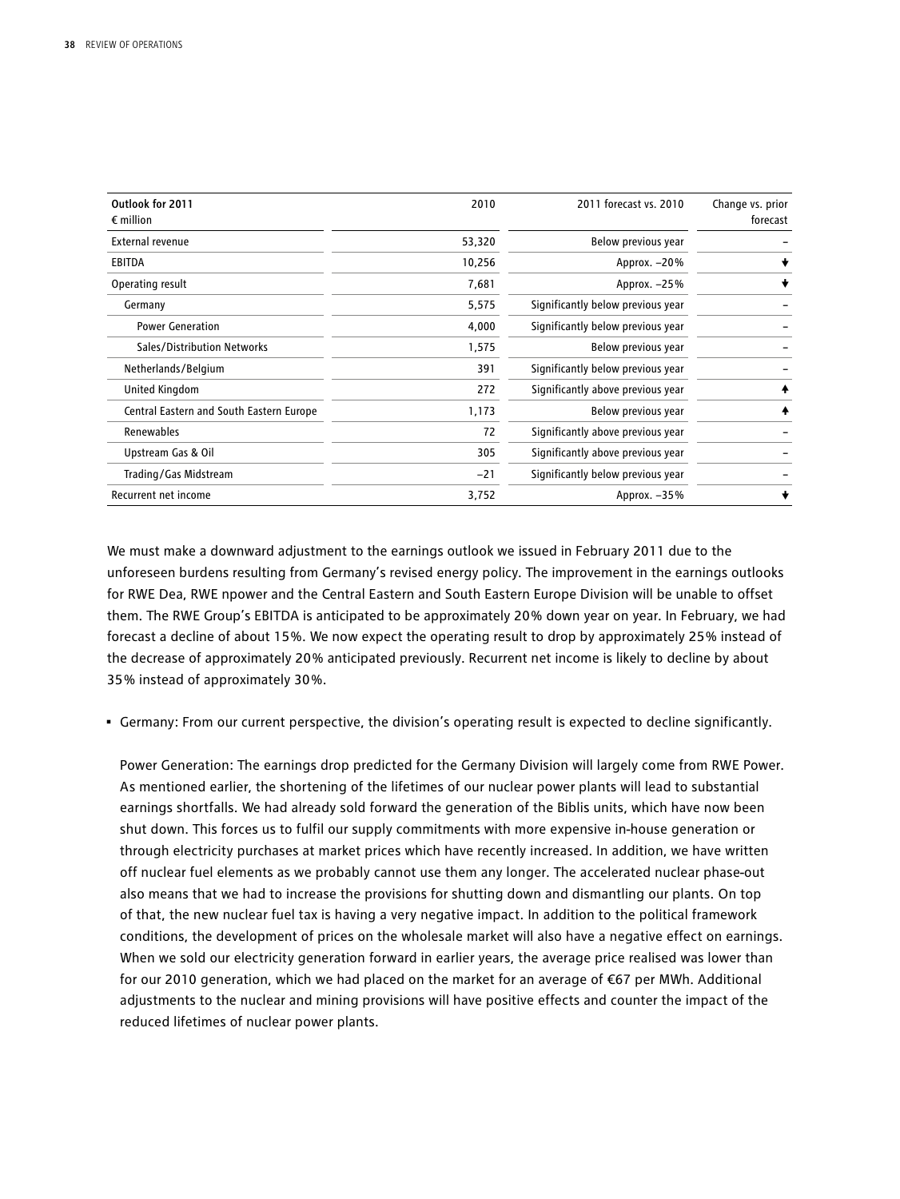| Outlook for 2011<br>€ million | 2010 | 2011 forecast vs. 2010 | Change vs. prior forecast |
|---|---|---|---|
| External revenue | 53,320 | Below previous year | – |
| EBITDA | 10,256 | Approx. –20% | ↓ |
| Operating result | 7,681 | Approx. –25% | ↓ |
| Germany | 5,575 | Significantly below previous year | – |
| Power Generation | 4,000 | Significantly below previous year | – |
| Sales/Distribution Networks | 1,575 | Below previous year | – |
| Netherlands/Belgium | 391 | Significantly below previous year | – |
| United Kingdom | 272 | Significantly above previous year | ↑ |
| Central Eastern and South Eastern Europe | 1,173 | Below previous year | ↑ |
| Renewables | 72 | Significantly above previous year | – |
| Upstream Gas & Oil | 305 | Significantly above previous year | – |
| Trading/Gas Midstream | –21 | Significantly below previous year | – |
| Recurrent net income | 3,752 | Approx. –35% | ↓ |

We must make a downward adjustment to the earnings outlook we issued in February 2011 due to the unforeseen burdens resulting from Germany's revised energy policy. The improvement in the earnings outlooks for RWE Dea, RWE npower and the Central Eastern and South Eastern Europe Division will be unable to offset them. The RWE Group's EBITDA is anticipated to be approximately 20% down year on year. In February, we had forecast a decline of about 15%. We now expect the operating result to drop by approximately 25% instead of the decrease of approximately 20% anticipated previously. Recurrent net income is likely to decline by about 35% instead of approximately 30%.

- Germany: From our current perspective, the division's operating result is expected to decline significantly.

  Power Generation: The earnings drop predicted for the Germany Division will largely come from RWE Power. As mentioned earlier, the shortening of the lifetimes of our nuclear power plants will lead to substantial earnings shortfalls. We had already sold forward the generation of the Biblis units, which have now been shut down. This forces us to fulfil our supply commitments with more expensive in-house generation or through electricity purchases at market prices which have recently increased. In addition, we have written off nuclear fuel elements as we probably cannot use them any longer. The accelerated nuclear phase-out also means that we had to increase the provisions for shutting down and dismantling our plants. On top of that, the new nuclear fuel tax is having a very negative impact. In addition to the political framework conditions, the development of prices on the wholesale market will also have a negative effect on earnings. When we sold our electricity generation forward in earlier years, the average price realised was lower than for our 2010 generation, which we had placed on the market for an average of €67 per MWh. Additional adjustments to the nuclear and mining provisions will have positive effects and counter the impact of the reduced lifetimes of nuclear power plants.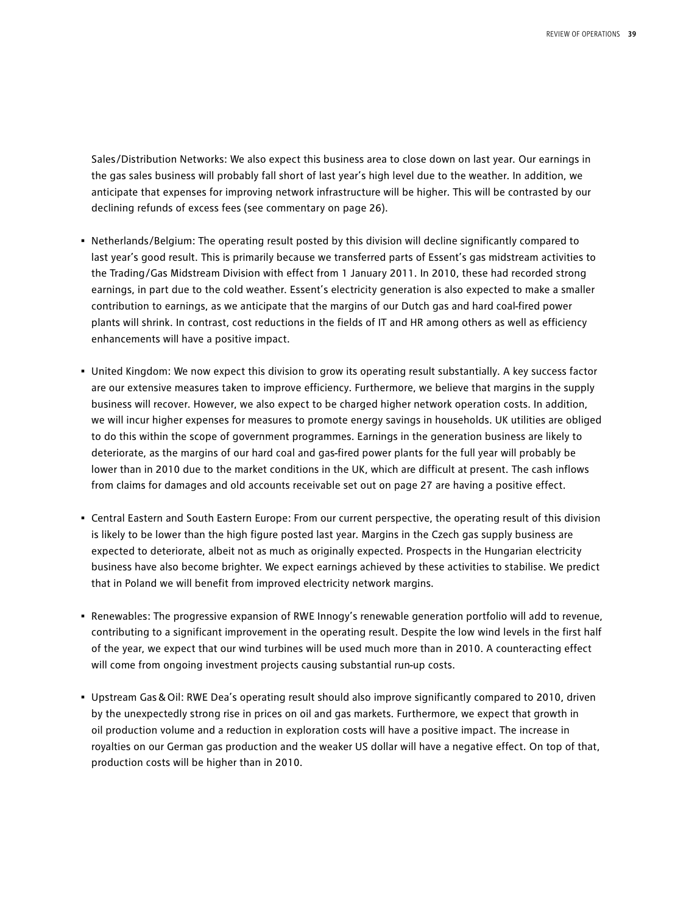Sales/Distribution Networks: We also expect this business area to close down on last year. Our earnings in the gas sales business will probably fall short of last year's high level due to the weather. In addition, we anticipate that expenses for improving network infrastructure will be higher. This will be contrasted by our declining refunds of excess fees (see commentary on page 26).

- Netherlands/Belgium: The operating result posted by this division will decline significantly compared to last year's good result. This is primarily because we transferred parts of Essent's gas midstream activities to the Trading/Gas Midstream Division with effect from 1 January 2011. In 2010, these had recorded strong earnings, in part due to the cold weather. Essent's electricity generation is also expected to make a smaller contribution to earnings, as we anticipate that the margins of our Dutch gas and hard coal-fired power plants will shrink. In contrast, cost reductions in the fields of IT and HR among others as well as efficiency enhancements will have a positive impact.

- United Kingdom: We now expect this division to grow its operating result substantially. A key success factor are our extensive measures taken to improve efficiency. Furthermore, we believe that margins in the supply business will recover. However, we also expect to be charged higher network operation costs. In addition, we will incur higher expenses for measures to promote energy savings in households. UK utilities are obliged to do this within the scope of government programmes. Earnings in the generation business are likely to deteriorate, as the margins of our hard coal and gas-fired power plants for the full year will probably be lower than in 2010 due to the market conditions in the UK, which are difficult at present. The cash inflows from claims for damages and old accounts receivable set out on page 27 are having a positive effect.

- Central Eastern and South Eastern Europe: From our current perspective, the operating result of this division is likely to be lower than the high figure posted last year. Margins in the Czech gas supply business are expected to deteriorate, albeit not as much as originally expected. Prospects in the Hungarian electricity business have also become brighter. We expect earnings achieved by these activities to stabilise. We predict that in Poland we will benefit from improved electricity network margins.

- Renewables: The progressive expansion of RWE Innogy's renewable generation portfolio will add to revenue, contributing to a significant improvement in the operating result. Despite the low wind levels in the first half of the year, we expect that our wind turbines will be used much more than in 2010. A counteracting effect will come from ongoing investment projects causing substantial run-up costs.

- Upstream Gas & Oil: RWE Dea's operating result should also improve significantly compared to 2010, driven by the unexpectedly strong rise in prices on oil and gas markets. Furthermore, we expect that growth in oil production volume and a reduction in exploration costs will have a positive impact. The increase in royalties on our German gas production and the weaker US dollar will have a negative effect. On top of that, production costs will be higher than in 2010.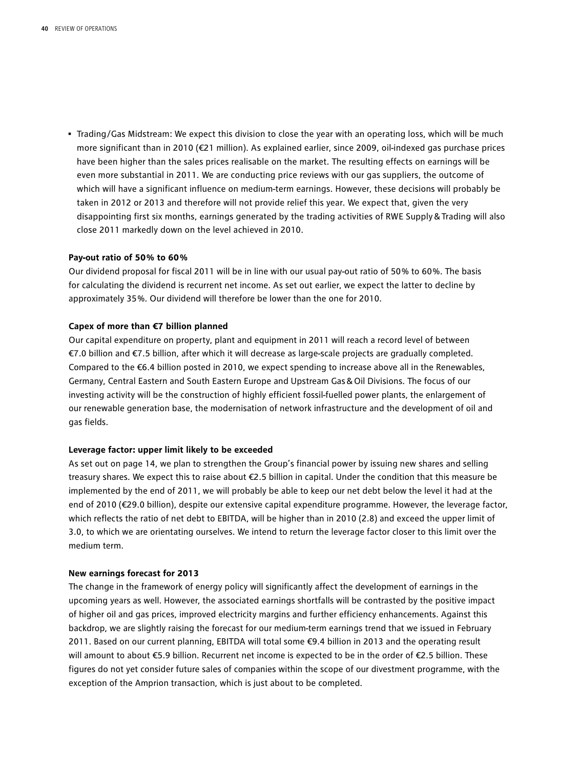- Trading/Gas Midstream: We expect this division to close the year with an operating loss, which will be much more significant than in 2010 (€21 million). As explained earlier, since 2009, oil-indexed gas purchase prices have been higher than the sales prices realisable on the market. The resulting effects on earnings will be even more substantial in 2011. We are conducting price reviews with our gas suppliers, the outcome of which will have a significant influence on medium-term earnings. However, these decisions will probably be taken in 2012 or 2013 and therefore will not provide relief this year. We expect that, given the very disappointing first six months, earnings generated by the trading activities of RWE Supply & Trading will also close 2011 markedly down on the level achieved in 2010.

**Pay-out ratio of 50% to 60%**

Our dividend proposal for fiscal 2011 will be in line with our usual pay-out ratio of 50% to 60%. The basis for calculating the dividend is recurrent net income. As set out earlier, we expect the latter to decline by approximately 35%. Our dividend will therefore be lower than the one for 2010.

**Capex of more than €7 billion planned**

Our capital expenditure on property, plant and equipment in 2011 will reach a record level of between €7.0 billion and €7.5 billion, after which it will decrease as large-scale projects are gradually completed. Compared to the €6.4 billion posted in 2010, we expect spending to increase above all in the Renewables, Germany, Central Eastern and South Eastern Europe and Upstream Gas & Oil Divisions. The focus of our investing activity will be the construction of highly efficient fossil-fuelled power plants, the enlargement of our renewable generation base, the modernisation of network infrastructure and the development of oil and gas fields.

**Leverage factor: upper limit likely to be exceeded**

As set out on page 14, we plan to strengthen the Group's financial power by issuing new shares and selling treasury shares. We expect this to raise about €2.5 billion in capital. Under the condition that this measure be implemented by the end of 2011, we will probably be able to keep our net debt below the level it had at the end of 2010 (€29.0 billion), despite our extensive capital expenditure programme. However, the leverage factor, which reflects the ratio of net debt to EBITDA, will be higher than in 2010 (2.8) and exceed the upper limit of 3.0, to which we are orientating ourselves. We intend to return the leverage factor closer to this limit over the medium term.

**New earnings forecast for 2013**

The change in the framework of energy policy will significantly affect the development of earnings in the upcoming years as well. However, the associated earnings shortfalls will be contrasted by the positive impact of higher oil and gas prices, improved electricity margins and further efficiency enhancements. Against this backdrop, we are slightly raising the forecast for our medium-term earnings trend that we issued in February 2011. Based on our current planning, EBITDA will total some €9.4 billion in 2013 and the operating result will amount to about €5.9 billion. Recurrent net income is expected to be in the order of €2.5 billion. These figures do not yet consider future sales of companies within the scope of our divestment programme, with the exception of the Amprion transaction, which is just about to be completed.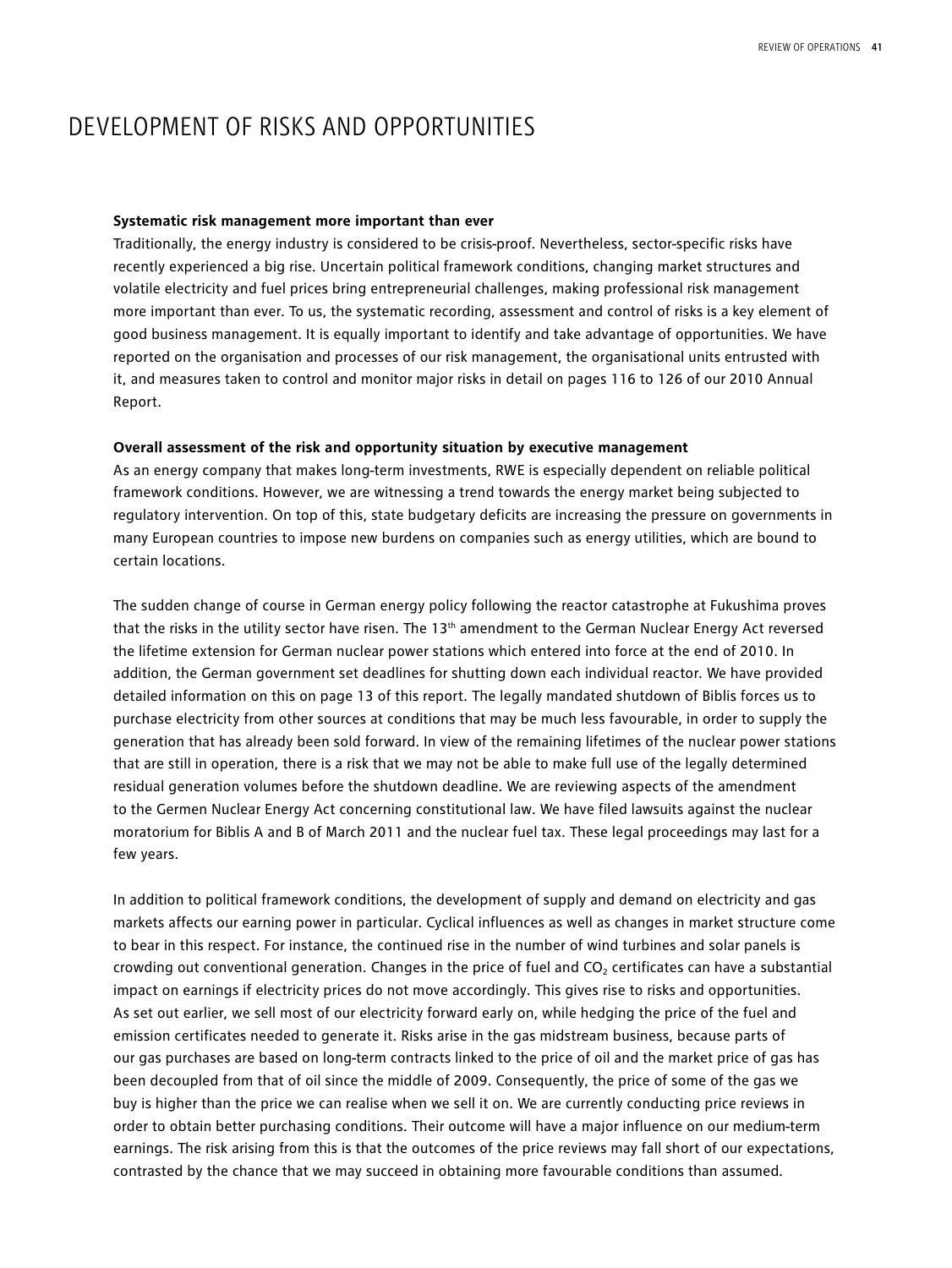# DEVELOPMENT OF RISKS AND OPPORTUNITIES

**Systematic risk management more important than ever**

Traditionally, the energy industry is considered to be crisis-proof. Nevertheless, sector-specific risks have recently experienced a big rise. Uncertain political framework conditions, changing market structures and volatile electricity and fuel prices bring entrepreneurial challenges, making professional risk management more important than ever. To us, the systematic recording, assessment and control of risks is a key element of good business management. It is equally important to identify and take advantage of opportunities. We have reported on the organisation and processes of our risk management, the organisational units entrusted with it, and measures taken to control and monitor major risks in detail on pages 116 to 126 of our 2010 Annual Report.

**Overall assessment of the risk and opportunity situation by executive management**

As an energy company that makes long-term investments, RWE is especially dependent on reliable political framework conditions. However, we are witnessing a trend towards the energy market being subjected to regulatory intervention. On top of this, state budgetary deficits are increasing the pressure on governments in many European countries to impose new burdens on companies such as energy utilities, which are bound to certain locations.

The sudden change of course in German energy policy following the reactor catastrophe at Fukushima proves that the risks in the utility sector have risen. The 13th amendment to the German Nuclear Energy Act reversed the lifetime extension for German nuclear power stations which entered into force at the end of 2010. In addition, the German government set deadlines for shutting down each individual reactor. We have provided detailed information on this on page 13 of this report. The legally mandated shutdown of Biblis forces us to purchase electricity from other sources at conditions that may be much less favourable, in order to supply the generation that has already been sold forward. In view of the remaining lifetimes of the nuclear power stations that are still in operation, there is a risk that we may not be able to make full use of the legally determined residual generation volumes before the shutdown deadline. We are reviewing aspects of the amendment to the Germen Nuclear Energy Act concerning constitutional law. We have filed lawsuits against the nuclear moratorium for Biblis A and B of March 2011 and the nuclear fuel tax. These legal proceedings may last for a few years.

In addition to political framework conditions, the development of supply and demand on electricity and gas markets affects our earning power in particular. Cyclical influences as well as changes in market structure come to bear in this respect. For instance, the continued rise in the number of wind turbines and solar panels is crowding out conventional generation. Changes in the price of fuel and $CO_2$ certificates can have a substantial impact on earnings if electricity prices do not move accordingly. This gives rise to risks and opportunities. As set out earlier, we sell most of our electricity forward early on, while hedging the price of the fuel and emission certificates needed to generate it. Risks arise in the gas midstream business, because parts of our gas purchases are based on long-term contracts linked to the price of oil and the market price of gas has been decoupled from that of oil since the middle of 2009. Consequently, the price of some of the gas we buy is higher than the price we can realise when we sell it on. We are currently conducting price reviews in order to obtain better purchasing conditions. Their outcome will have a major influence on our medium-term earnings. The risk arising from this is that the outcomes of the price reviews may fall short of our expectations, contrasted by the chance that we may succeed in obtaining more favourable conditions than assumed.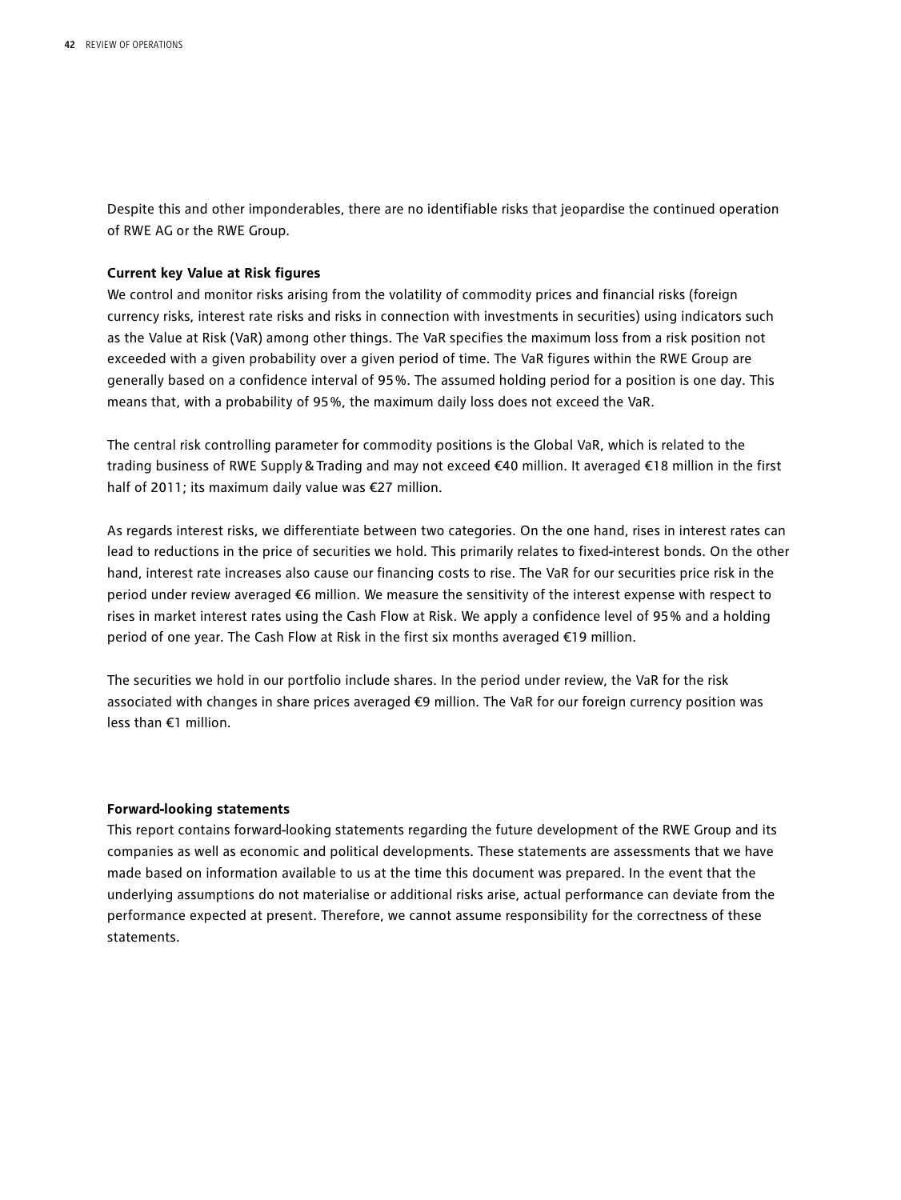Despite this and other imponderables, there are no identifiable risks that jeopardise the continued operation of RWE AG or the RWE Group.

**Current key Value at Risk figures**

We control and monitor risks arising from the volatility of commodity prices and financial risks (foreign currency risks, interest rate risks and risks in connection with investments in securities) using indicators such as the Value at Risk (VaR) among other things. The VaR specifies the maximum loss from a risk position not exceeded with a given probability over a given period of time. The VaR figures within the RWE Group are generally based on a confidence interval of 95%. The assumed holding period for a position is one day. This means that, with a probability of 95%, the maximum daily loss does not exceed the VaR.

The central risk controlling parameter for commodity positions is the Global VaR, which is related to the trading business of RWE Supply & Trading and may not exceed €40 million. It averaged €18 million in the first half of 2011; its maximum daily value was €27 million.

As regards interest risks, we differentiate between two categories. On the one hand, rises in interest rates can lead to reductions in the price of securities we hold. This primarily relates to fixed-interest bonds. On the other hand, interest rate increases also cause our financing costs to rise. The VaR for our securities price risk in the period under review averaged €6 million. We measure the sensitivity of the interest expense with respect to rises in market interest rates using the Cash Flow at Risk. We apply a confidence level of 95% and a holding period of one year. The Cash Flow at Risk in the first six months averaged €19 million.

The securities we hold in our portfolio include shares. In the period under review, the VaR for the risk associated with changes in share prices averaged €9 million. The VaR for our foreign currency position was less than €1 million.

**Forward-looking statements**

This report contains forward-looking statements regarding the future development of the RWE Group and its companies as well as economic and political developments. These statements are assessments that we have made based on information available to us at the time this document was prepared. In the event that the underlying assumptions do not materialise or additional risks arise, actual performance can deviate from the performance expected at present. Therefore, we cannot assume responsibility for the correctness of these statements.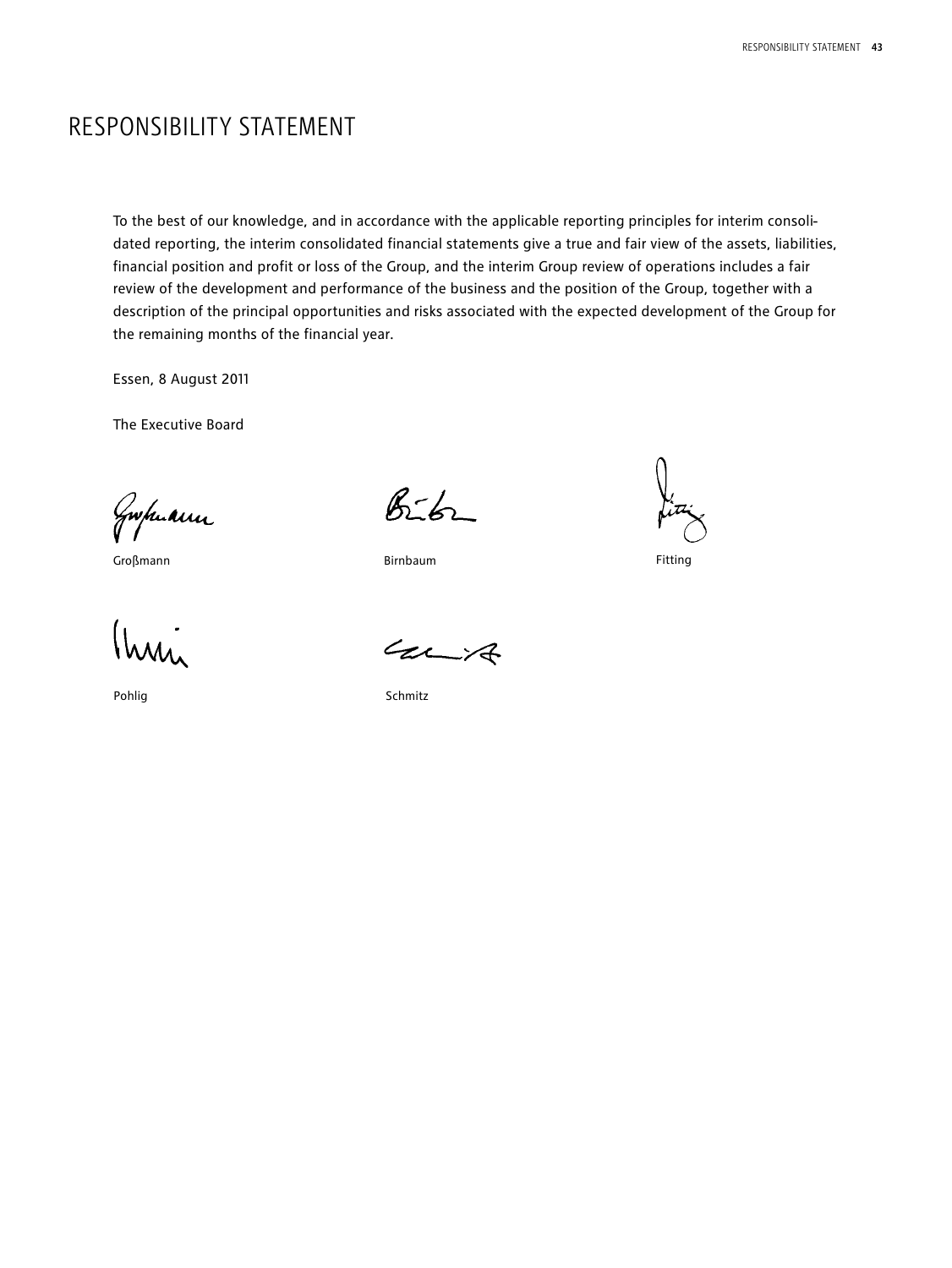# RESPONSIBILITY STATEMENT

To the best of our knowledge, and in accordance with the applicable reporting principles for interim consolidated reporting, the interim consolidated financial statements give a true and fair view of the assets, liabilities, financial position and profit or loss of the Group, and the interim Group review of operations includes a fair review of the development and performance of the business and the position of the Group, together with a description of the principal opportunities and risks associated with the expected development of the Group for the remaining months of the financial year.

Essen, 8 August 2011

The Executive Board

Groβmann

Birnbaum

Fitting

Pohlig

Schmitz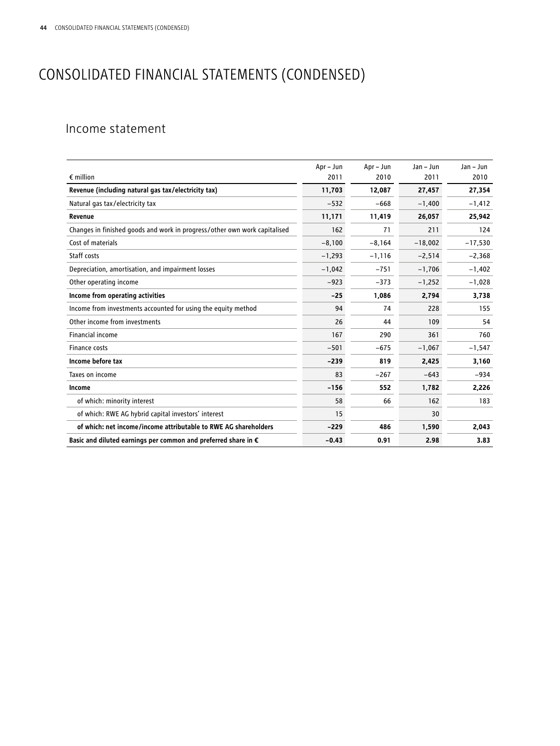# CONSOLIDATED FINANCIAL STATEMENTS (CONDENSED)

## Income statement

| € million | Apr – Jun 2011 | Apr – Jun 2010 | Jan – Jun 2011 | Jan – Jun 2010 |
|---|---|---|---|---|
| **Revenue (including natural gas tax/electricity tax)** | **11,703** | **12,087** | **27,457** | **27,354** |
| Natural gas tax/electricity tax | −532 | −668 | −1,400 | −1,412 |
| **Revenue** | **11,171** | **11,419** | **26,057** | **25,942** |
| Changes in finished goods and work in progress/other own work capitalised | 162 | 71 | 211 | 124 |
| Cost of materials | −8,100 | −8,164 | −18,002 | −17,530 |
| Staff costs | −1,293 | −1,116 | −2,514 | −2,368 |
| Depreciation, amortisation, and impairment losses | −1,042 | −751 | −1,706 | −1,402 |
| Other operating income | −923 | −373 | −1,252 | −1,028 |
| **Income from operating activities** | **−25** | **1,086** | **2,794** | **3,738** |
| Income from investments accounted for using the equity method | 94 | 74 | 228 | 155 |
| Other income from investments | 26 | 44 | 109 | 54 |
| Financial income | 167 | 290 | 361 | 760 |
| Finance costs | −501 | −675 | −1,067 | −1,547 |
| **Income before tax** | **−239** | **819** | **2,425** | **3,160** |
| Taxes on income | 83 | −267 | −643 | −934 |
| **Income** | **−156** | **552** | **1,782** | **2,226** |
| of which: minority interest | 58 | 66 | 162 | 183 |
| of which: RWE AG hybrid capital investors' interest | 15 | | 30 | |
| **of which: net income/income attributable to RWE AG shareholders** | **−229** | **486** | **1,590** | **2,043** |
| **Basic and diluted earnings per common and preferred share in €** | **−0.43** | **0.91** | **2.98** | **3.83** |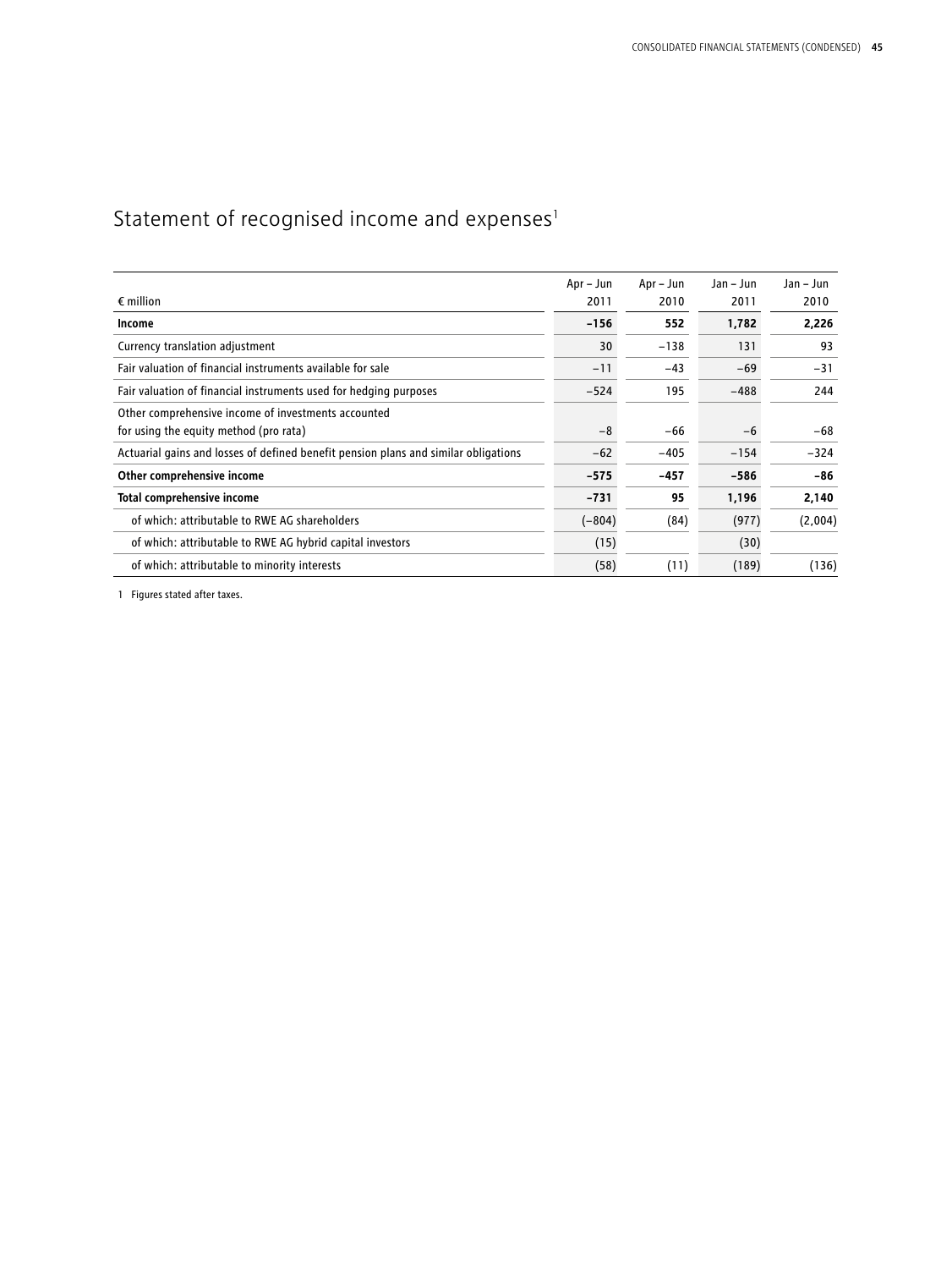# Statement of recognised income and expenses[1]

| € million | Apr – Jun 2011 | Apr – Jun 2010 | Jan – Jun 2011 | Jan – Jun 2010 |
|---|---|---|---|---|
| **Income** | **−156** | **552** | **1,782** | **2,226** |
| Currency translation adjustment | 30 | −138 | 131 | 93 |
| Fair valuation of financial instruments available for sale | −11 | −43 | −69 | −31 |
| Fair valuation of financial instruments used for hedging purposes | −524 | 195 | −488 | 244 |
| Other comprehensive income of investments accounted for using the equity method (pro rata) | −8 | −66 | −6 | −68 |
| Actuarial gains and losses of defined benefit pension plans and similar obligations | −62 | −405 | −154 | −324 |
| **Other comprehensive income** | **−575** | **−457** | **−586** | **−86** |
| **Total comprehensive income** | **−731** | **95** | **1,196** | **2,140** |
| of which: attributable to RWE AG shareholders | (−804) | (84) | (977) | (2,004) |
| of which: attributable to RWE AG hybrid capital investors | (15) | | (30) | |
| of which: attributable to minority interests | (58) | (11) | (189) | (136) |

1 Figures stated after taxes.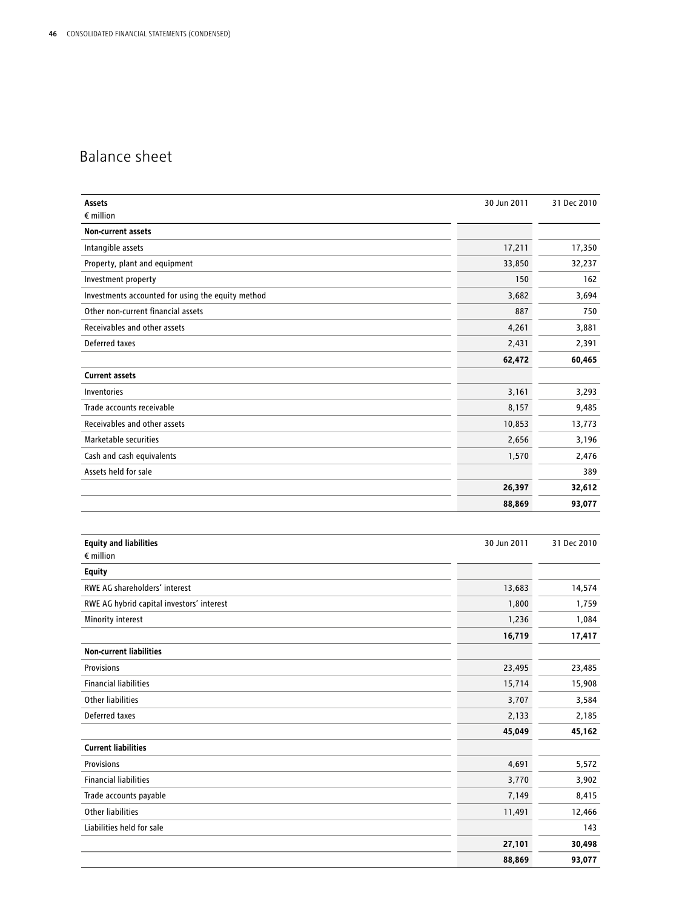## Balance sheet

| Assets<br>€ million | 30 Jun 2011 | 31 Dec 2010 |
|---|---|---|
| **Non-current assets** | | |
| Intangible assets | 17,211 | 17,350 |
| Property, plant and equipment | 33,850 | 32,237 |
| Investment property | 150 | 162 |
| Investments accounted for using the equity method | 3,682 | 3,694 |
| Other non-current financial assets | 887 | 750 |
| Receivables and other assets | 4,261 | 3,881 |
| Deferred taxes | 2,431 | 2,391 |
| | **62,472** | **60,465** |
| **Current assets** | | |
| Inventories | 3,161 | 3,293 |
| Trade accounts receivable | 8,157 | 9,485 |
| Receivables and other assets | 10,853 | 13,773 |
| Marketable securities | 2,656 | 3,196 |
| Cash and cash equivalents | 1,570 | 2,476 |
| Assets held for sale | | 389 |
| | **26,397** | **32,612** |
| | **88,869** | **93,077** |

| Equity and liabilities<br>€ million | 30 Jun 2011 | 31 Dec 2010 |
|---|---|---|
| **Equity** | | |
| RWE AG shareholders' interest | 13,683 | 14,574 |
| RWE AG hybrid capital investors' interest | 1,800 | 1,759 |
| Minority interest | 1,236 | 1,084 |
| | **16,719** | **17,417** |
| **Non-current liabilities** | | |
| Provisions | 23,495 | 23,485 |
| Financial liabilities | 15,714 | 15,908 |
| Other liabilities | 3,707 | 3,584 |
| Deferred taxes | 2,133 | 2,185 |
| | **45,049** | **45,162** |
| **Current liabilities** | | |
| Provisions | 4,691 | 5,572 |
| Financial liabilities | 3,770 | 3,902 |
| Trade accounts payable | 7,149 | 8,415 |
| Other liabilities | 11,491 | 12,466 |
| Liabilities held for sale | | 143 |
| | **27,101** | **30,498** |
| | **88,869** | **93,077** |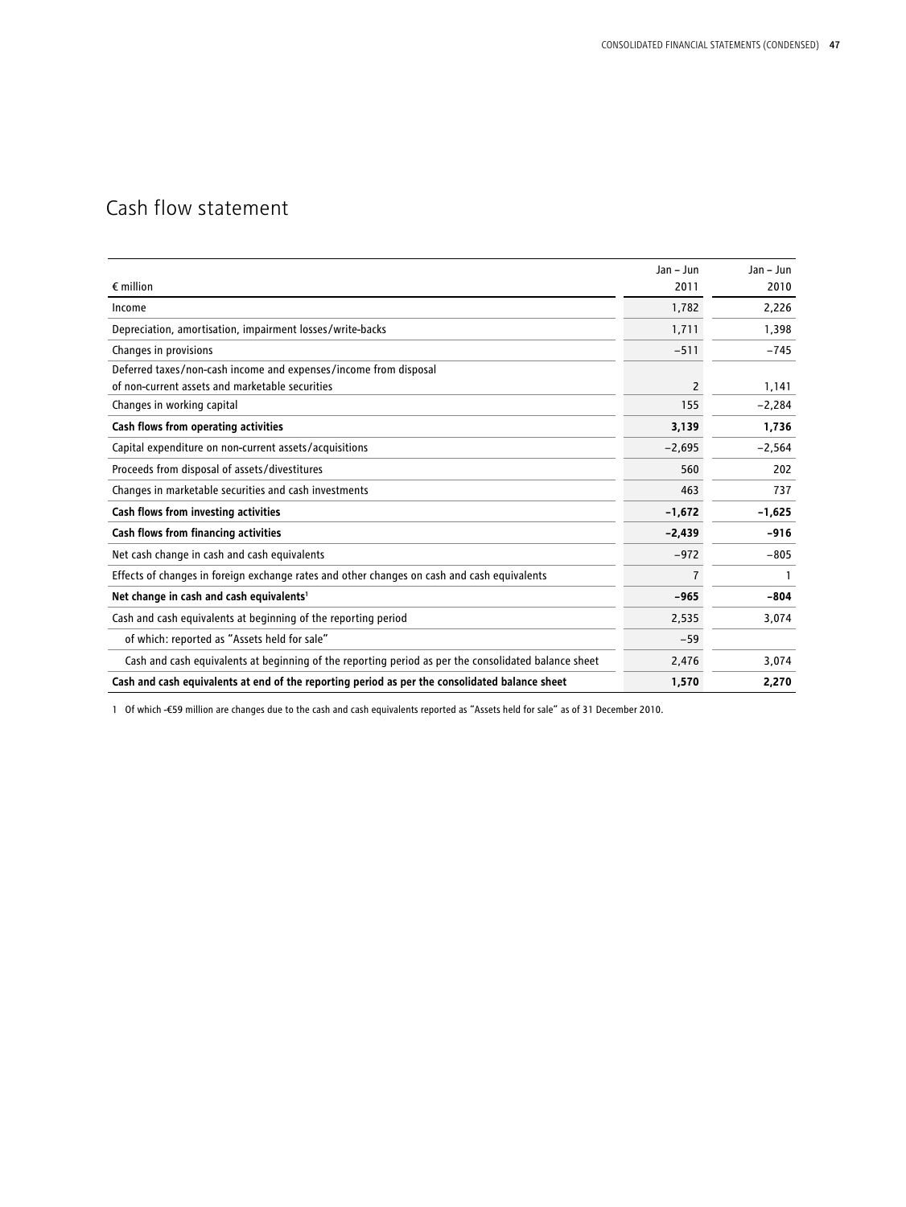# Cash flow statement

| € million | Jan – Jun 2011 | Jan – Jun 2010 |
|---|---|---|
| Income | 1,782 | 2,226 |
| Depreciation, amortisation, impairment losses/write-backs | 1,711 | 1,398 |
| Changes in provisions | −511 | −745 |
| Deferred taxes/non-cash income and expenses/income from disposal of non-current assets and marketable securities | 2 | 1,141 |
| Changes in working capital | 155 | −2,284 |
| **Cash flows from operating activities** | **3,139** | **1,736** |
| Capital expenditure on non-current assets/acquisitions | −2,695 | −2,564 |
| Proceeds from disposal of assets/divestitures | 560 | 202 |
| Changes in marketable securities and cash investments | 463 | 737 |
| **Cash flows from investing activities** | **−1,672** | **−1,625** |
| **Cash flows from financing activities** | **−2,439** | **−916** |
| Net cash change in cash and cash equivalents | −972 | −805 |
| Effects of changes in foreign exchange rates and other changes on cash and cash equivalents | 7 | 1 |
| **Net change in cash and cash equivalents[1]** | **−965** | **−804** |
| Cash and cash equivalents at beginning of the reporting period | 2,535 | 3,074 |
| of which: reported as "Assets held for sale" | −59 | |
| Cash and cash equivalents at beginning of the reporting period as per the consolidated balance sheet | 2,476 | 3,074 |
| **Cash and cash equivalents at end of the reporting period as per the consolidated balance sheet** | **1,570** | **2,270** |

1 Of which -€59 million are changes due to the cash and cash equivalents reported as "Assets held for sale" as of 31 December 2010.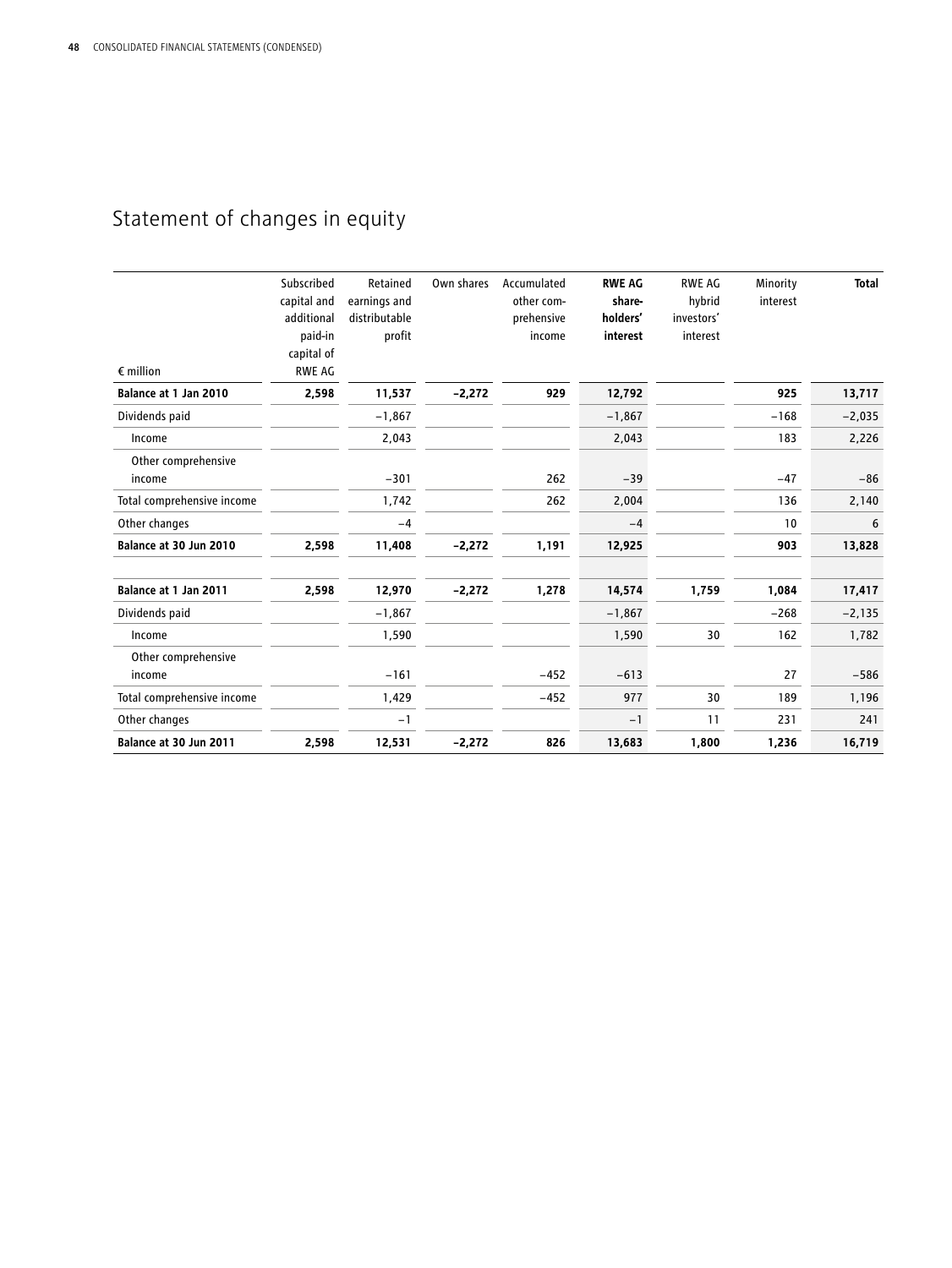# Statement of changes in equity

| € million | Subscribed capital and additional paid-in capital of RWE AG | Retained earnings and distributable profit | Own shares | Accumulated other comprehensive income | **RWE AG shareholders' interest** | RWE AG hybrid investors' interest | Minority interest | **Total** |
|---|---|---|---|---|---|---|---|---|
| **Balance at 1 Jan 2010** | **2,598** | **11,537** | **−2,272** | **929** | **12,792** | | **925** | **13,717** |
| Dividends paid | | −1,867 | | | −1,867 | | −168 | −2,035 |
| Income | | 2,043 | | | 2,043 | | 183 | 2,226 |
| Other comprehensive income | | −301 | | 262 | −39 | | −47 | −86 |
| Total comprehensive income | | 1,742 | | 262 | 2,004 | | 136 | 2,140 |
| Other changes | | −4 | | | −4 | | 10 | 6 |
| **Balance at 30 Jun 2010** | **2,598** | **11,408** | **−2,272** | **1,191** | **12,925** | | **903** | **13,828** |
| | | | | | | | | |
| **Balance at 1 Jan 2011** | **2,598** | **12,970** | **−2,272** | **1,278** | **14,574** | **1,759** | **1,084** | **17,417** |
| Dividends paid | | −1,867 | | | −1,867 | | −268 | −2,135 |
| Income | | 1,590 | | | 1,590 | 30 | 162 | 1,782 |
| Other comprehensive income | | −161 | | −452 | −613 | | 27 | −586 |
| Total comprehensive income | | 1,429 | | −452 | 977 | 30 | 189 | 1,196 |
| Other changes | | −1 | | | −1 | 11 | 231 | 241 |
| **Balance at 30 Jun 2011** | **2,598** | **12,531** | **−2,272** | **826** | **13,683** | **1,800** | **1,236** | **16,719** |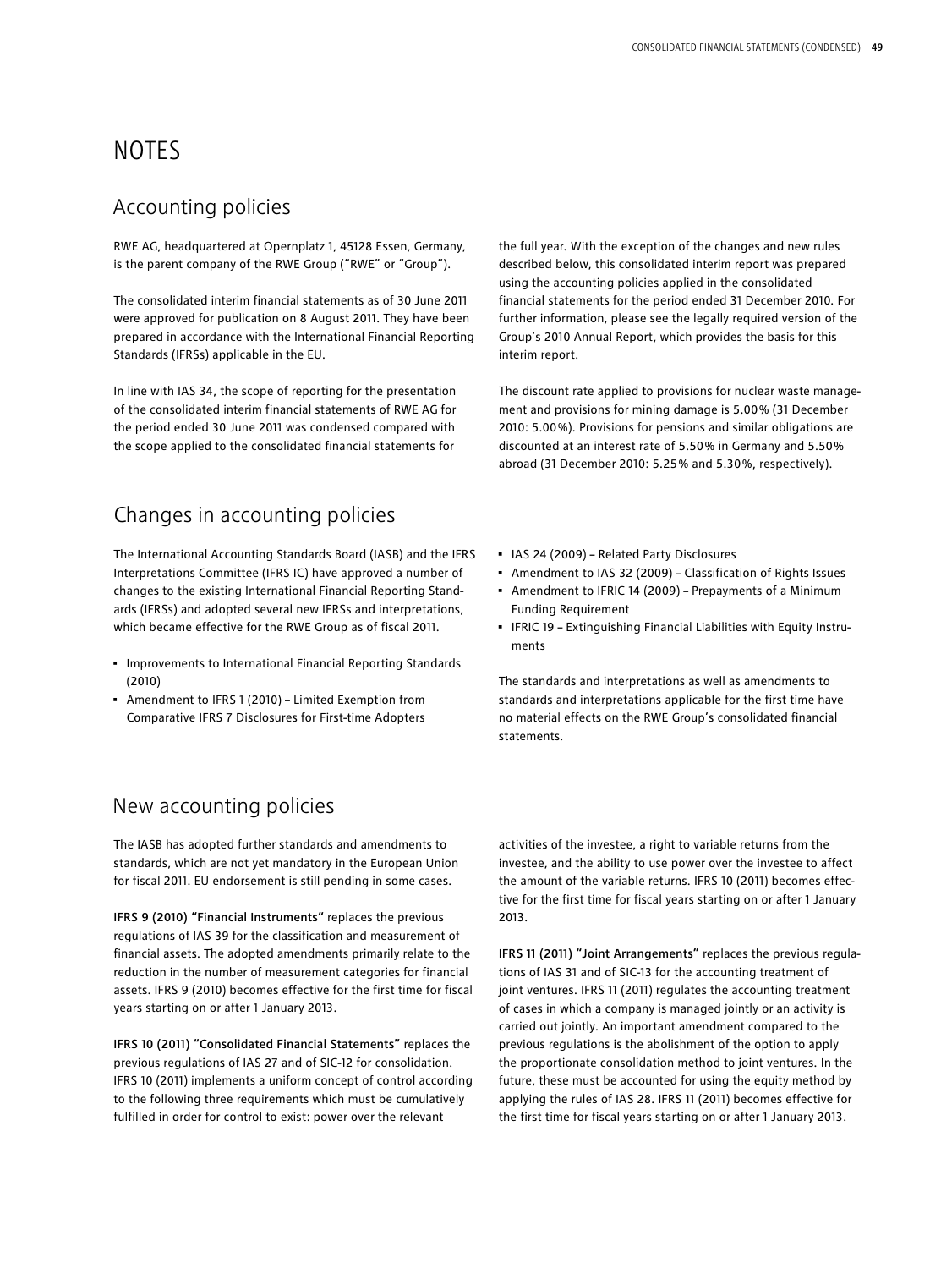# NOTES

## Accounting policies

RWE AG, headquartered at Opernplatz 1, 45128 Essen, Germany, is the parent company of the RWE Group ("RWE" or "Group").

The consolidated interim financial statements as of 30 June 2011 were approved for publication on 8 August 2011. They have been prepared in accordance with the International Financial Reporting Standards (IFRSs) applicable in the EU.

In line with IAS 34, the scope of reporting for the presentation of the consolidated interim financial statements of RWE AG for the period ended 30 June 2011 was condensed compared with the scope applied to the consolidated financial statements for the full year. With the exception of the changes and new rules described below, this consolidated interim report was prepared using the accounting policies applied in the consolidated financial statements for the period ended 31 December 2010. For further information, please see the legally required version of the Group's 2010 Annual Report, which provides the basis for this interim report.

The discount rate applied to provisions for nuclear waste management and provisions for mining damage is 5.00% (31 December 2010: 5.00%). Provisions for pensions and similar obligations are discounted at an interest rate of 5.50% in Germany and 5.50% abroad (31 December 2010: 5.25% and 5.30%, respectively).

## Changes in accounting policies

The International Accounting Standards Board (IASB) and the IFRS Interpretations Committee (IFRS IC) have approved a number of changes to the existing International Financial Reporting Standards (IFRSs) and adopted several new IFRSs and interpretations, which became effective for the RWE Group as of fiscal 2011.

- Improvements to International Financial Reporting Standards (2010)
- Amendment to IFRS 1 (2010) – Limited Exemption from Comparative IFRS 7 Disclosures for First-time Adopters
- IAS 24 (2009) – Related Party Disclosures
- Amendment to IAS 32 (2009) – Classification of Rights Issues
- Amendment to IFRIC 14 (2009) – Prepayments of a Minimum Funding Requirement
- IFRIC 19 – Extinguishing Financial Liabilities with Equity Instruments

The standards and interpretations as well as amendments to standards and interpretations applicable for the first time have no material effects on the RWE Group's consolidated financial statements.

## New accounting policies

The IASB has adopted further standards and amendments to standards, which are not yet mandatory in the European Union for fiscal 2011. EU endorsement is still pending in some cases.

**IFRS 9 (2010) "Financial Instruments"** replaces the previous regulations of IAS 39 for the classification and measurement of financial assets. The adopted amendments primarily relate to the reduction in the number of measurement categories for financial assets. IFRS 9 (2010) becomes effective for the first time for fiscal years starting on or after 1 January 2013.

**IFRS 10 (2011) "Consolidated Financial Statements"** replaces the previous regulations of IAS 27 and of SIC-12 for consolidation. IFRS 10 (2011) implements a uniform concept of control according to the following three requirements which must be cumulatively fulfilled in order for control to exist: power over the relevant activities of the investee, a right to variable returns from the investee, and the ability to use power over the investee to affect the amount of the variable returns. IFRS 10 (2011) becomes effective for the first time for fiscal years starting on or after 1 January 2013.

**IFRS 11 (2011) "Joint Arrangements"** replaces the previous regulations of IAS 31 and of SIC-13 for the accounting treatment of joint ventures. IFRS 11 (2011) regulates the accounting treatment of cases in which a company is managed jointly or an activity is carried out jointly. An important amendment compared to the previous regulations is the abolishment of the option to apply the proportionate consolidation method to joint ventures. In the future, these must be accounted for using the equity method by applying the rules of IAS 28. IFRS 11 (2011) becomes effective for the first time for fiscal years starting on or after 1 January 2013.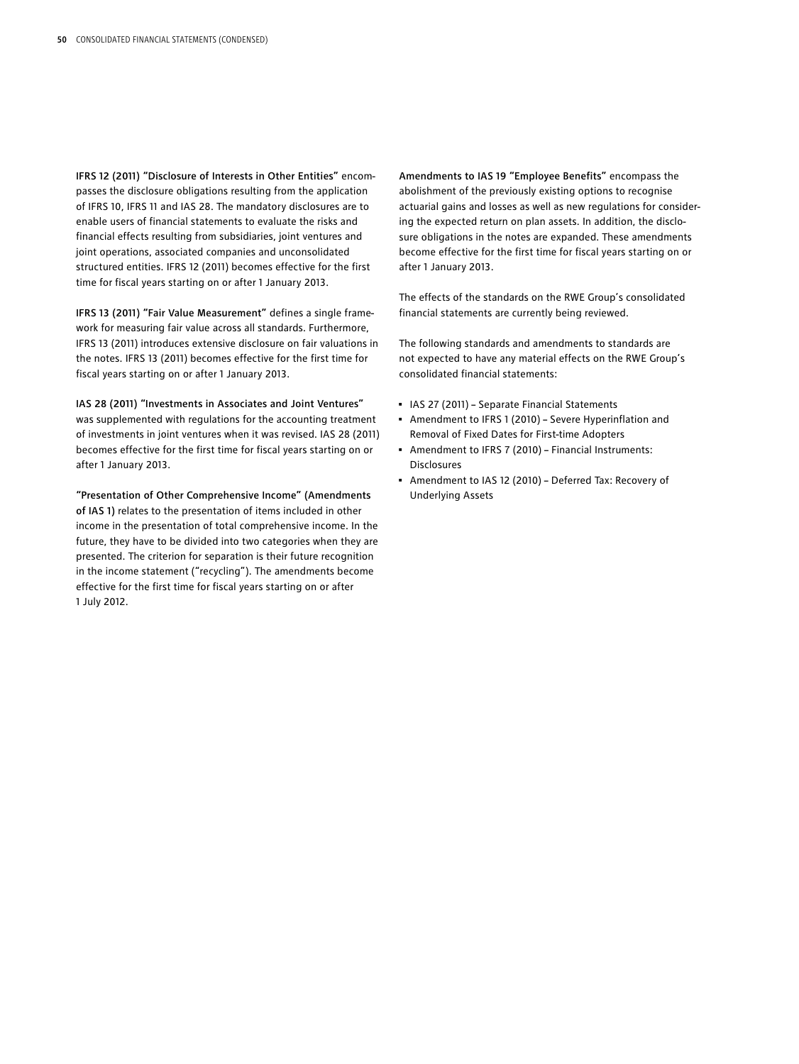**IFRS 12 (2011) "Disclosure of Interests in Other Entities"** encompasses the disclosure obligations resulting from the application of IFRS 10, IFRS 11 and IAS 28. The mandatory disclosures are to enable users of financial statements to evaluate the risks and financial effects resulting from subsidiaries, joint ventures and joint operations, associated companies and unconsolidated structured entities. IFRS 12 (2011) becomes effective for the first time for fiscal years starting on or after 1 January 2013.

**IFRS 13 (2011) "Fair Value Measurement"** defines a single framework for measuring fair value across all standards. Furthermore, IFRS 13 (2011) introduces extensive disclosure on fair valuations in the notes. IFRS 13 (2011) becomes effective for the first time for fiscal years starting on or after 1 January 2013.

**IAS 28 (2011) "Investments in Associates and Joint Ventures"** was supplemented with regulations for the accounting treatment of investments in joint ventures when it was revised. IAS 28 (2011) becomes effective for the first time for fiscal years starting on or after 1 January 2013.

**"Presentation of Other Comprehensive Income" (Amendments of IAS 1)** relates to the presentation of items included in other income in the presentation of total comprehensive income. In the future, they have to be divided into two categories when they are presented. The criterion for separation is their future recognition in the income statement ("recycling"). The amendments become effective for the first time for fiscal years starting on or after 1 July 2012.

**Amendments to IAS 19 "Employee Benefits"** encompass the abolishment of the previously existing options to recognise actuarial gains and losses as well as new regulations for considering the expected return on plan assets. In addition, the disclosure obligations in the notes are expanded. These amendments become effective for the first time for fiscal years starting on or after 1 January 2013.

The effects of the standards on the RWE Group's consolidated financial statements are currently being reviewed.

The following standards and amendments to standards are not expected to have any material effects on the RWE Group's consolidated financial statements:

- IAS 27 (2011) – Separate Financial Statements
- Amendment to IFRS 1 (2010) – Severe Hyperinflation and Removal of Fixed Dates for First-time Adopters
- Amendment to IFRS 7 (2010) – Financial Instruments: Disclosures
- Amendment to IAS 12 (2010) – Deferred Tax: Recovery of Underlying Assets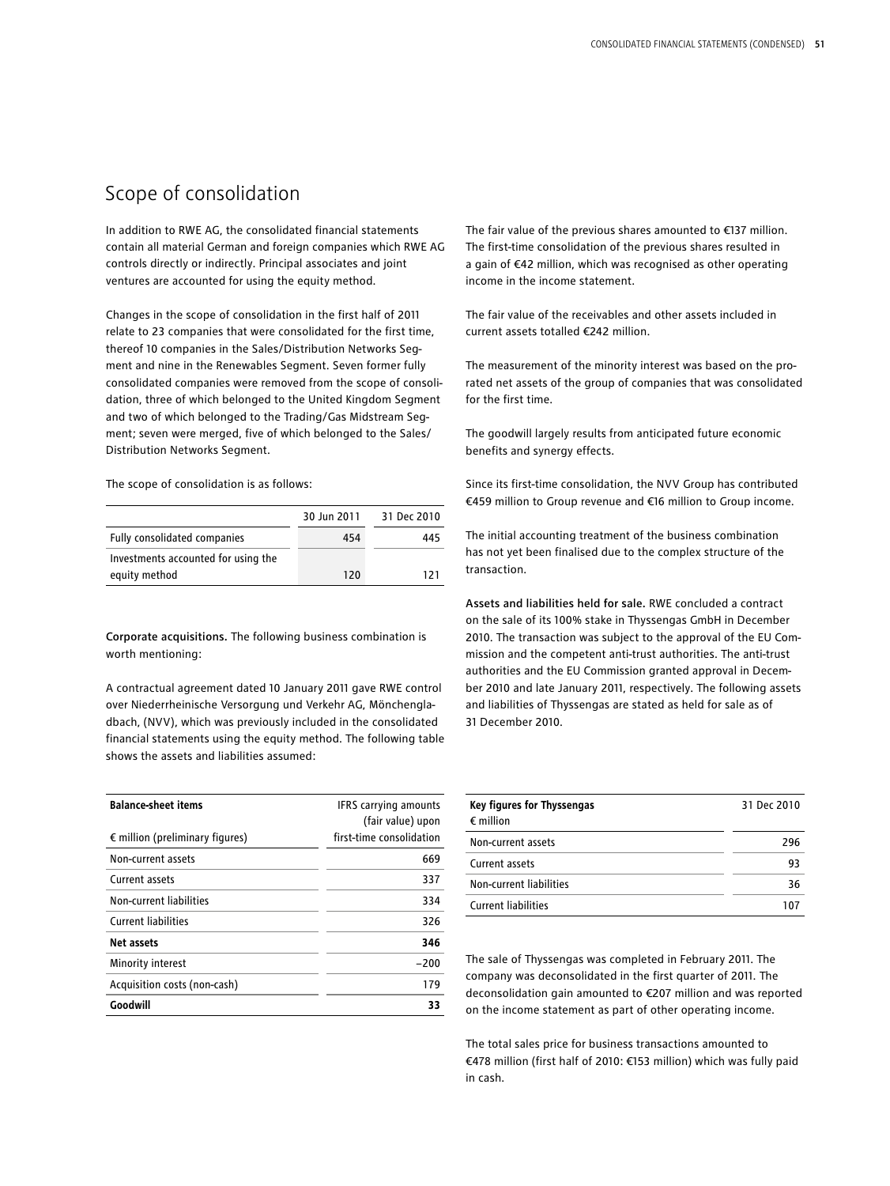# Scope of consolidation

In addition to RWE AG, the consolidated financial statements contain all material German and foreign companies which RWE AG controls directly or indirectly. Principal associates and joint ventures are accounted for using the equity method.

Changes in the scope of consolidation in the first half of 2011 relate to 23 companies that were consolidated for the first time, thereof 10 companies in the Sales/Distribution Networks Segment and nine in the Renewables Segment. Seven former fully consolidated companies were removed from the scope of consolidation, three of which belonged to the United Kingdom Segment and two of which belonged to the Trading/Gas Midstream Segment; seven were merged, five of which belonged to the Sales/Distribution Networks Segment.

The scope of consolidation is as follows:

| | 30 Jun 2011 | 31 Dec 2010 |
|---|---|---|
| Fully consolidated companies | 454 | 445 |
| Investments accounted for using the equity method | 120 | 121 |

**Corporate acquisitions.** The following business combination is worth mentioning:

A contractual agreement dated 10 January 2011 gave RWE control over Niederrheinische Versorgung und Verkehr AG, Mönchengladbach, (NVV), which was previously included in the consolidated financial statements using the equity method. The following table shows the assets and liabilities assumed:

| **Balance-sheet items**<br>€ million (preliminary figures) | IFRS carrying amounts (fair value) upon first-time consolidation |
|---|---|
| Non-current assets | 669 |
| Current assets | 337 |
| Non-current liabilities | 334 |
| Current liabilities | 326 |
| **Net assets** | **346** |
| Minority interest | −200 |
| Acquisition costs (non-cash) | 179 |
| **Goodwill** | **33** |

The fair value of the previous shares amounted to €137 million. The first-time consolidation of the previous shares resulted in a gain of €42 million, which was recognised as other operating income in the income statement.

The fair value of the receivables and other assets included in current assets totalled €242 million.

The measurement of the minority interest was based on the pro-rated net assets of the group of companies that was consolidated for the first time.

The goodwill largely results from anticipated future economic benefits and synergy effects.

Since its first-time consolidation, the NVV Group has contributed €459 million to Group revenue and €16 million to Group income.

The initial accounting treatment of the business combination has not yet been finalised due to the complex structure of the transaction.

**Assets and liabilities held for sale.** RWE concluded a contract on the sale of its 100% stake in Thyssengas GmbH in December 2010. The transaction was subject to the approval of the EU Commission and the competent anti-trust authorities. The anti-trust authorities and the EU Commission granted approval in December 2010 and late January 2011, respectively. The following assets and liabilities of Thyssengas are stated as held for sale as of 31 December 2010.

| **Key figures for Thyssengas**<br>€ million | 31 Dec 2010 |
|---|---|
| Non-current assets | 296 |
| Current assets | 93 |
| Non-current liabilities | 36 |
| Current liabilities | 107 |

The sale of Thyssengas was completed in February 2011. The company was deconsolidated in the first quarter of 2011. The deconsolidation gain amounted to €207 million and was reported on the income statement as part of other operating income.

The total sales price for business transactions amounted to €478 million (first half of 2010: €153 million) which was fully paid in cash.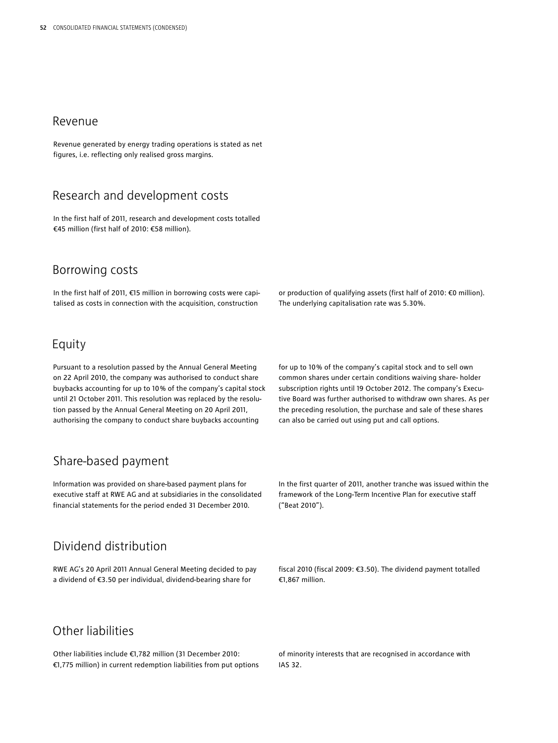## Revenue

Revenue generated by energy trading operations is stated as net figures, i.e. reflecting only realised gross margins.

## Research and development costs

In the first half of 2011, research and development costs totalled €45 million (first half of 2010: €58 million).

## Borrowing costs

In the first half of 2011, €15 million in borrowing costs were capitalised as costs in connection with the acquisition, construction or production of qualifying assets (first half of 2010: €0 million). The underlying capitalisation rate was 5.30%.

## Equity

Pursuant to a resolution passed by the Annual General Meeting on 22 April 2010, the company was authorised to conduct share buybacks accounting for up to 10% of the company's capital stock until 21 October 2011. This resolution was replaced by the resolution passed by the Annual General Meeting on 20 April 2011, authorising the company to conduct share buybacks accounting for up to 10% of the company's capital stock and to sell own common shares under certain conditions waiving share-holder subscription rights until 19 October 2012. The company's Executive Board was further authorised to withdraw own shares. As per the preceding resolution, the purchase and sale of these shares can also be carried out using put and call options.

## Share-based payment

Information was provided on share-based payment plans for executive staff at RWE AG and at subsidiaries in the consolidated financial statements for the period ended 31 December 2010. In the first quarter of 2011, another tranche was issued within the framework of the Long-Term Incentive Plan for executive staff ("Beat 2010").

## Dividend distribution

RWE AG's 20 April 2011 Annual General Meeting decided to pay a dividend of €3.50 per individual, dividend-bearing share for fiscal 2010 (fiscal 2009: €3.50). The dividend payment totalled €1,867 million.

## Other liabilities

Other liabilities include €1,782 million (31 December 2010: €1,775 million) in current redemption liabilities from put options of minority interests that are recognised in accordance with IAS 32.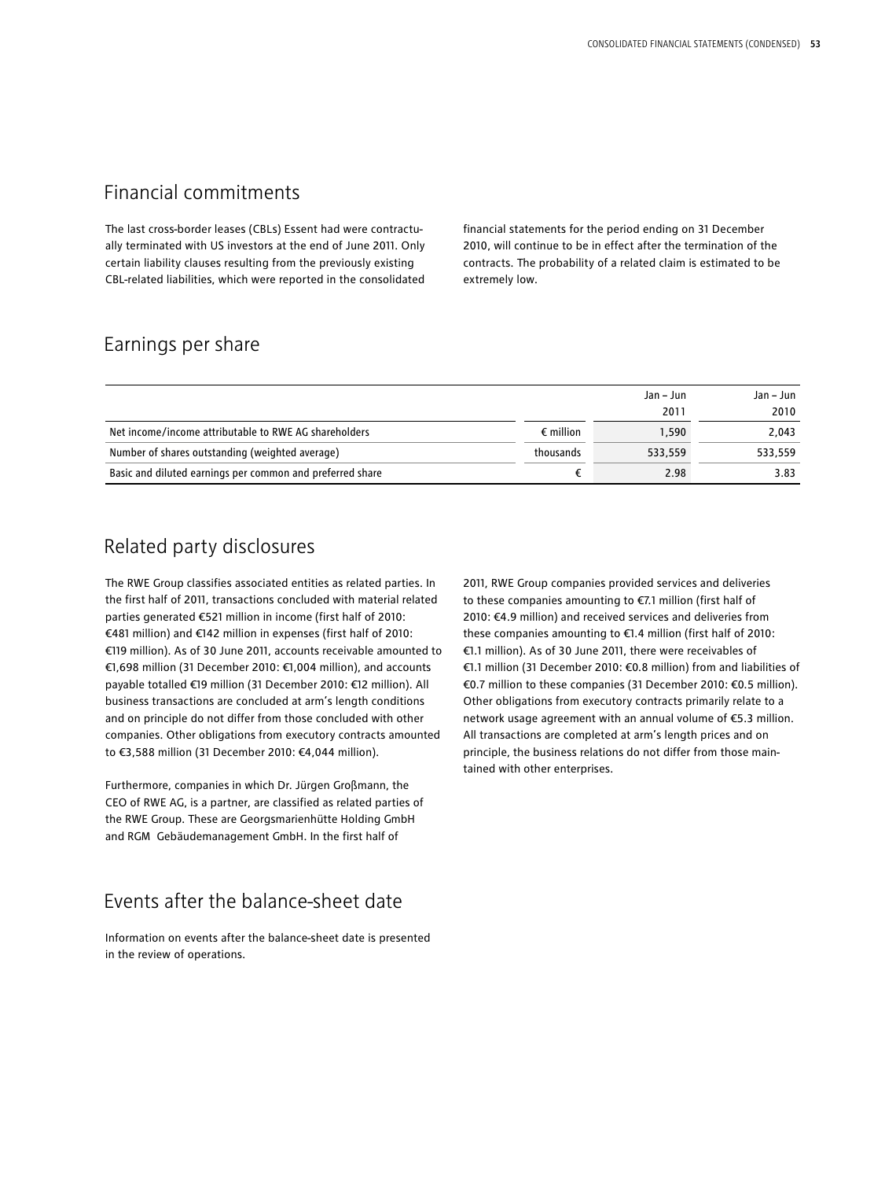## Financial commitments

The last cross-border leases (CBLs) Essent had were contractually terminated with US investors at the end of June 2011. Only certain liability clauses resulting from the previously existing CBL-related liabilities, which were reported in the consolidated financial statements for the period ending on 31 December 2010, will continue to be in effect after the termination of the contracts. The probability of a related claim is estimated to be extremely low.

## Earnings per share

| | | Jan – Jun 2011 | Jan – Jun 2010 |
|---|---|---|---|
| Net income/income attributable to RWE AG shareholders | € million | 1,590 | 2,043 |
| Number of shares outstanding (weighted average) | thousands | 533,559 | 533,559 |
| Basic and diluted earnings per common and preferred share | € | 2.98 | 3.83 |

## Related party disclosures

The RWE Group classifies associated entities as related parties. In the first half of 2011, transactions concluded with material related parties generated €521 million in income (first half of 2010: €481 million) and €142 million in expenses (first half of 2010: €119 million). As of 30 June 2011, accounts receivable amounted to €1,698 million (31 December 2010: €1,004 million), and accounts payable totalled €19 million (31 December 2010: €12 million). All business transactions are concluded at arm's length conditions and on principle do not differ from those concluded with other companies. Other obligations from executory contracts amounted to €3,588 million (31 December 2010: €4,044 million).

Furthermore, companies in which Dr. Jürgen Großmann, the CEO of RWE AG, is a partner, are classified as related parties of the RWE Group. These are Georgsmarienhütte Holding GmbH and RGM Gebäudemanagement GmbH. In the first half of 2011, RWE Group companies provided services and deliveries to these companies amounting to €7.1 million (first half of 2010: €4.9 million) and received services and deliveries from these companies amounting to €1.4 million (first half of 2010: €1.1 million). As of 30 June 2011, there were receivables of €1.1 million (31 December 2010: €0.8 million) from and liabilities of €0.7 million to these companies (31 December 2010: €0.5 million). Other obligations from executory contracts primarily relate to a network usage agreement with an annual volume of €5.3 million. All transactions are completed at arm's length prices and on principle, the business relations do not differ from those maintained with other enterprises.

## Events after the balance-sheet date

Information on events after the balance-sheet date is presented in the review of operations.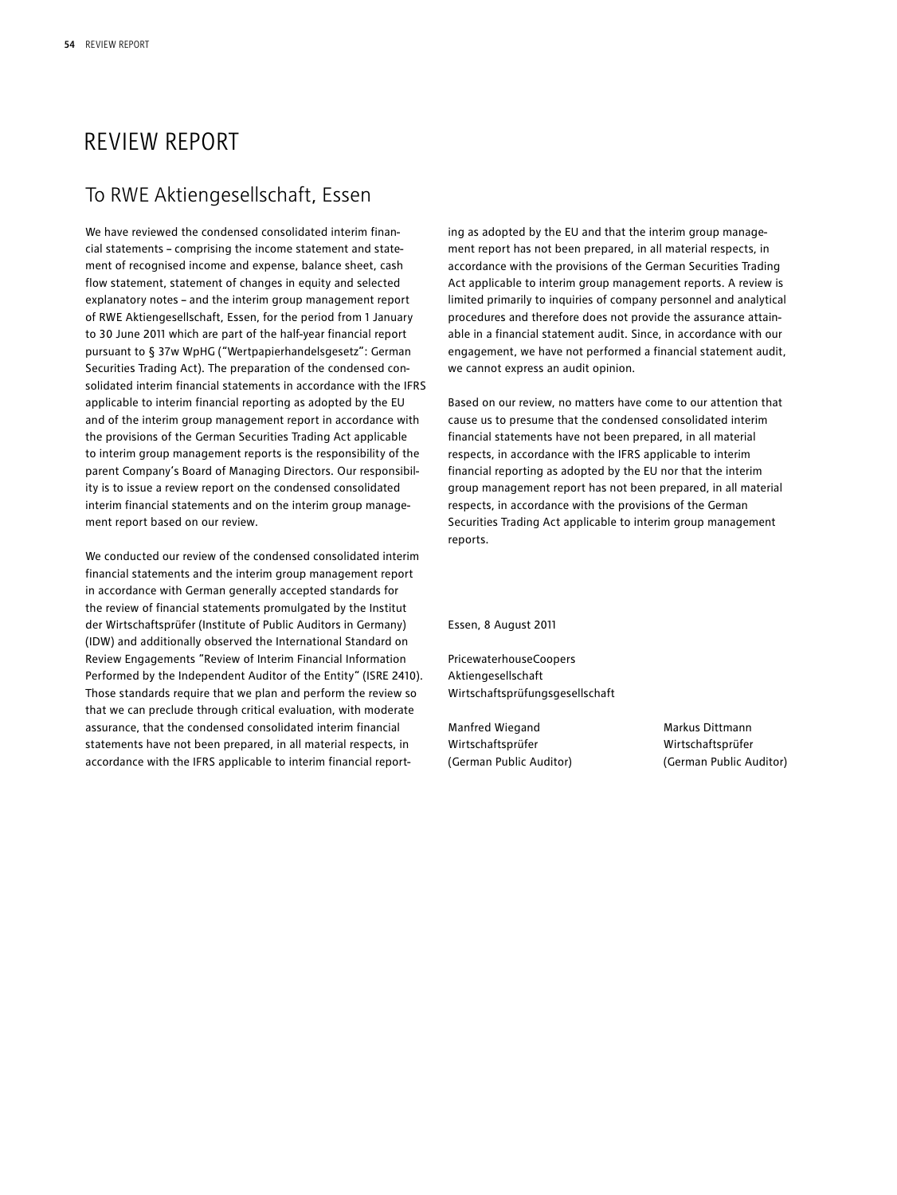# REVIEW REPORT

## To RWE Aktiengesellschaft, Essen

We have reviewed the condensed consolidated interim financial statements – comprising the income statement and statement of recognised income and expense, balance sheet, cash flow statement, statement of changes in equity and selected explanatory notes – and the interim group management report of RWE Aktiengesellschaft, Essen, for the period from 1 January to 30 June 2011 which are part of the half-year financial report pursuant to § 37w WpHG ("Wertpapierhandelsgesetz": German Securities Trading Act). The preparation of the condensed consolidated interim financial statements in accordance with the IFRS applicable to interim financial reporting as adopted by the EU and of the interim group management report in accordance with the provisions of the German Securities Trading Act applicable to interim group management reports is the responsibility of the parent Company's Board of Managing Directors. Our responsibility is to issue a review report on the condensed consolidated interim financial statements and on the interim group management report based on our review.

We conducted our review of the condensed consolidated interim financial statements and the interim group management report in accordance with German generally accepted standards for the review of financial statements promulgated by the Institut der Wirtschaftsprüfer (Institute of Public Auditors in Germany) (IDW) and additionally observed the International Standard on Review Engagements "Review of Interim Financial Information Performed by the Independent Auditor of the Entity" (ISRE 2410). Those standards require that we plan and perform the review so that we can preclude through critical evaluation, with moderate assurance, that the condensed consolidated interim financial statements have not been prepared, in all material respects, in accordance with the IFRS applicable to interim financial reporting as adopted by the EU and that the interim group management report has not been prepared, in all material respects, in accordance with the provisions of the German Securities Trading Act applicable to interim group management reports. A review is limited primarily to inquiries of company personnel and analytical procedures and therefore does not provide the assurance attainable in a financial statement audit. Since, in accordance with our engagement, we have not performed a financial statement audit, we cannot express an audit opinion.

Based on our review, no matters have come to our attention that cause us to presume that the condensed consolidated interim financial statements have not been prepared, in all material respects, in accordance with the IFRS applicable to interim financial reporting as adopted by the EU nor that the interim group management report has not been prepared, in all material respects, in accordance with the provisions of the German Securities Trading Act applicable to interim group management reports.

Essen, 8 August 2011

PricewaterhouseCoopers
Aktiengesellschaft
Wirtschaftsprüfungsgesellschaft

Manfred Wiegand
Wirtschaftsprüfer
(German Public Auditor)

Markus Dittmann
Wirtschaftsprüfer
(German Public Auditor)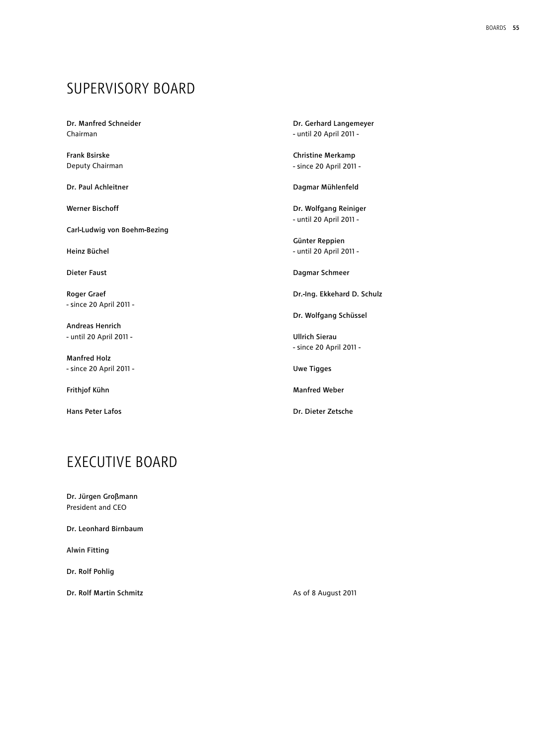## SUPERVISORY BOARD

**Dr. Manfred Schneider**
Chairman

**Frank Bsirske**
Deputy Chairman

**Dr. Paul Achleitner**

**Werner Bischoff**

**Carl-Ludwig von Boehm-Bezing**

**Heinz Büchel**

**Dieter Faust**

**Roger Graef**
- since 20 April 2011 -

**Andreas Henrich**
- until 20 April 2011 -

**Manfred Holz**
- since 20 April 2011 -

**Frithjof Kühn**

**Hans Peter Lafos**

**Dr. Gerhard Langemeyer**
- until 20 April 2011 -

**Christine Merkamp**
- since 20 April 2011 -

**Dagmar Mühlenfeld**

**Dr. Wolfgang Reiniger**
- until 20 April 2011 -

**Günter Reppien**
- until 20 April 2011 -

**Dagmar Schmeer**

**Dr.-Ing. Ekkehard D. Schulz**

**Dr. Wolfgang Schüssel**

**Ullrich Sierau**
- since 20 April 2011 -

**Uwe Tigges**

**Manfred Weber**

**Dr. Dieter Zetsche**

## EXECUTIVE BOARD

**Dr. Jürgen Großmann**
President and CEO

**Dr. Leonhard Birnbaum**

**Alwin Fitting**

**Dr. Rolf Pohlig**

**Dr. Rolf Martin Schmitz**

As of 8 August 2011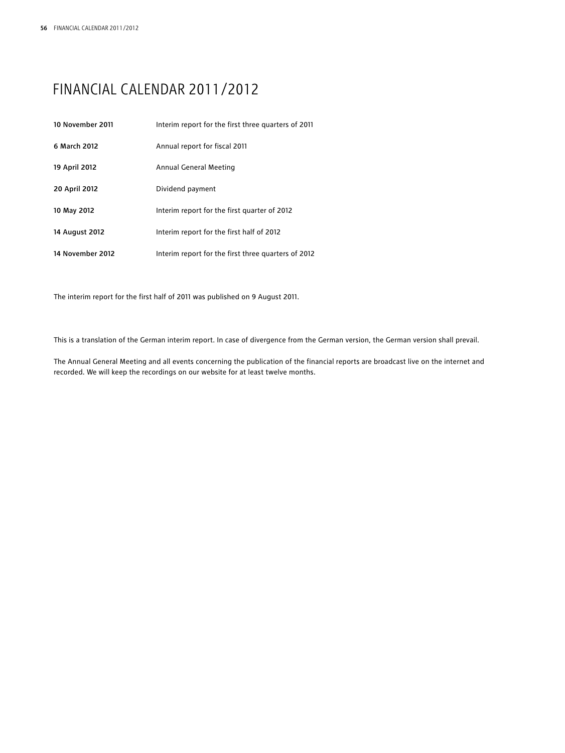# FINANCIAL CALENDAR 2011/2012

| | |
|---|---|
| **10 November 2011** | Interim report for the first three quarters of 2011 |
| **6 March 2012** | Annual report for fiscal 2011 |
| **19 April 2012** | Annual General Meeting |
| **20 April 2012** | Dividend payment |
| **10 May 2012** | Interim report for the first quarter of 2012 |
| **14 August 2012** | Interim report for the first half of 2012 |
| **14 November 2012** | Interim report for the first three quarters of 2012 |

The interim report for the first half of 2011 was published on 9 August 2011.

This is a translation of the German interim report. In case of divergence from the German version, the German version shall prevail.

The Annual General Meeting and all events concerning the publication of the financial reports are broadcast live on the internet and recorded. We will keep the recordings on our website for at least twelve months.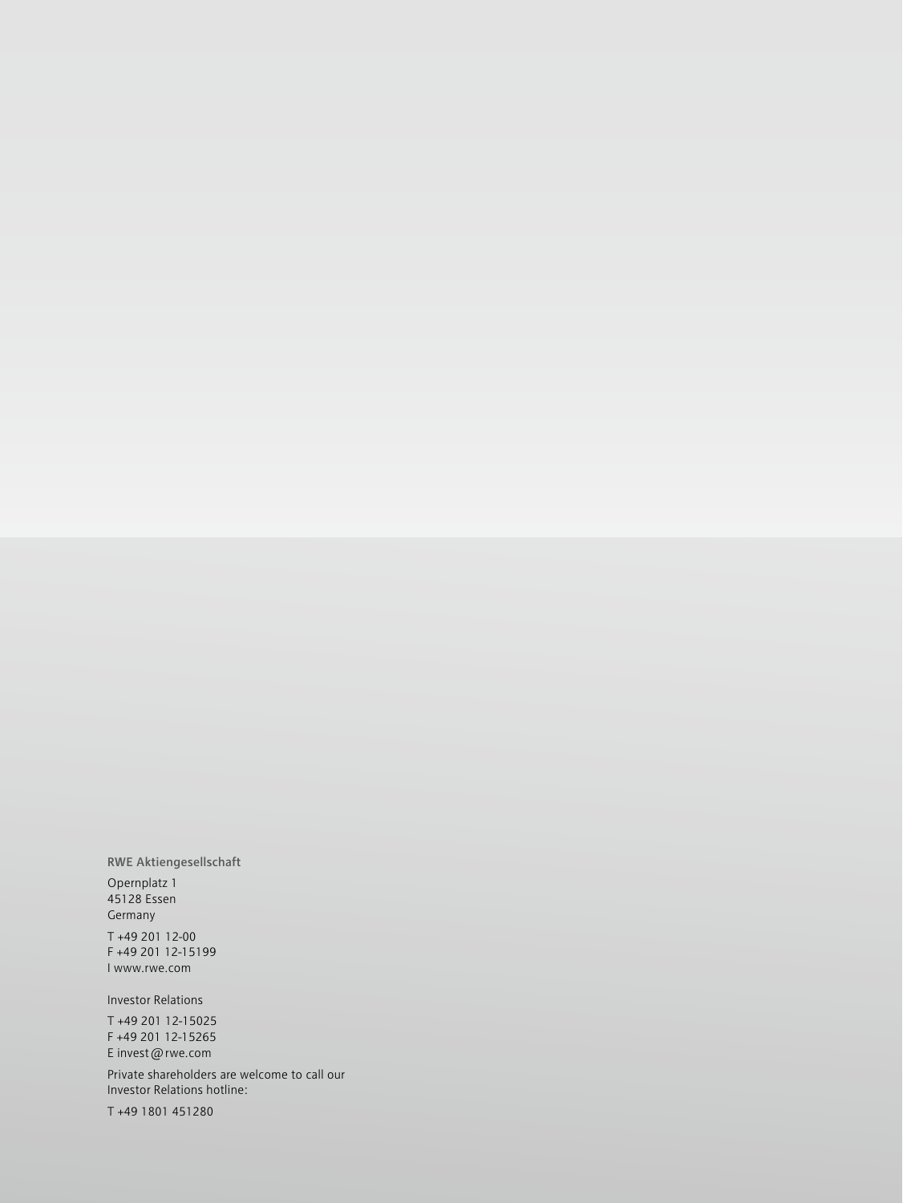**RWE Aktiengesellschaft**

Opernplatz 1
45128 Essen
Germany

T +49 201 12-00
F +49 201 12-15199
I www.rwe.com

Investor Relations

T +49 201 12-15025
F +49 201 12-15265
E invest@rwe.com

Private shareholders are welcome to call our Investor Relations hotline:

T +49 1801 451280